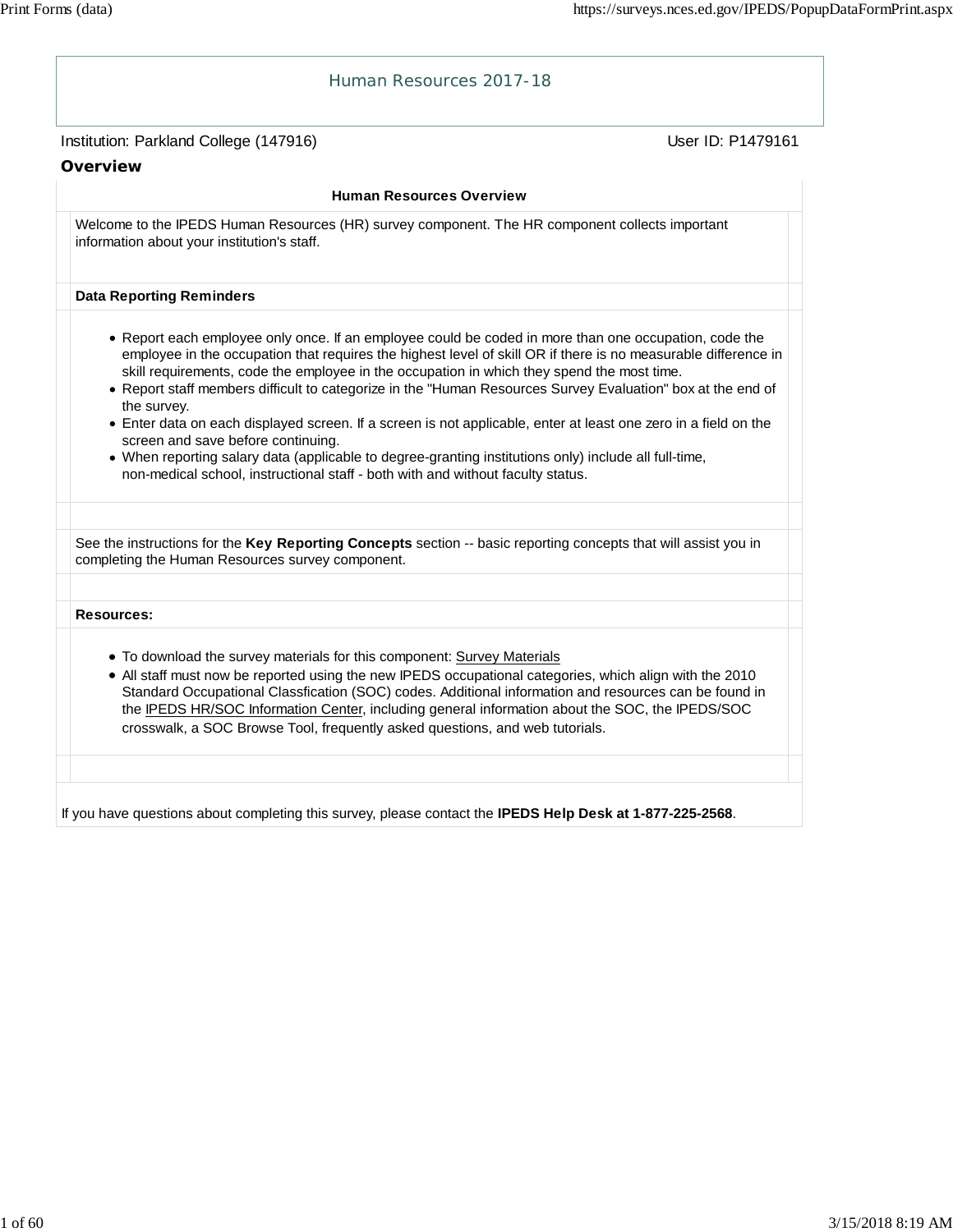# Human Resources 2017-18

Institution: Parkland College (147916) User ID: P1479161

## Overview

### Human Resources Overview

Welcome to the IPEDS Human Resources (HR) survey component. The HR component collects important information about your institution's staff.

**Data Reporting Reminders**

- Report each employee only once. If an employee could be coded in more than one occupation, code the employee in the occupation that requires the highest level of skill OR if there is no measurable difference in skill requirements, code the employee in the occupation in which they spend the most time.
- Report staff members difficult to categorize in the "Human Resources Survey Evaluation" box at the end of the survey.
- Enter data on each displayed screen. If a screen is not applicable, enter at least one zero in a field on the screen and save before continuing.
- When reporting salary data (applicable to degree-granting institutions only) include all full-time, non-medical school, instructional staff - both with and without faculty status.

See the instructions for the **Key Reporting Concepts** section -- basic reporting concepts that will assist you in completing the Human Resources survey component.

**Resources:**

- To download the survey materials for this component: Survey Materials
- All staff must now be reported using the new IPEDS occupational categories, which align with the 2010 Standard Occupational Classfication (SOC) codes. Additional information and resources can be found in the IPEDS HR/SOC Information Center, including general information about the SOC, the IPEDS/SOC crosswalk, a SOC Browse Tool, frequently asked questions, and web tutorials.

If you have questions about completing this survey, please contact the **IPEDS Help Desk at 1-877-225-2568**.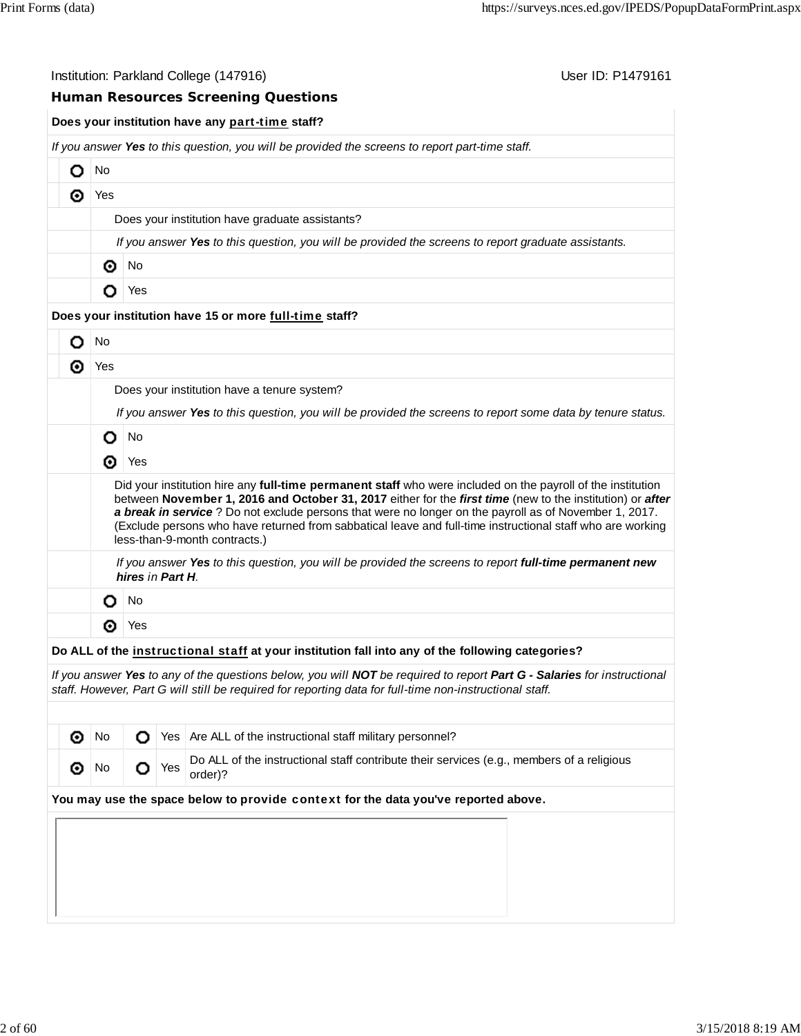Institution: Parkland College (147916) User ID: P1479161

## Human Resources Screening Questions

**Does your institution have any part-time staff?**

*If you answer **Yes** to this question, you will be provided the screens to report part-time staff.*

- ○ No
- ◉ Yes

  Does your institution have graduate assistants?

  *If you answer **Yes** to this question, you will be provided the screens to report graduate assistants.*

  - ◉ No
  - ○ Yes

**Does your institution have 15 or more full-time staff?**

- ○ No
- ◉ Yes

  Does your institution have a tenure system?

  *If you answer **Yes** to this question, you will be provided the screens to report some data by tenure status.*

  - ○ No
  - ◉ Yes

  Did your institution hire any **full-time permanent staff** who were included on the payroll of the institution between **November 1, 2016 and October 31, 2017** either for the ***first time*** (new to the institution) or ***after a break in service*** ? Do not exclude persons that were no longer on the payroll as of November 1, 2017. (Exclude persons who have returned from sabbatical leave and full-time instructional staff who are working less-than-9-month contracts.)

  *If you answer **Yes** to this question, you will be provided the screens to report **full-time permanent new hires** in **Part H**.*

  - ○ No
  - ◉ Yes

**Do ALL of the instructional staff at your institution fall into any of the following categories?**

*If you answer **Yes** to any of the questions below, you will **NOT** be required to report **Part G - Salaries** for instructional staff. However, Part G will still be required for reporting data for full-time non-instructional staff.*

| No | Yes | Question |
|---|---|---|
| ◉ No | ○ Yes | Are ALL of the instructional staff military personnel? |
| ◉ No | ○ Yes | Do ALL of the instructional staff contribute their services (e.g., members of a religious order)? |

**You may use the space below to provide context for the data you've reported above.**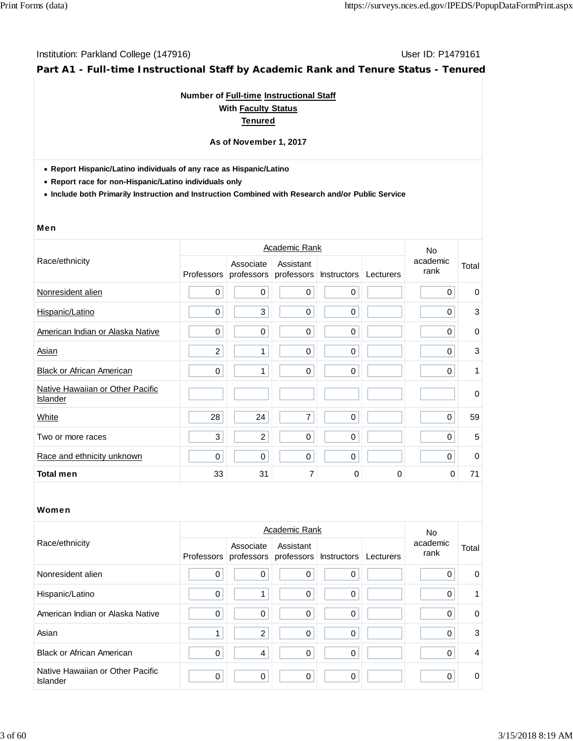Institution: Parkland College (147916) User ID: P1479161

## Part A1 - Full-time Instructional Staff by Academic Rank and Tenure Status - Tenured

**Number of Full-time Instructional Staff**
**With Faculty Status**
**Tenured**

**As of November 1, 2017**

- **Report Hispanic/Latino individuals of any race as Hispanic/Latino**
- **Report race for non-Hispanic/Latino individuals only**
- **Include both Primarily Instruction and Instruction Combined with Research and/or Public Service**

### Men

| Race/ethnicity | Academic Rank | | | | | No academic rank | Total |
|---|---|---|---|---|---|---|---|
| | Professors | Associate professors | Assistant professors | Instructors | Lecturers | | |
| Nonresident alien | 0 | 0 | 0 | 0 | | 0 | 0 |
| Hispanic/Latino | 0 | 3 | 0 | 0 | | 0 | 3 |
| American Indian or Alaska Native | 0 | 0 | 0 | 0 | | 0 | 0 |
| Asian | 2 | 1 | 0 | 0 | | 0 | 3 |
| Black or African American | 0 | 1 | 0 | 0 | | 0 | 1 |
| Native Hawaiian or Other Pacific Islander | | | | | | | 0 |
| White | 28 | 24 | 7 | 0 | | 0 | 59 |
| Two or more races | 3 | 2 | 0 | 0 | | 0 | 5 |
| Race and ethnicity unknown | 0 | 0 | 0 | 0 | | 0 | 0 |
| **Total men** | 33 | 31 | 7 | 0 | 0 | 0 | 71 |

### Women

| Race/ethnicity | Academic Rank | | | | | No academic rank | Total |
|---|---|---|---|---|---|---|---|
| | Professors | Associate professors | Assistant professors | Instructors | Lecturers | | |
| Nonresident alien | 0 | 0 | 0 | 0 | | 0 | 0 |
| Hispanic/Latino | 0 | 1 | 0 | 0 | | 0 | 1 |
| American Indian or Alaska Native | 0 | 0 | 0 | 0 | | 0 | 0 |
| Asian | 1 | 2 | 0 | 0 | | 0 | 3 |
| Black or African American | 0 | 4 | 0 | 0 | | 0 | 4 |
| Native Hawaiian or Other Pacific Islander | 0 | 0 | 0 | 0 | | 0 | 0 |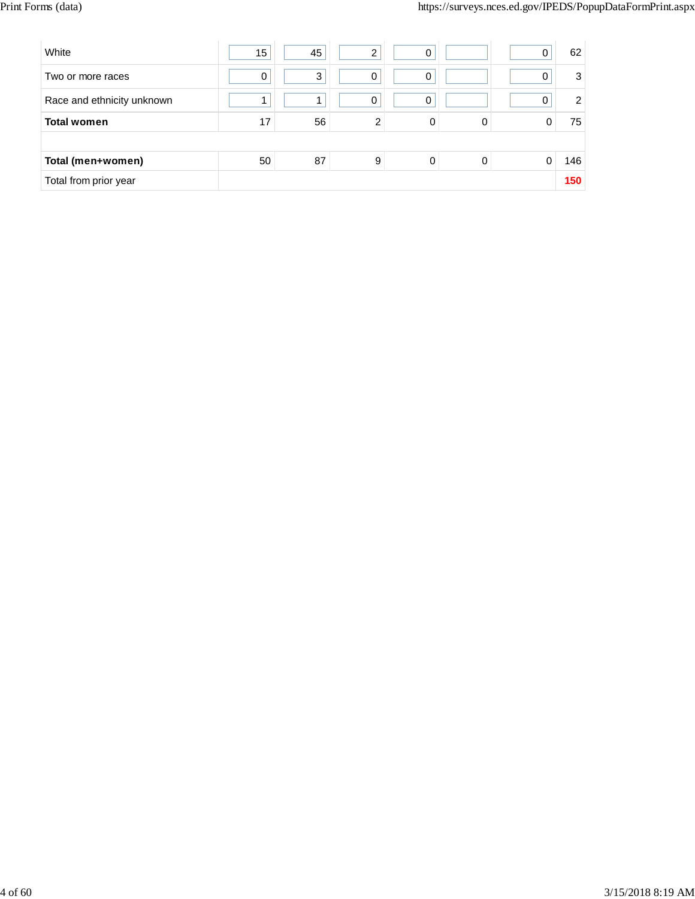| | | | | | | | |
|---|---|---|---|---|---|---|---|
| White | 15 | 45 | 2 | 0 | | 0 | 62 |
| Two or more races | 0 | 3 | 0 | 0 | | 0 | 3 |
| Race and ethnicity unknown | 1 | 1 | 0 | 0 | | 0 | 2 |
| **Total women** | 17 | 56 | 2 | 0 | 0 | 0 | 75 |
| | | | | | | | |
| **Total (men+women)** | 50 | 87 | 9 | 0 | 0 | 0 | 146 |
| Total from prior year | | | | | | | **150** |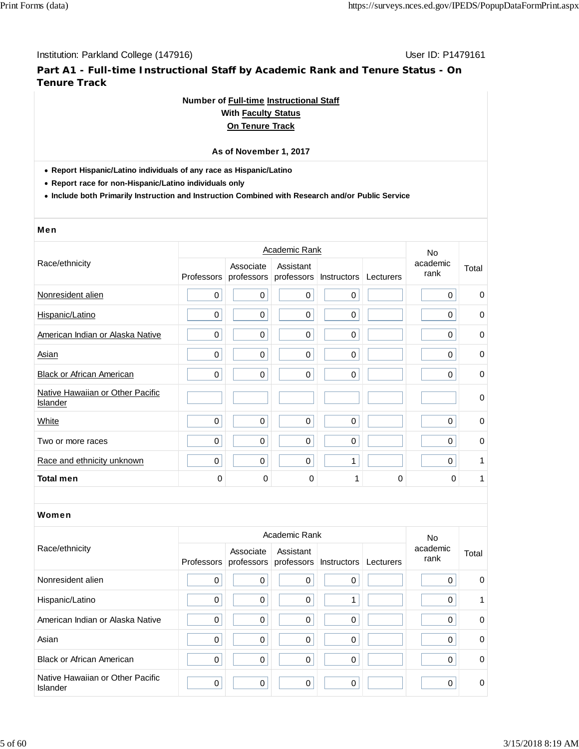Institution: Parkland College (147916)

User ID: P1479161

## Part A1 - Full-time Instructional Staff by Academic Rank and Tenure Status - On Tenure Track

**Number of Full-time Instructional Staff**
**With Faculty Status**
**On Tenure Track**

**As of November 1, 2017**

- **Report Hispanic/Latino individuals of any race as Hispanic/Latino**
- **Report race for non-Hispanic/Latino individuals only**
- **Include both Primarily Instruction and Instruction Combined with Research and/or Public Service**

### Men

| Race/ethnicity | Academic Rank | | | | | No academic rank | Total |
|---|---|---|---|---|---|---|---|
| | Professors | Associate professors | Assistant professors | Instructors | Lecturers | | |
| Nonresident alien | 0 | 0 | 0 | 0 | | 0 | 0 |
| Hispanic/Latino | 0 | 0 | 0 | 0 | | 0 | 0 |
| American Indian or Alaska Native | 0 | 0 | 0 | 0 | | 0 | 0 |
| Asian | 0 | 0 | 0 | 0 | | 0 | 0 |
| Black or African American | 0 | 0 | 0 | 0 | | 0 | 0 |
| Native Hawaiian or Other Pacific Islander | | | | | | | 0 |
| White | 0 | 0 | 0 | 0 | | 0 | 0 |
| Two or more races | 0 | 0 | 0 | 0 | | 0 | 0 |
| Race and ethnicity unknown | 0 | 0 | 0 | 1 | | 0 | 1 |
| **Total men** | 0 | 0 | 0 | 1 | 0 | 0 | 1 |

### Women

| Race/ethnicity | Academic Rank | | | | | No academic rank | Total |
|---|---|---|---|---|---|---|---|
| | Professors | Associate professors | Assistant professors | Instructors | Lecturers | | |
| Nonresident alien | 0 | 0 | 0 | 0 | | 0 | 0 |
| Hispanic/Latino | 0 | 0 | 0 | 1 | | 0 | 1 |
| American Indian or Alaska Native | 0 | 0 | 0 | 0 | | 0 | 0 |
| Asian | 0 | 0 | 0 | 0 | | 0 | 0 |
| Black or African American | 0 | 0 | 0 | 0 | | 0 | 0 |
| Native Hawaiian or Other Pacific Islander | 0 | 0 | 0 | 0 | | 0 | 0 |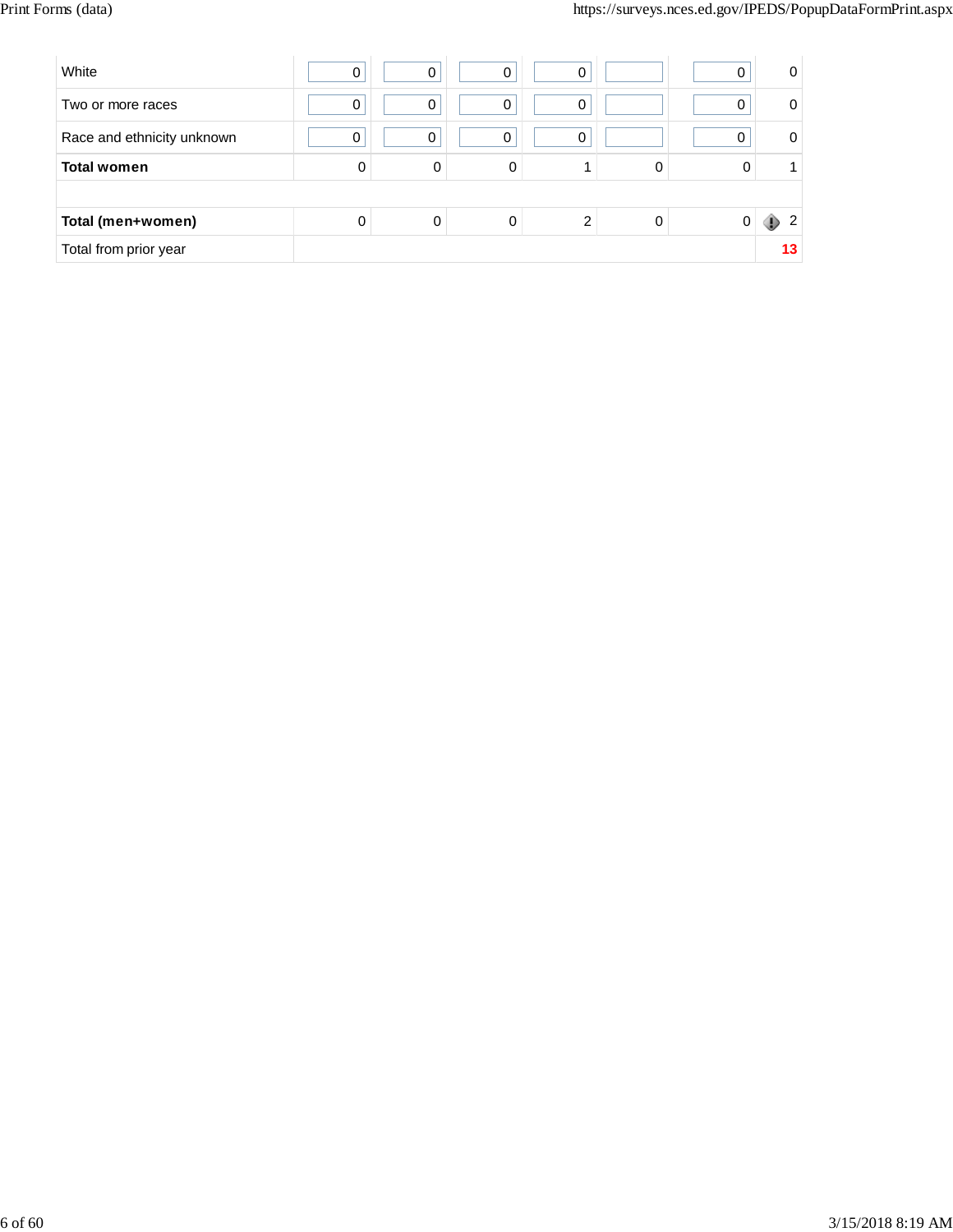| | | | | | | | |
|---|---|---|---|---|---|---|---|
| White | 0 | 0 | 0 | 0 | | 0 | 0 |
| Two or more races | 0 | 0 | 0 | 0 | | 0 | 0 |
| Race and ethnicity unknown | 0 | 0 | 0 | 0 | | 0 | 0 |
| **Total women** | 0 | 0 | 0 | 1 | 0 | 0 | 1 |
| | | | | | | | |
| **Total (men+women)** | 0 | 0 | 0 | 2 | 0 | 0 | 2 |
| Total from prior year | | | | | | | **13** |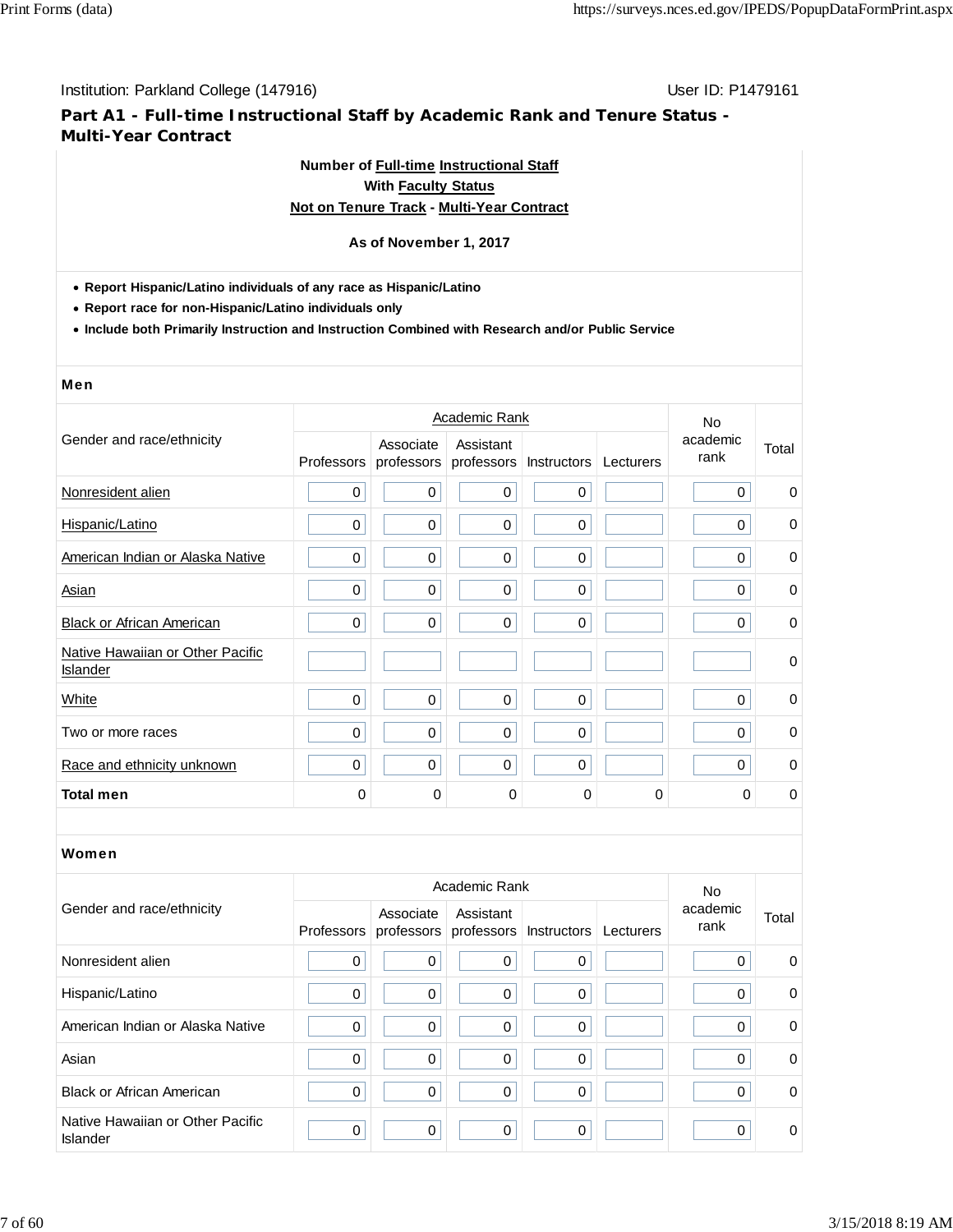Institution: Parkland College (147916) User ID: P1479161

## Part A1 - Full-time Instructional Staff by Academic Rank and Tenure Status - Multi-Year Contract

**Number of Full-time Instructional Staff**
**With Faculty Status**
**Not on Tenure Track - Multi-Year Contract**

**As of November 1, 2017**

- **Report Hispanic/Latino individuals of any race as Hispanic/Latino**
- **Report race for non-Hispanic/Latino individuals only**
- **Include both Primarily Instruction and Instruction Combined with Research and/or Public Service**

### Men

| Gender and race/ethnicity | Academic Rank | | | | | No academic rank | Total |
|---|---|---|---|---|---|---|---|
| | Professors | Associate professors | Assistant professors | Instructors | Lecturers | | |
| Nonresident alien | 0 | 0 | 0 | 0 | | 0 | 0 |
| Hispanic/Latino | 0 | 0 | 0 | 0 | | 0 | 0 |
| American Indian or Alaska Native | 0 | 0 | 0 | 0 | | 0 | 0 |
| Asian | 0 | 0 | 0 | 0 | | 0 | 0 |
| Black or African American | 0 | 0 | 0 | 0 | | 0 | 0 |
| Native Hawaiian or Other Pacific Islander | | | | | | | 0 |
| White | 0 | 0 | 0 | 0 | | 0 | 0 |
| Two or more races | 0 | 0 | 0 | 0 | | 0 | 0 |
| Race and ethnicity unknown | 0 | 0 | 0 | 0 | | 0 | 0 |
| **Total men** | 0 | 0 | 0 | 0 | 0 | 0 | 0 |

### Women

| Gender and race/ethnicity | Academic Rank | | | | | No academic rank | Total |
|---|---|---|---|---|---|---|---|
| | Professors | Associate professors | Assistant professors | Instructors | Lecturers | | |
| Nonresident alien | 0 | 0 | 0 | 0 | | 0 | 0 |
| Hispanic/Latino | 0 | 0 | 0 | 0 | | 0 | 0 |
| American Indian or Alaska Native | 0 | 0 | 0 | 0 | | 0 | 0 |
| Asian | 0 | 0 | 0 | 0 | | 0 | 0 |
| Black or African American | 0 | 0 | 0 | 0 | | 0 | 0 |
| Native Hawaiian or Other Pacific Islander | 0 | 0 | 0 | 0 | | 0 | 0 |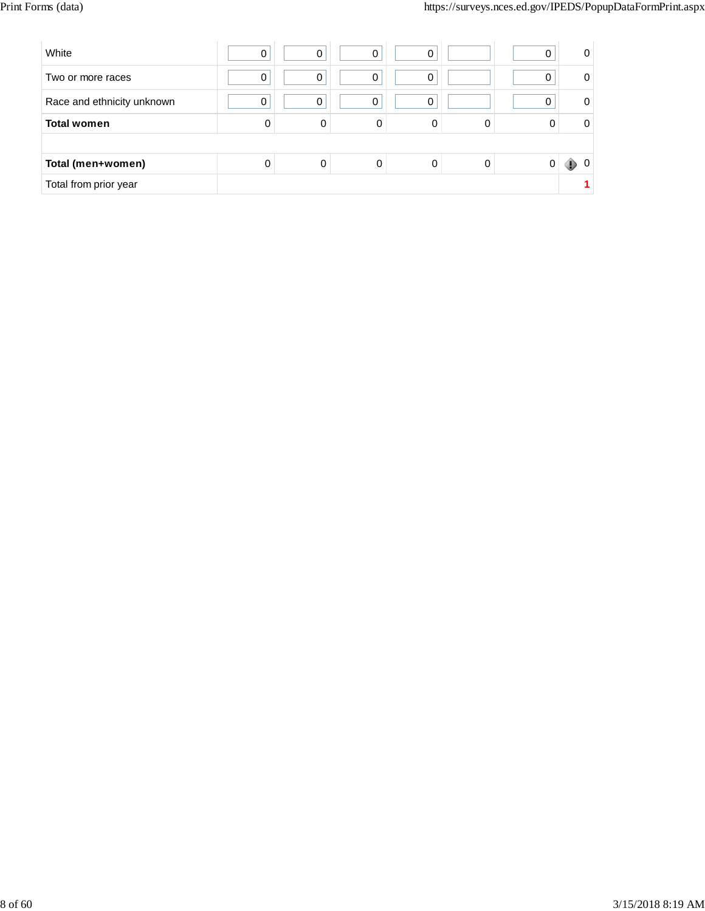| | | | | | | | |
|---|---|---|---|---|---|---|---|
| White | 0 | 0 | 0 | 0 | | 0 | 0 |
| Two or more races | 0 | 0 | 0 | 0 | | 0 | 0 |
| Race and ethnicity unknown | 0 | 0 | 0 | 0 | | 0 | 0 |
| **Total women** | 0 | 0 | 0 | 0 | 0 | 0 | 0 |
| | | | | | | | |
| **Total (men+women)** | 0 | 0 | 0 | 0 | 0 | 0 | 0 |
| Total from prior year | | | | | | | **1** |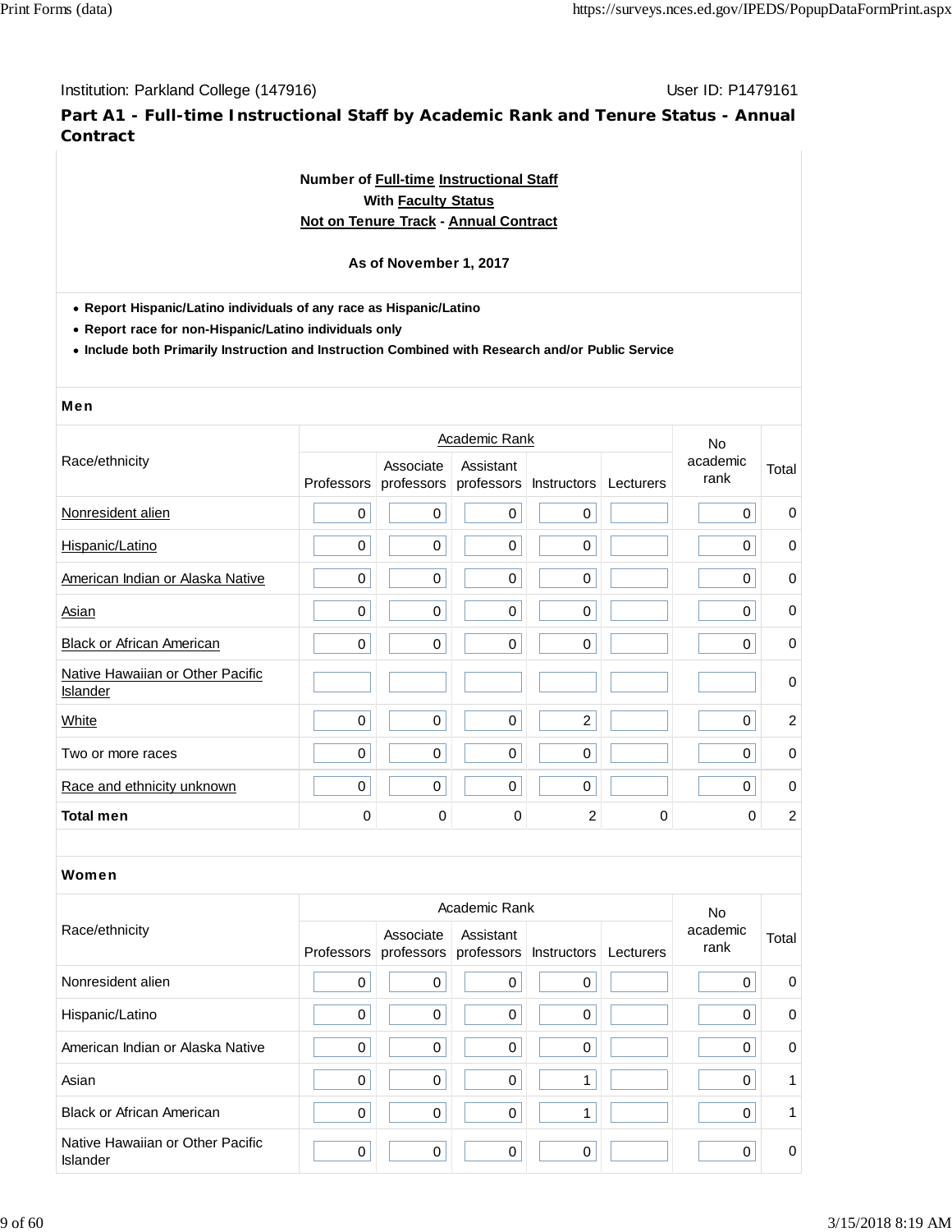Institution: Parkland College (147916) User ID: P1479161

## Part A1 - Full-time Instructional Staff by Academic Rank and Tenure Status - Annual Contract

**Number of Full-time Instructional Staff**
**With Faculty Status**
**Not on Tenure Track - Annual Contract**

**As of November 1, 2017**

- **Report Hispanic/Latino individuals of any race as Hispanic/Latino**
- **Report race for non-Hispanic/Latino individuals only**
- **Include both Primarily Instruction and Instruction Combined with Research and/or Public Service**

### Men

| Race/ethnicity | Academic Rank | | | | | No academic rank | Total |
|---|---|---|---|---|---|---|---|
| | Professors | Associate professors | Assistant professors | Instructors | Lecturers | | |
| Nonresident alien | 0 | 0 | 0 | 0 | | 0 | 0 |
| Hispanic/Latino | 0 | 0 | 0 | 0 | | 0 | 0 |
| American Indian or Alaska Native | 0 | 0 | 0 | 0 | | 0 | 0 |
| Asian | 0 | 0 | 0 | 0 | | 0 | 0 |
| Black or African American | 0 | 0 | 0 | 0 | | 0 | 0 |
| Native Hawaiian or Other Pacific Islander | | | | | | | 0 |
| White | 0 | 0 | 0 | 2 | | 0 | 2 |
| Two or more races | 0 | 0 | 0 | 0 | | 0 | 0 |
| Race and ethnicity unknown | 0 | 0 | 0 | 0 | | 0 | 0 |
| **Total men** | 0 | 0 | 0 | 2 | 0 | 0 | 2 |

### Women

| Race/ethnicity | Academic Rank | | | | | No academic rank | Total |
|---|---|---|---|---|---|---|---|
| | Professors | Associate professors | Assistant professors | Instructors | Lecturers | | |
| Nonresident alien | 0 | 0 | 0 | 0 | | 0 | 0 |
| Hispanic/Latino | 0 | 0 | 0 | 0 | | 0 | 0 |
| American Indian or Alaska Native | 0 | 0 | 0 | 0 | | 0 | 0 |
| Asian | 0 | 0 | 0 | 1 | | 0 | 1 |
| Black or African American | 0 | 0 | 0 | 1 | | 0 | 1 |
| Native Hawaiian or Other Pacific Islander | 0 | 0 | 0 | 0 | | 0 | 0 |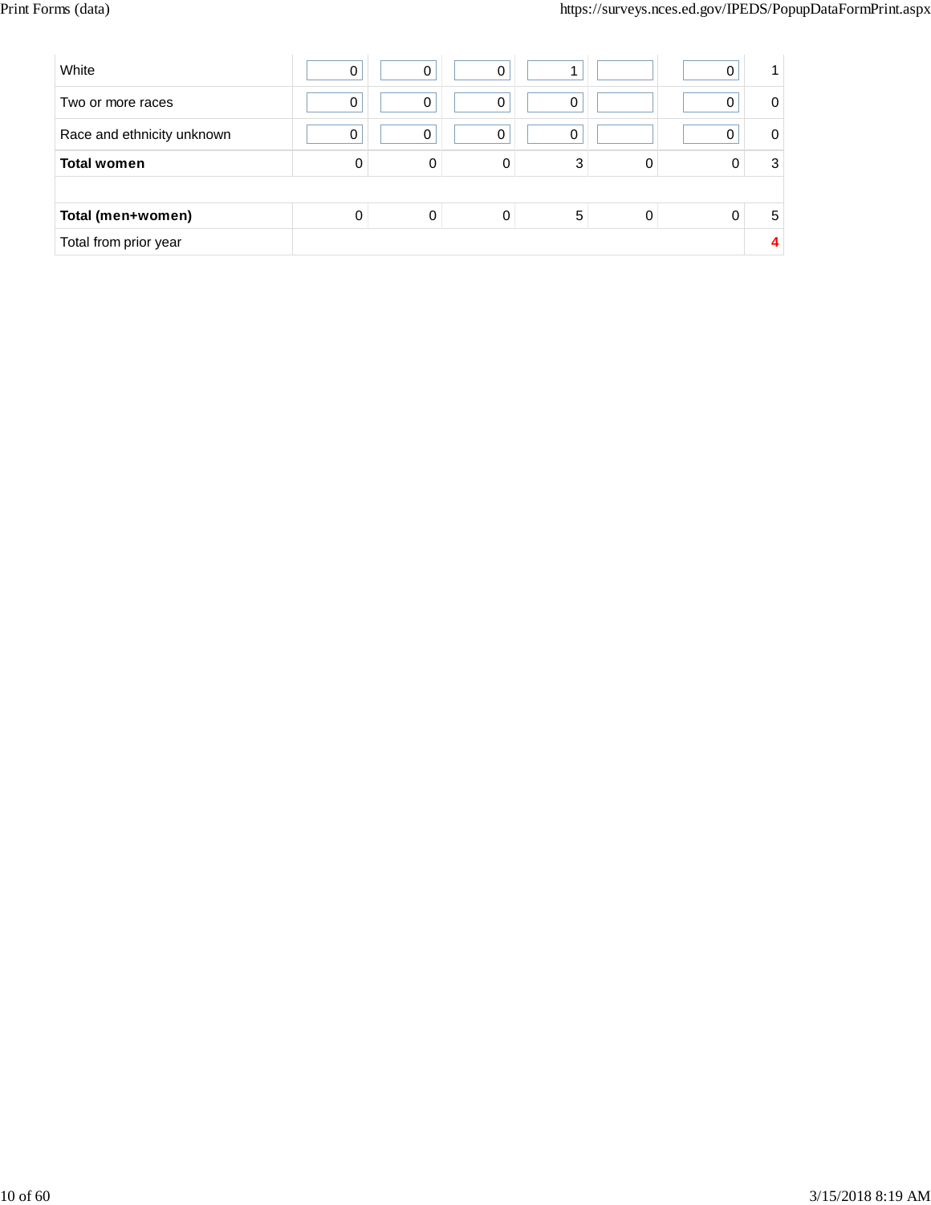| | | | | | | | |
|---|---|---|---|---|---|---|---|
| White | 0 | 0 | 0 | 1 | | 0 | 1 |
| Two or more races | 0 | 0 | 0 | 0 | | 0 | 0 |
| Race and ethnicity unknown | 0 | 0 | 0 | 0 | | 0 | 0 |
| **Total women** | 0 | 0 | 0 | 3 | 0 | 0 | 3 |
| | | | | | | | |
| **Total (men+women)** | 0 | 0 | 0 | 5 | 0 | 0 | 5 |
| Total from prior year | | | | | | | 4 |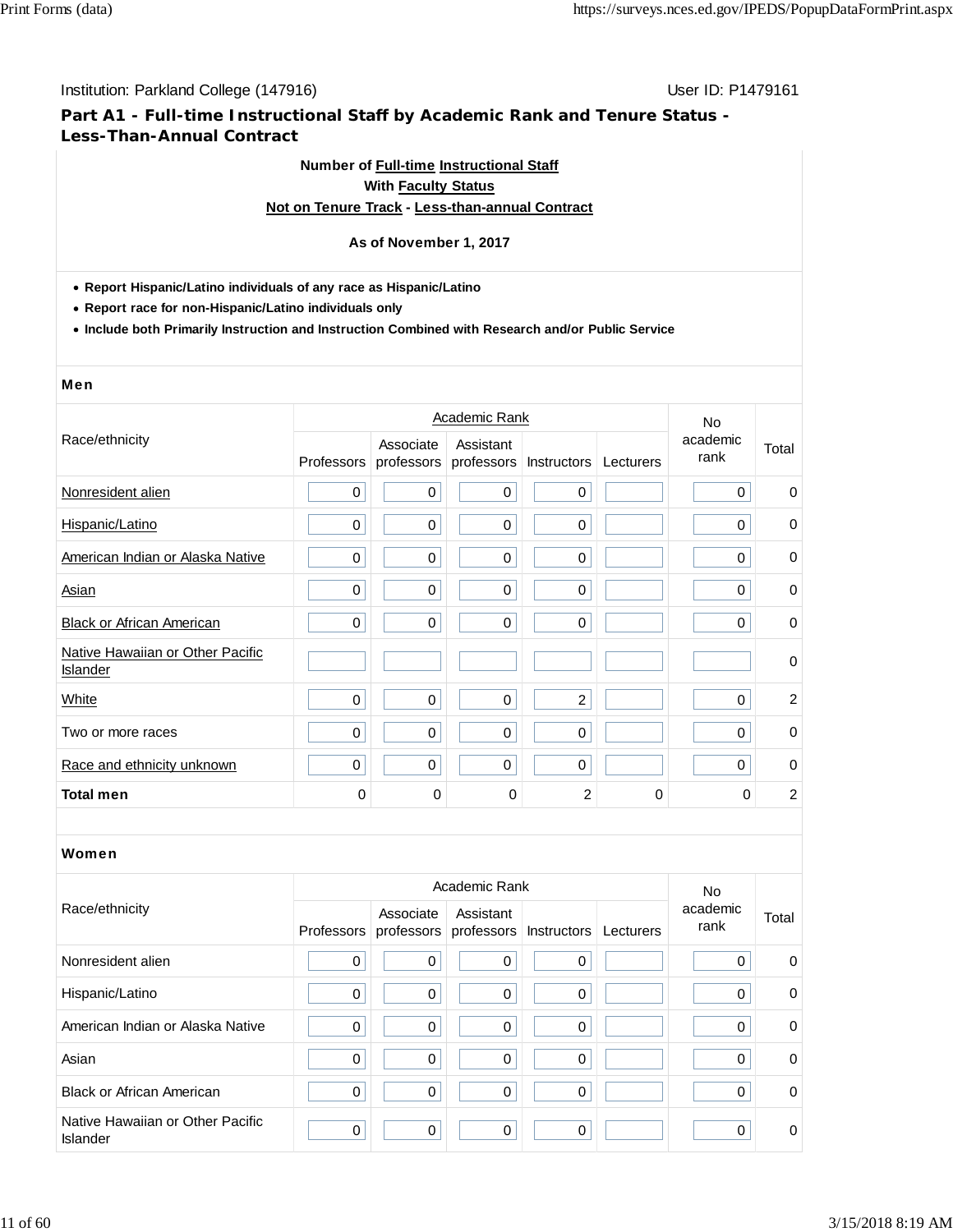Institution: Parkland College (147916)

User ID: P1479161

## Part A1 - Full-time Instructional Staff by Academic Rank and Tenure Status - Less-Than-Annual Contract

**Number of Full-time Instructional Staff**
**With Faculty Status**
**Not on Tenure Track - Less-than-annual Contract**

**As of November 1, 2017**

- **Report Hispanic/Latino individuals of any race as Hispanic/Latino**
- **Report race for non-Hispanic/Latino individuals only**
- **Include both Primarily Instruction and Instruction Combined with Research and/or Public Service**

### Men

| Race/ethnicity | Academic Rank | | | | | No academic rank | Total |
|---|---|---|---|---|---|---|---|
| | Professors | Associate professors | Assistant professors | Instructors | Lecturers | | |
| Nonresident alien | 0 | 0 | 0 | 0 | | 0 | 0 |
| Hispanic/Latino | 0 | 0 | 0 | 0 | | 0 | 0 |
| American Indian or Alaska Native | 0 | 0 | 0 | 0 | | 0 | 0 |
| Asian | 0 | 0 | 0 | 0 | | 0 | 0 |
| Black or African American | 0 | 0 | 0 | 0 | | 0 | 0 |
| Native Hawaiian or Other Pacific Islander | | | | | | | 0 |
| White | 0 | 0 | 0 | 2 | | 0 | 2 |
| Two or more races | 0 | 0 | 0 | 0 | | 0 | 0 |
| Race and ethnicity unknown | 0 | 0 | 0 | 0 | | 0 | 0 |
| **Total men** | 0 | 0 | 0 | 2 | 0 | 0 | 2 |

### Women

| Race/ethnicity | Academic Rank | | | | | No academic rank | Total |
|---|---|---|---|---|---|---|---|
| | Professors | Associate professors | Assistant professors | Instructors | Lecturers | | |
| Nonresident alien | 0 | 0 | 0 | 0 | | 0 | 0 |
| Hispanic/Latino | 0 | 0 | 0 | 0 | | 0 | 0 |
| American Indian or Alaska Native | 0 | 0 | 0 | 0 | | 0 | 0 |
| Asian | 0 | 0 | 0 | 0 | | 0 | 0 |
| Black or African American | 0 | 0 | 0 | 0 | | 0 | 0 |
| Native Hawaiian or Other Pacific Islander | 0 | 0 | 0 | 0 | | 0 | 0 |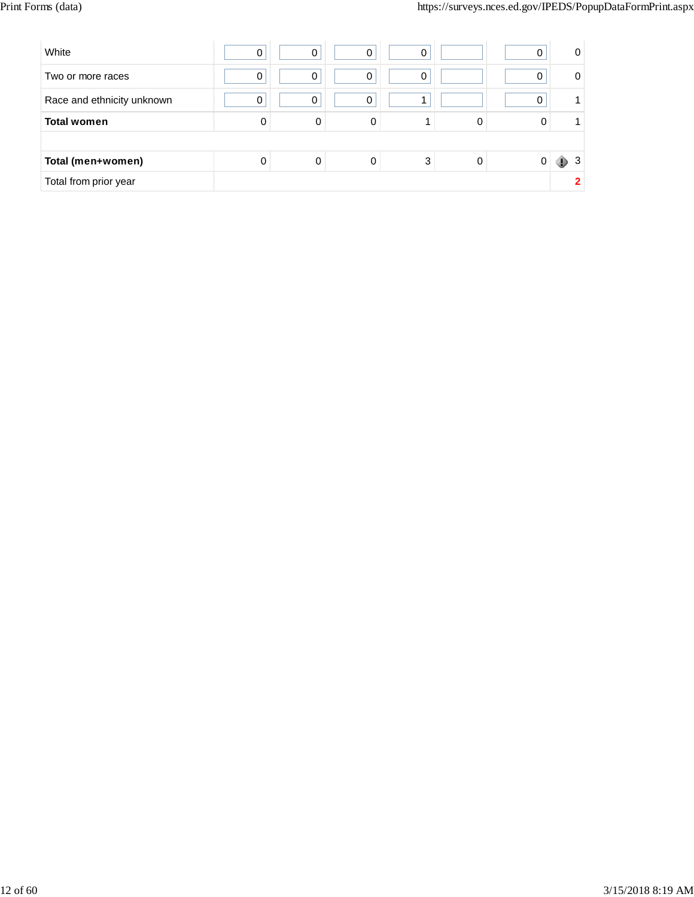| | | | | | | | |
|---|---|---|---|---|---|---|---|
| White | 0 | 0 | 0 | 0 | | 0 | 0 |
| Two or more races | 0 | 0 | 0 | 0 | | 0 | 0 |
| Race and ethnicity unknown | 0 | 0 | 0 | 1 | | 0 | 1 |
| **Total women** | 0 | 0 | 0 | 1 | 0 | 0 | 1 |
| | | | | | | | |
| **Total (men+women)** | 0 | 0 | 0 | 3 | 0 | 0 | 3 |
| Total from prior year | | | | | | | **2** |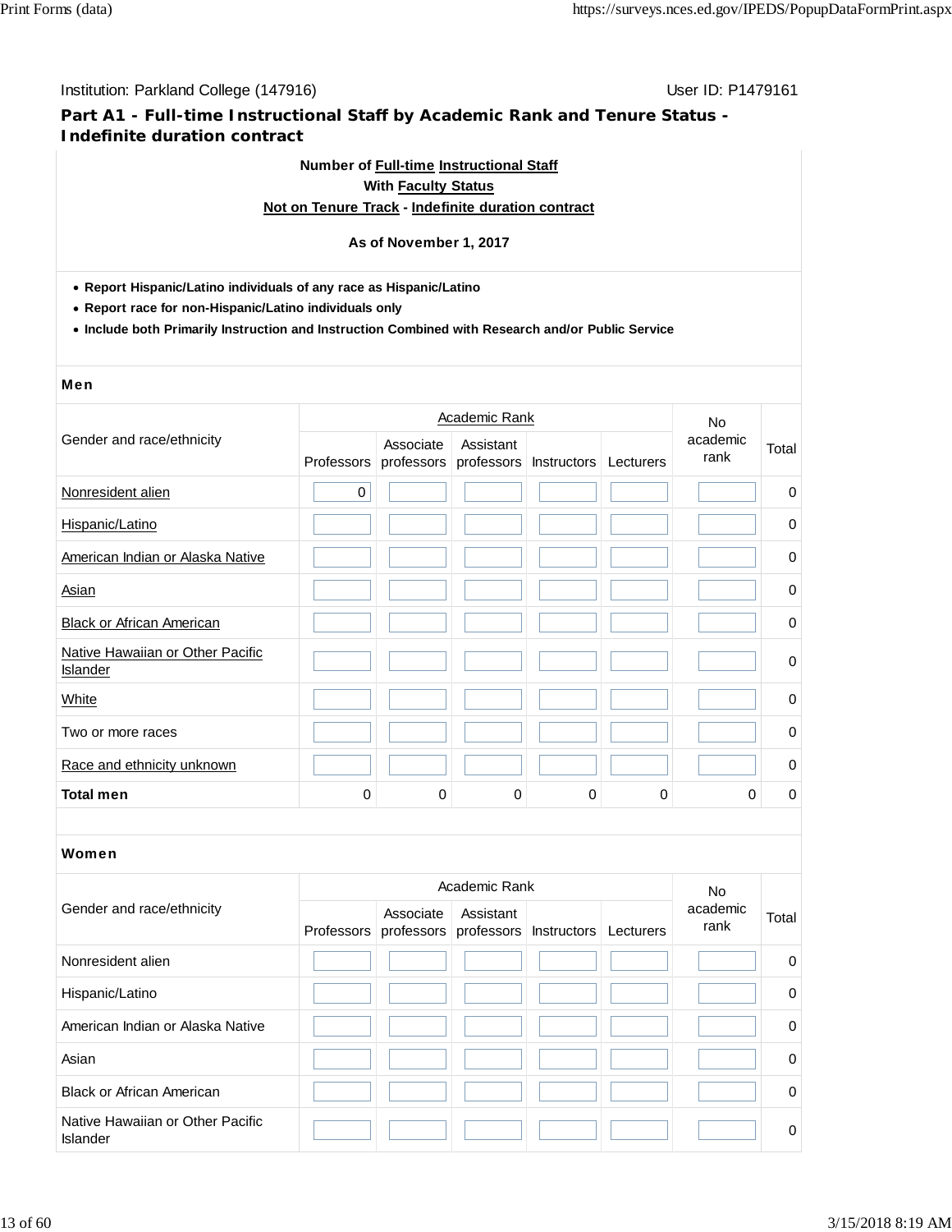Institution: Parkland College (147916) User ID: P1479161

## Part A1 - Full-time Instructional Staff by Academic Rank and Tenure Status - Indefinite duration contract

**Number of Full-time Instructional Staff**
**With Faculty Status**
**Not on Tenure Track - Indefinite duration contract**

**As of November 1, 2017**

- **Report Hispanic/Latino individuals of any race as Hispanic/Latino**
- **Report race for non-Hispanic/Latino individuals only**
- **Include both Primarily Instruction and Instruction Combined with Research and/or Public Service**

### Men

| Gender and race/ethnicity | Academic Rank | | | | | No academic rank | Total |
|---|---|---|---|---|---|---|---|
| | Professors | Associate professors | Assistant professors | Instructors | Lecturers | | |
| Nonresident alien | 0 | | | | | | 0 |
| Hispanic/Latino | | | | | | | 0 |
| American Indian or Alaska Native | | | | | | | 0 |
| Asian | | | | | | | 0 |
| Black or African American | | | | | | | 0 |
| Native Hawaiian or Other Pacific Islander | | | | | | | 0 |
| White | | | | | | | 0 |
| Two or more races | | | | | | | 0 |
| Race and ethnicity unknown | | | | | | | 0 |
| **Total men** | 0 | 0 | 0 | 0 | 0 | 0 | 0 |

### Women

| Gender and race/ethnicity | Academic Rank | | | | | No academic rank | Total |
|---|---|---|---|---|---|---|---|
| | Professors | Associate professors | Assistant professors | Instructors | Lecturers | | |
| Nonresident alien | | | | | | | 0 |
| Hispanic/Latino | | | | | | | 0 |
| American Indian or Alaska Native | | | | | | | 0 |
| Asian | | | | | | | 0 |
| Black or African American | | | | | | | 0 |
| Native Hawaiian or Other Pacific Islander | | | | | | | 0 |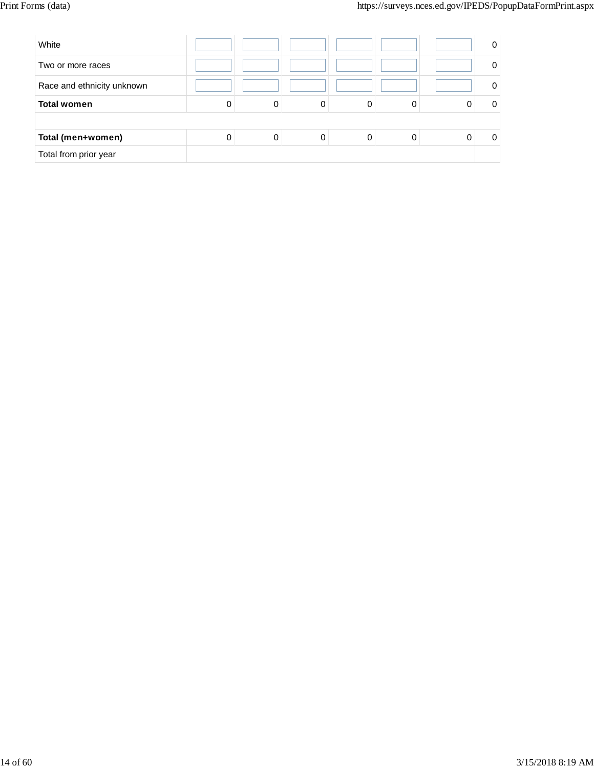|  |  |  |  |  |  |  |  |
|---|---|---|---|---|---|---|---|
| White |  |  |  |  |  |  | 0 |
| Two or more races |  |  |  |  |  |  | 0 |
| Race and ethnicity unknown |  |  |  |  |  |  | 0 |
| **Total women** | 0 | 0 | 0 | 0 | 0 | 0 | 0 |
|  |  |  |  |  |  |  |  |
| **Total (men+women)** | 0 | 0 | 0 | 0 | 0 | 0 | 0 |
| Total from prior year |  |  |  |  |  |  |  |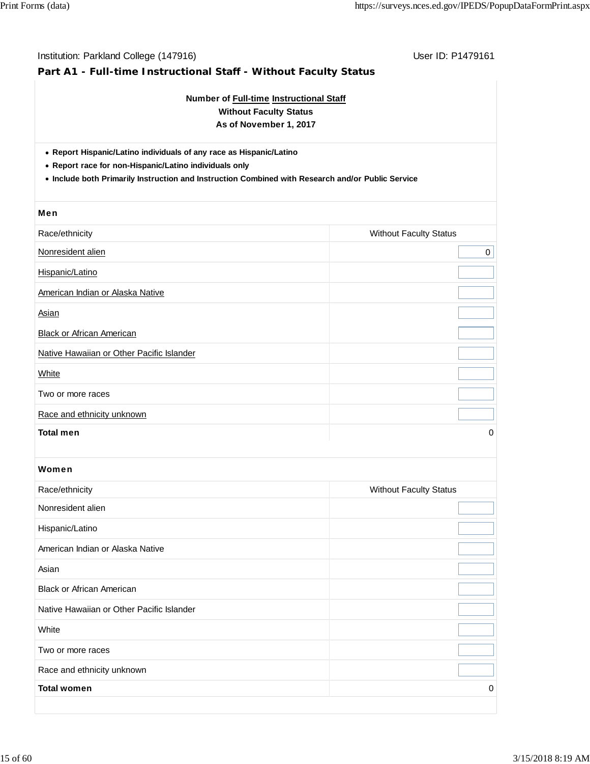Institution: Parkland College (147916) User ID: P1479161

## Part A1 - Full-time Instructional Staff - Without Faculty Status

**Number of Full-time Instructional Staff**
**Without Faculty Status**
**As of November 1, 2017**

- **Report Hispanic/Latino individuals of any race as Hispanic/Latino**
- **Report race for non-Hispanic/Latino individuals only**
- **Include both Primarily Instruction and Instruction Combined with Research and/or Public Service**

### Men

| Race/ethnicity | Without Faculty Status |
|---|---|
| Nonresident alien | 0 |
| Hispanic/Latino | |
| American Indian or Alaska Native | |
| Asian | |
| Black or African American | |
| Native Hawaiian or Other Pacific Islander | |
| White | |
| Two or more races | |
| Race and ethnicity unknown | |
| **Total men** | 0 |

### Women

| Race/ethnicity | Without Faculty Status |
|---|---|
| Nonresident alien | |
| Hispanic/Latino | |
| American Indian or Alaska Native | |
| Asian | |
| Black or African American | |
| Native Hawaiian or Other Pacific Islander | |
| White | |
| Two or more races | |
| Race and ethnicity unknown | |
| **Total women** | 0 |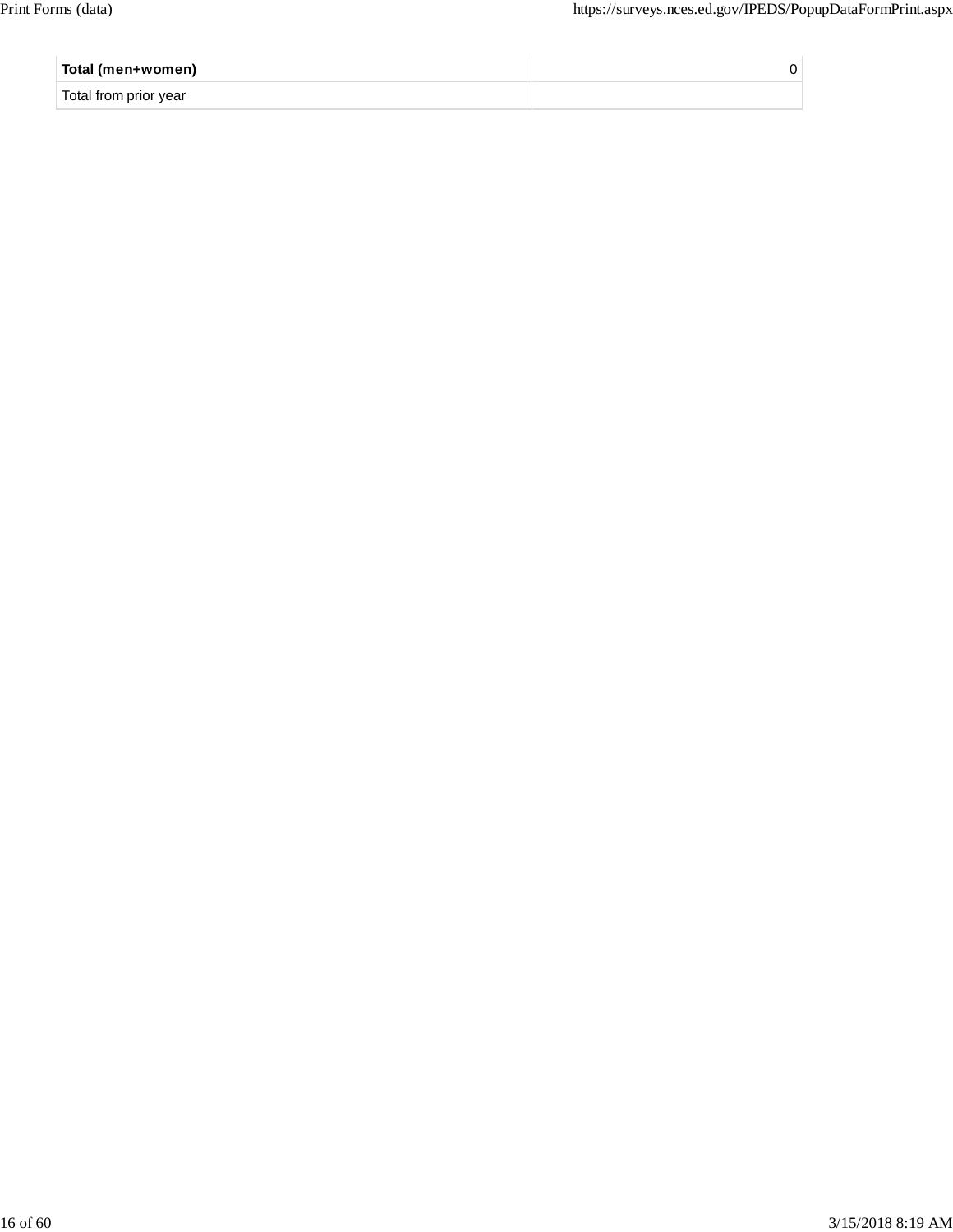| **Total (men+women)** | 0 |
| --- | --- |
| Total from prior year | |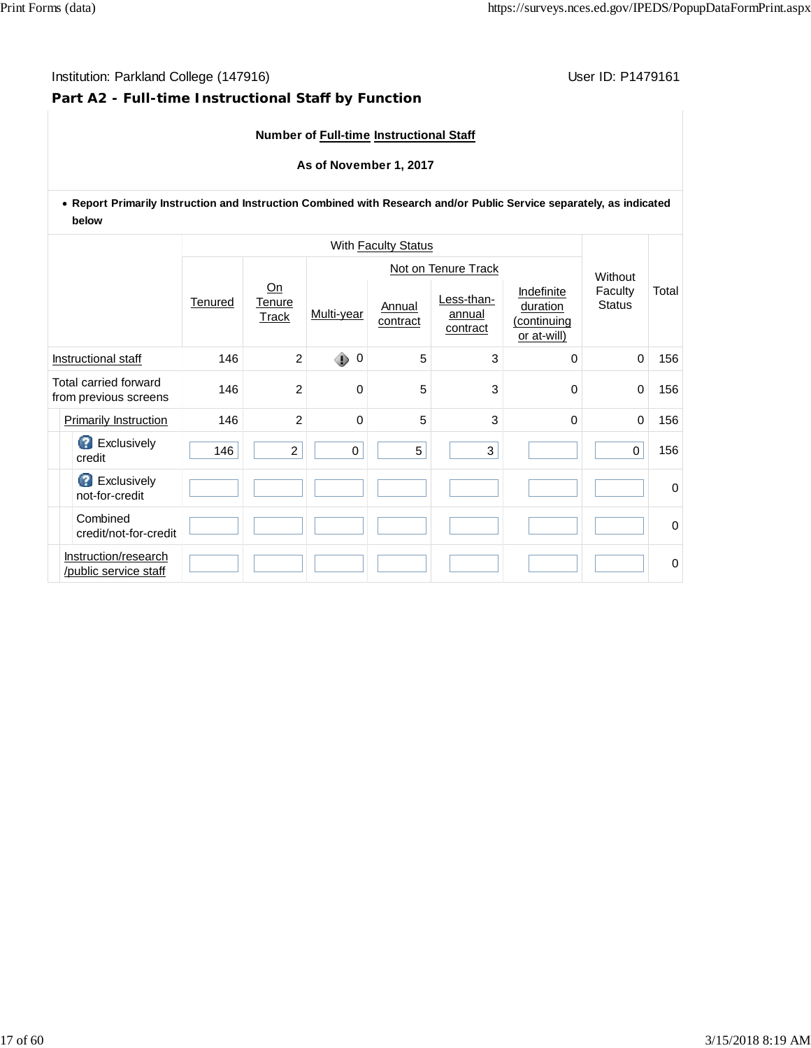Institution: Parkland College (147916) User ID: P1479161

## Part A2 - Full-time Instructional Staff by Function

**Number of Full-time Instructional Staff**

**As of November 1, 2017**

- **Report Primarily Instruction and Instruction Combined with Research and/or Public Service separately, as indicated below**

| | With Faculty Status | | | | | | Without Faculty Status | Total |
|---|---|---|---|---|---|---|---|---|
| | | | Not on Tenure Track | | | | | |
| | Tenured | On Tenure Track | Multi-year | Annual contract | Less-than-annual contract | Indefinite duration (continuing or at-will) | | |
| Instructional staff | 146 | 2 | 0 | 5 | 3 | 0 | 0 | 156 |
| Total carried forward from previous screens | 146 | 2 | 0 | 5 | 3 | 0 | 0 | 156 |
| Primarily Instruction | 146 | 2 | 0 | 5 | 3 | 0 | 0 | 156 |
| Exclusively credit | 146 | 2 | 0 | 5 | 3 | | 0 | 156 |
| Exclusively not-for-credit | | | | | | | | 0 |
| Combined credit/not-for-credit | | | | | | | | 0 |
| Instruction/research/public service staff | | | | | | | | 0 |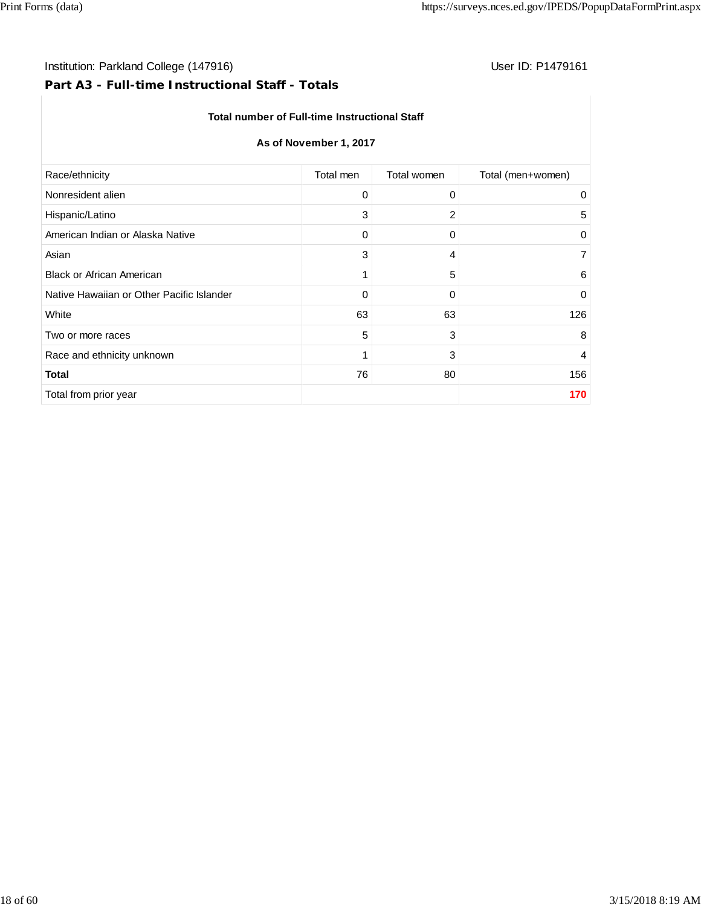Institution: Parkland College (147916)

User ID: P1479161

## Part A3 - Full-time Instructional Staff - Totals

**Total number of Full-time Instructional Staff**

**As of November 1, 2017**

| Race/ethnicity | Total men | Total women | Total (men+women) |
|---|---|---|---|
| Nonresident alien | 0 | 0 | 0 |
| Hispanic/Latino | 3 | 2 | 5 |
| American Indian or Alaska Native | 0 | 0 | 0 |
| Asian | 3 | 4 | 7 |
| Black or African American | 1 | 5 | 6 |
| Native Hawaiian or Other Pacific Islander | 0 | 0 | 0 |
| White | 63 | 63 | 126 |
| Two or more races | 5 | 3 | 8 |
| Race and ethnicity unknown | 1 | 3 | 4 |
| **Total** | 76 | 80 | 156 |
| Total from prior year | | | **170** |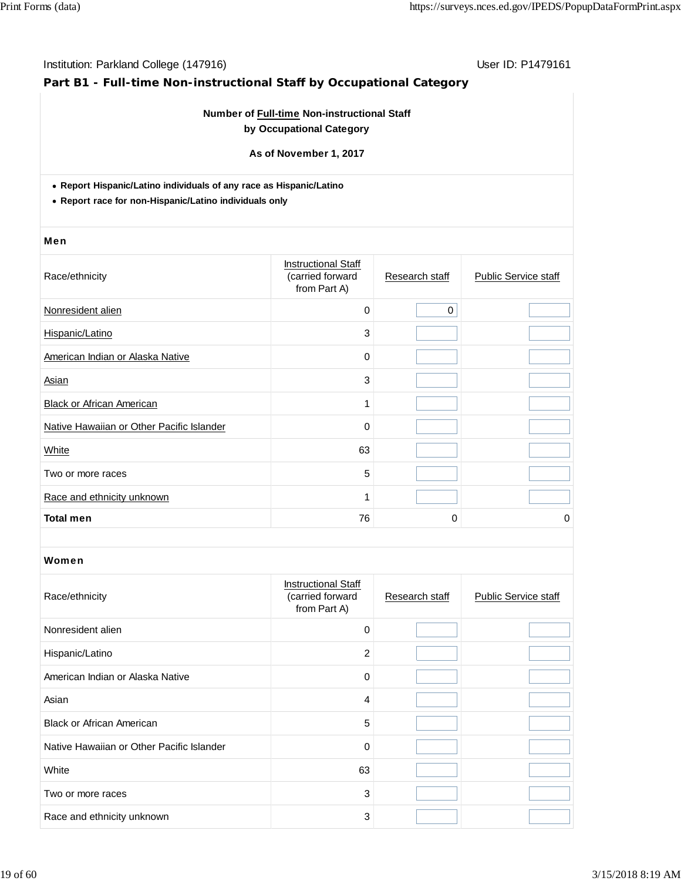Institution: Parkland College (147916) User ID: P1479161

## Part B1 - Full-time Non-instructional Staff by Occupational Category

**Number of Full-time Non-instructional Staff by Occupational Category**

**As of November 1, 2017**

- **Report Hispanic/Latino individuals of any race as Hispanic/Latino**
- **Report race for non-Hispanic/Latino individuals only**

### Men

| Race/ethnicity | Instructional Staff (carried forward from Part A) | Research staff | Public Service staff |
|---|---|---|---|
| Nonresident alien | 0 | 0 | |
| Hispanic/Latino | 3 | | |
| American Indian or Alaska Native | 0 | | |
| Asian | 3 | | |
| Black or African American | 1 | | |
| Native Hawaiian or Other Pacific Islander | 0 | | |
| White | 63 | | |
| Two or more races | 5 | | |
| Race and ethnicity unknown | 1 | | |
| **Total men** | 76 | 0 | 0 |

### Women

| Race/ethnicity | Instructional Staff (carried forward from Part A) | Research staff | Public Service staff |
|---|---|---|---|
| Nonresident alien | 0 | | |
| Hispanic/Latino | 2 | | |
| American Indian or Alaska Native | 0 | | |
| Asian | 4 | | |
| Black or African American | 5 | | |
| Native Hawaiian or Other Pacific Islander | 0 | | |
| White | 63 | | |
| Two or more races | 3 | | |
| Race and ethnicity unknown | 3 | | |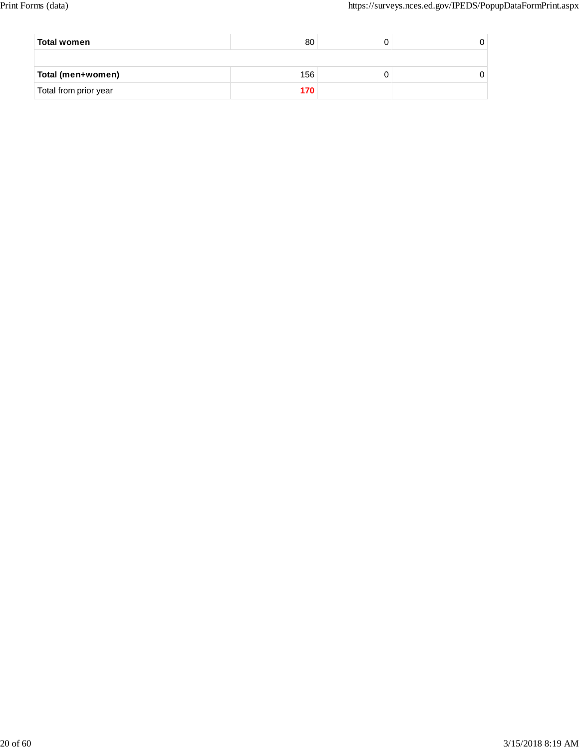| | | | |
|---|---|---|---|
| **Total women** | 80 | 0 | 0 |
| | | | |
| **Total (men+women)** | 156 | 0 | 0 |
| Total from prior year | **170** | | |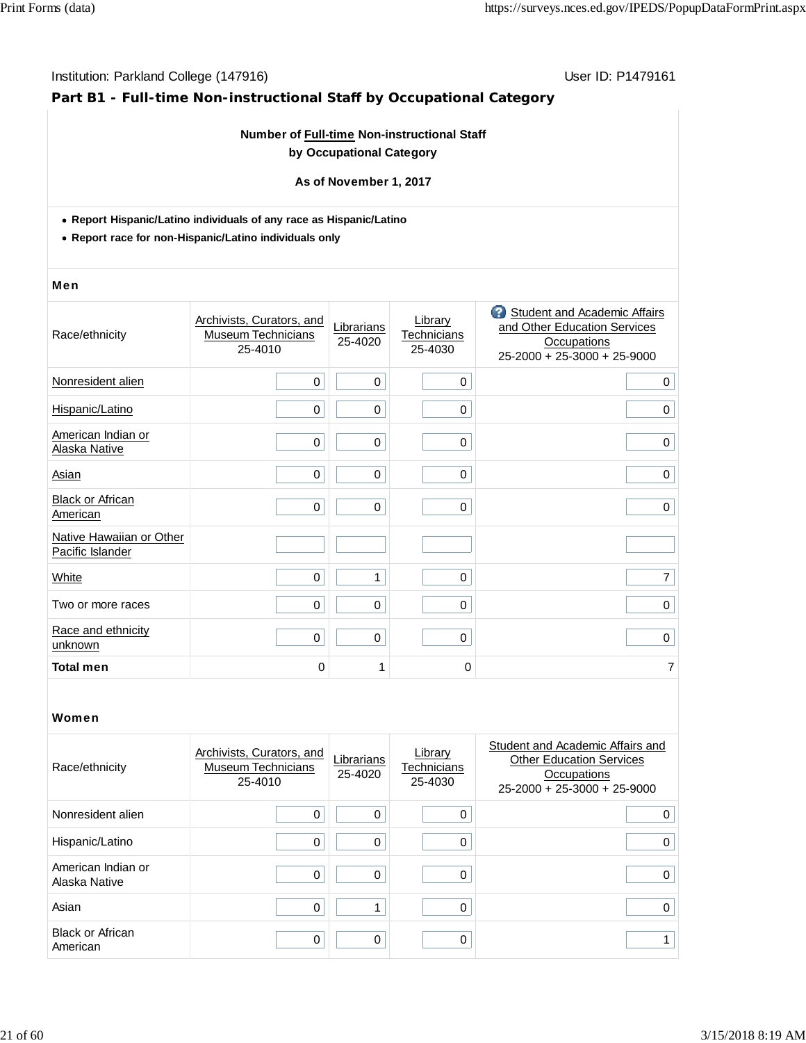Institution: Parkland College (147916)

User ID: P1479161

## Part B1 - Full-time Non-instructional Staff by Occupational Category

**Number of Full-time Non-instructional Staff by Occupational Category**

**As of November 1, 2017**

- **Report Hispanic/Latino individuals of any race as Hispanic/Latino**
- **Report race for non-Hispanic/Latino individuals only**

### Men

| Race/ethnicity | Archivists, Curators, and Museum Technicians 25-4010 | Librarians 25-4020 | Library Technicians 25-4030 | Student and Academic Affairs and Other Education Services Occupations 25-2000 + 25-3000 + 25-9000 |
|---|---|---|---|---|
| Nonresident alien | 0 | 0 | 0 | 0 |
| Hispanic/Latino | 0 | 0 | 0 | 0 |
| American Indian or Alaska Native | 0 | 0 | 0 | 0 |
| Asian | 0 | 0 | 0 | 0 |
| Black or African American | 0 | 0 | 0 | 0 |
| Native Hawaiian or Other Pacific Islander | | | | |
| White | 0 | 1 | 0 | 7 |
| Two or more races | 0 | 0 | 0 | 0 |
| Race and ethnicity unknown | 0 | 0 | 0 | 0 |
| **Total men** | 0 | 1 | 0 | 7 |

### Women

| Race/ethnicity | Archivists, Curators, and Museum Technicians 25-4010 | Librarians 25-4020 | Library Technicians 25-4030 | Student and Academic Affairs and Other Education Services Occupations 25-2000 + 25-3000 + 25-9000 |
|---|---|---|---|---|
| Nonresident alien | 0 | 0 | 0 | 0 |
| Hispanic/Latino | 0 | 0 | 0 | 0 |
| American Indian or Alaska Native | 0 | 0 | 0 | 0 |
| Asian | 0 | 1 | 0 | 0 |
| Black or African American | 0 | 0 | 0 | 1 |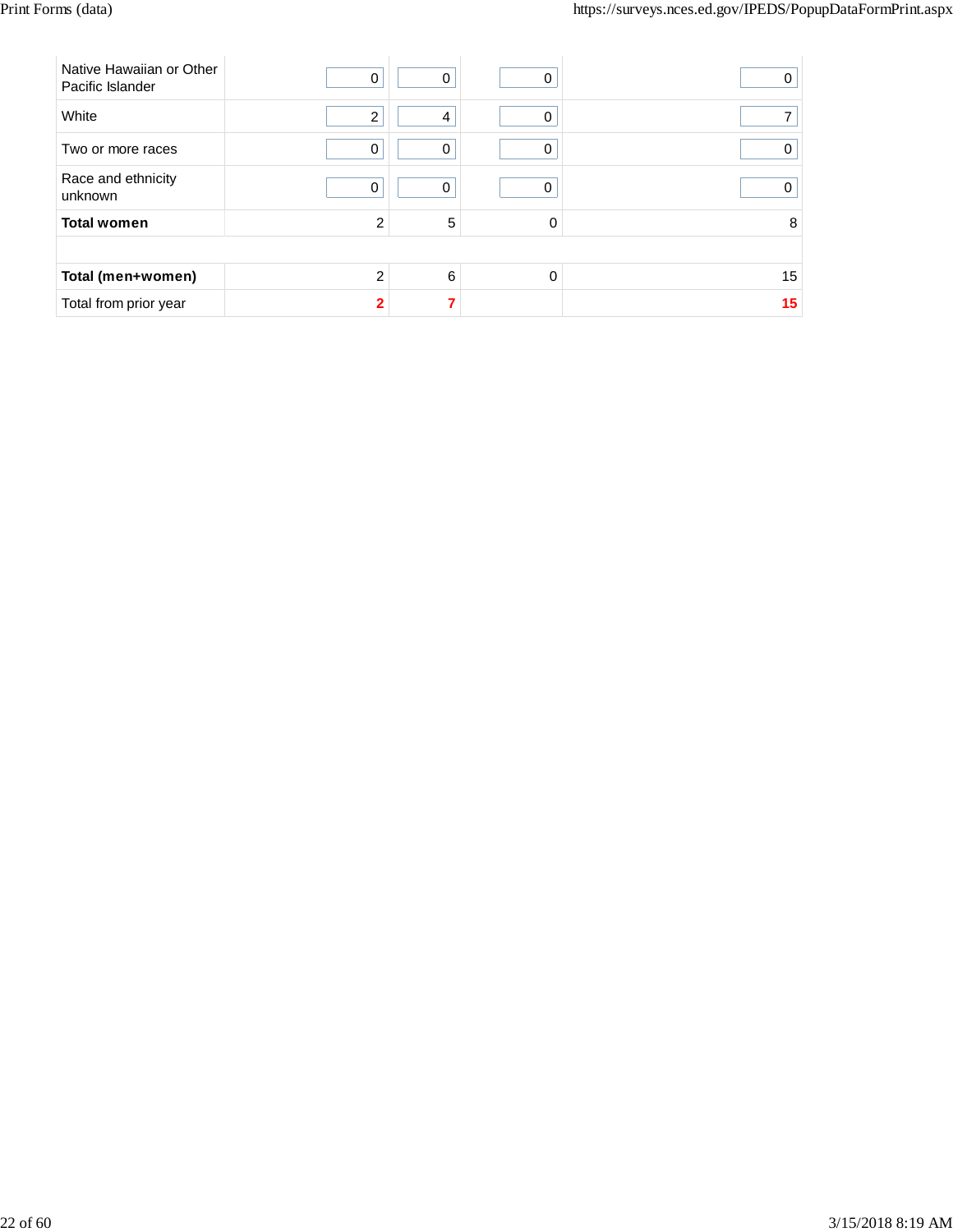| | | | | |
|---|---|---|---|---|
| Native Hawaiian or Other Pacific Islander | 0 | 0 | 0 | 0 |
| White | 2 | 4 | 0 | 7 |
| Two or more races | 0 | 0 | 0 | 0 |
| Race and ethnicity unknown | 0 | 0 | 0 | 0 |
| **Total women** | 2 | 5 | 0 | 8 |
| | | | | |
| **Total (men+women)** | 2 | 6 | 0 | 15 |
| Total from prior year | **2** | **7** | | **15** |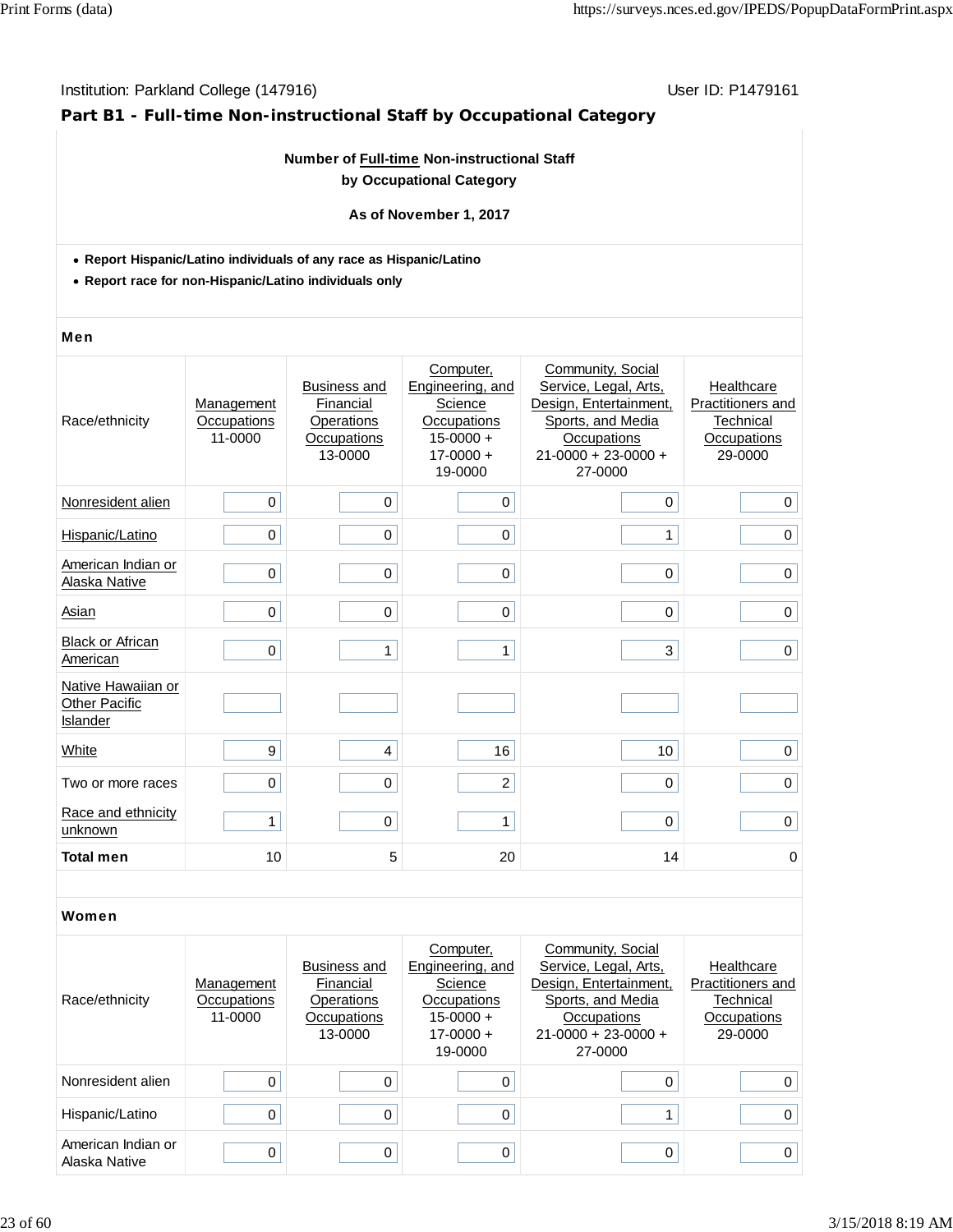Institution: Parkland College (147916) User ID: P1479161

## Part B1 - Full-time Non-instructional Staff by Occupational Category

**Number of Full-time Non-instructional Staff by Occupational Category**

**As of November 1, 2017**

- **Report Hispanic/Latino individuals of any race as Hispanic/Latino**
- **Report race for non-Hispanic/Latino individuals only**

### Men

| Race/ethnicity | Management Occupations 11-0000 | Business and Financial Operations Occupations 13-0000 | Computer, Engineering, and Science Occupations 15-0000 + 17-0000 + 19-0000 | Community, Social Service, Legal, Arts, Design, Entertainment, Sports, and Media Occupations 21-0000 + 23-0000 + 27-0000 | Healthcare Practitioners and Technical Occupations 29-0000 |
|---|---|---|---|---|---|
| Nonresident alien | 0 | 0 | 0 | 0 | 0 |
| Hispanic/Latino | 0 | 0 | 0 | 1 | 0 |
| American Indian or Alaska Native | 0 | 0 | 0 | 0 | 0 |
| Asian | 0 | 0 | 0 | 0 | 0 |
| Black or African American | 0 | 1 | 1 | 3 | 0 |
| Native Hawaiian or Other Pacific Islander | | | | | |
| White | 9 | 4 | 16 | 10 | 0 |
| Two or more races | 0 | 0 | 2 | 0 | 0 |
| Race and ethnicity unknown | 1 | 0 | 1 | 0 | 0 |
| **Total men** | 10 | 5 | 20 | 14 | 0 |

### Women

| Race/ethnicity | Management Occupations 11-0000 | Business and Financial Operations Occupations 13-0000 | Computer, Engineering, and Science Occupations 15-0000 + 17-0000 + 19-0000 | Community, Social Service, Legal, Arts, Design, Entertainment, Sports, and Media Occupations 21-0000 + 23-0000 + 27-0000 | Healthcare Practitioners and Technical Occupations 29-0000 |
|---|---|---|---|---|---|
| Nonresident alien | 0 | 0 | 0 | 0 | 0 |
| Hispanic/Latino | 0 | 0 | 0 | 1 | 0 |
| American Indian or Alaska Native | 0 | 0 | 0 | 0 | 0 |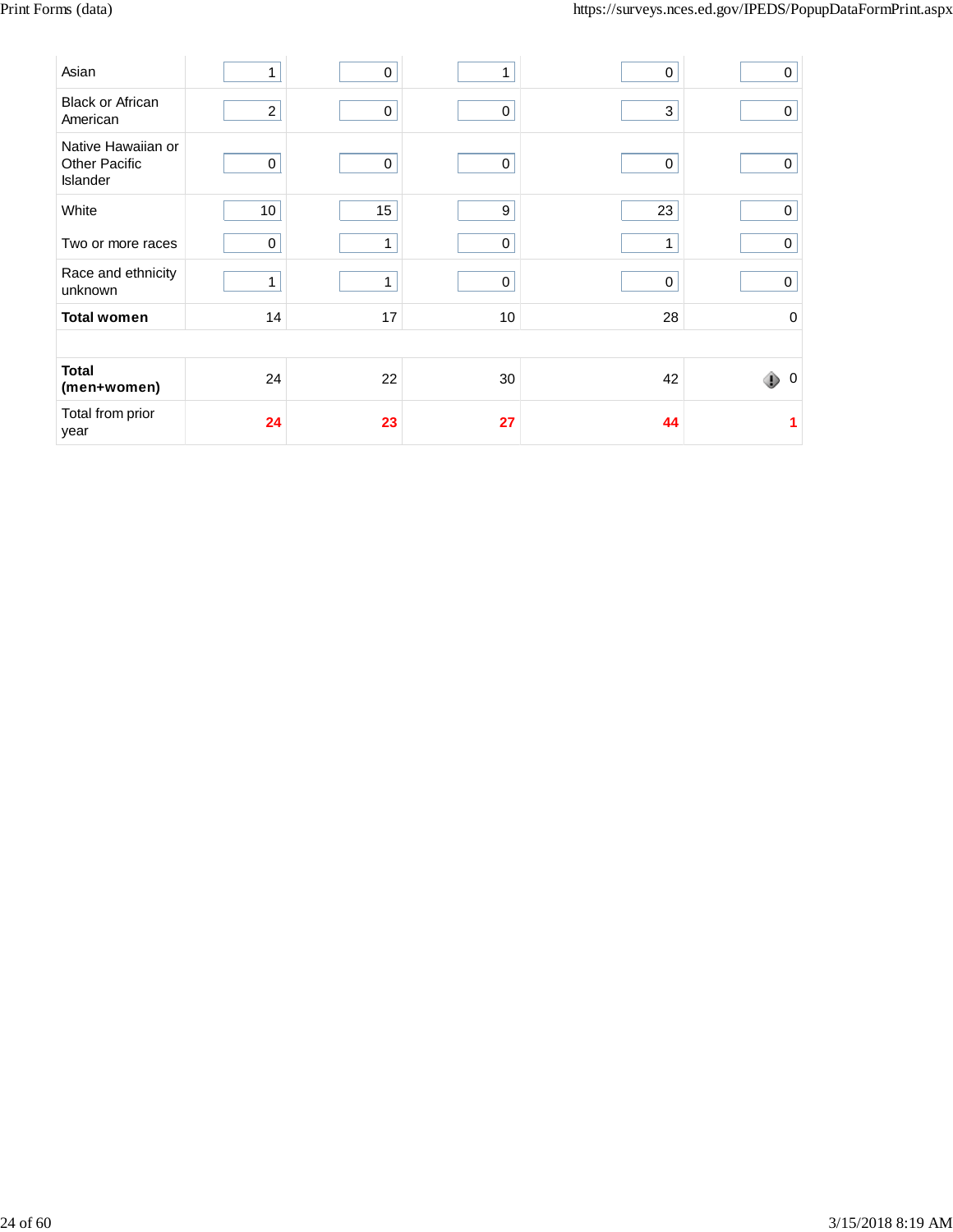| | | | | | |
|---|---|---|---|---|---|
| Asian | 1 | 0 | 1 | 0 | 0 |
| Black or African American | 2 | 0 | 0 | 3 | 0 |
| Native Hawaiian or Other Pacific Islander | 0 | 0 | 0 | 0 | 0 |
| White | 10 | 15 | 9 | 23 | 0 |
| Two or more races | 0 | 1 | 0 | 1 | 0 |
| Race and ethnicity unknown | 1 | 1 | 0 | 0 | 0 |
| **Total women** | 14 | 17 | 10 | 28 | 0 |
| | | | | | |
| **Total (men+women)** | 24 | 22 | 30 | 42 | 0 |
| Total from prior year | **24** | **23** | **27** | **44** | **1** |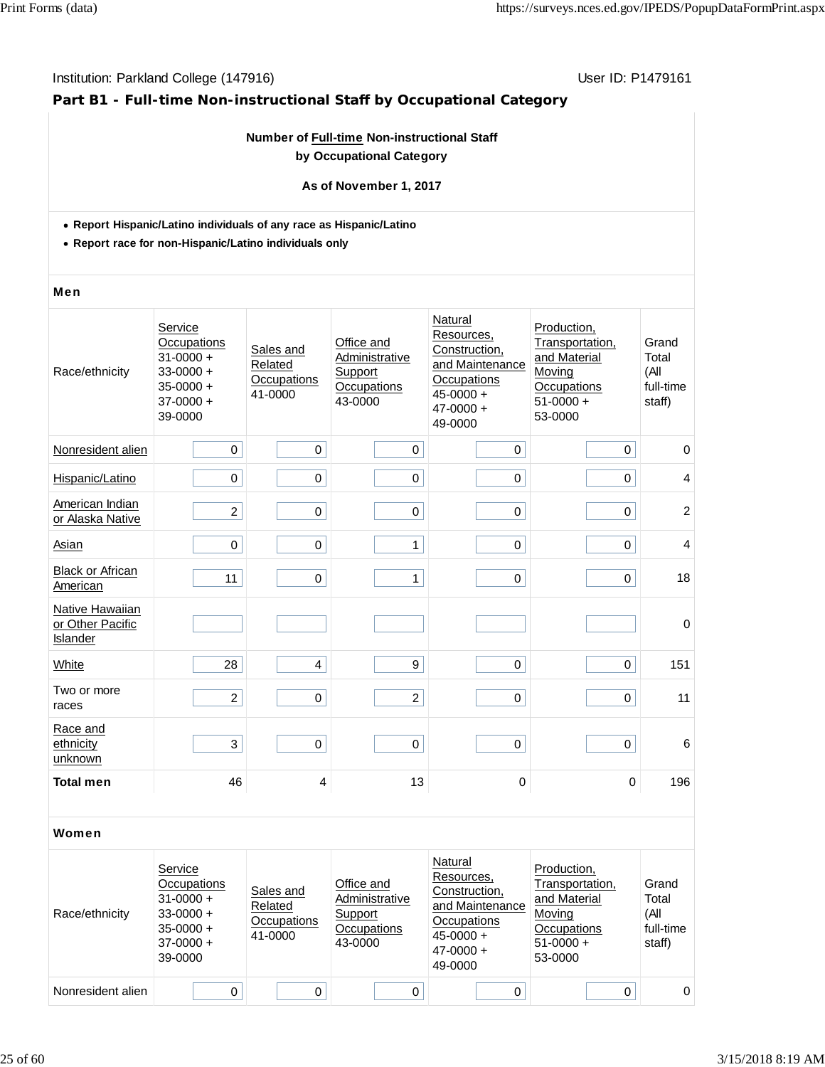Institution: Parkland College (147916)

User ID: P1479161

## Part B1 - Full-time Non-instructional Staff by Occupational Category

**Number of Full-time Non-instructional Staff by Occupational Category**

**As of November 1, 2017**

- **Report Hispanic/Latino individuals of any race as Hispanic/Latino**
- **Report race for non-Hispanic/Latino individuals only**

### Men

| Race/ethnicity | Service Occupations 31-0000 + 33-0000 + 35-0000 + 37-0000 + 39-0000 | Sales and Related Occupations 41-0000 | Office and Administrative Support Occupations 43-0000 | Natural Resources, Construction, and Maintenance Occupations 45-0000 + 47-0000 + 49-0000 | Production, Transportation, and Material Moving Occupations 51-0000 + 53-0000 | Grand Total (All full-time staff) |
|---|---|---|---|---|---|---|
| Nonresident alien | 0 | 0 | 0 | 0 | 0 | 0 |
| Hispanic/Latino | 0 | 0 | 0 | 0 | 0 | 4 |
| American Indian or Alaska Native | 2 | 0 | 0 | 0 | 0 | 2 |
| Asian | 0 | 0 | 1 | 0 | 0 | 4 |
| Black or African American | 11 | 0 | 1 | 0 | 0 | 18 |
| Native Hawaiian or Other Pacific Islander | | | | | | 0 |
| White | 28 | 4 | 9 | 0 | 0 | 151 |
| Two or more races | 2 | 0 | 2 | 0 | 0 | 11 |
| Race and ethnicity unknown | 3 | 0 | 0 | 0 | 0 | 6 |
| **Total men** | 46 | 4 | 13 | 0 | 0 | 196 |

### Women

| Race/ethnicity | Service Occupations 31-0000 + 33-0000 + 35-0000 + 37-0000 + 39-0000 | Sales and Related Occupations 41-0000 | Office and Administrative Support Occupations 43-0000 | Natural Resources, Construction, and Maintenance Occupations 45-0000 + 47-0000 + 49-0000 | Production, Transportation, and Material Moving Occupations 51-0000 + 53-0000 | Grand Total (All full-time staff) |
|---|---|---|---|---|---|---|
| Nonresident alien | 0 | 0 | 0 | 0 | 0 | 0 |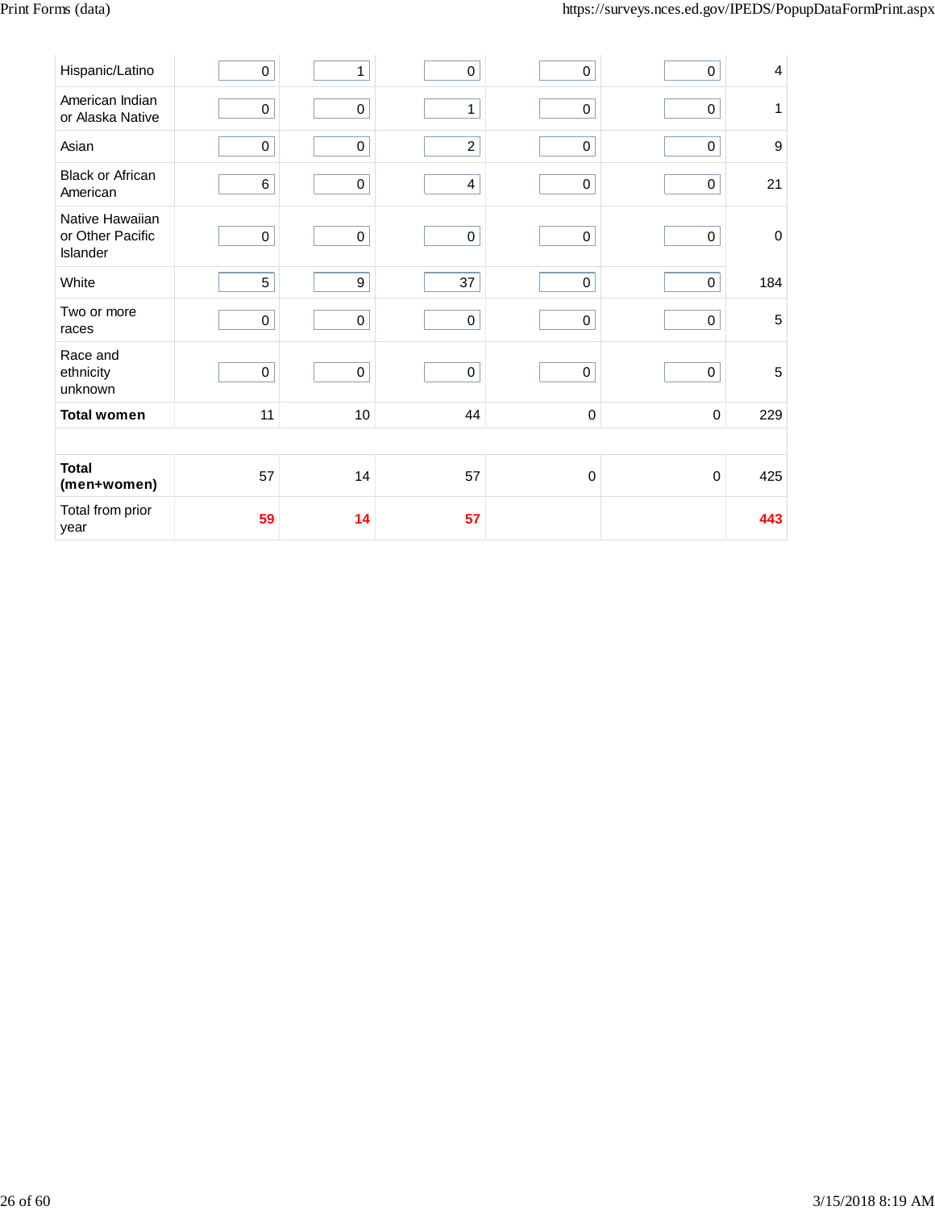| | | | | | | |
|---|---|---|---|---|---|---|
| Hispanic/Latino | 0 | 1 | 0 | 0 | 0 | 4 |
| American Indian or Alaska Native | 0 | 0 | 1 | 0 | 0 | 1 |
| Asian | 0 | 0 | 2 | 0 | 0 | 9 |
| Black or African American | 6 | 0 | 4 | 0 | 0 | 21 |
| Native Hawaiian or Other Pacific Islander | 0 | 0 | 0 | 0 | 0 | 0 |
| White | 5 | 9 | 37 | 0 | 0 | 184 |
| Two or more races | 0 | 0 | 0 | 0 | 0 | 5 |
| Race and ethnicity unknown | 0 | 0 | 0 | 0 | 0 | 5 |
| **Total women** | 11 | 10 | 44 | 0 | 0 | 229 |
| | | | | | | |
| **Total (men+women)** | 57 | 14 | 57 | 0 | 0 | 425 |
| Total from prior year | **59** | **14** | **57** | | | **443** |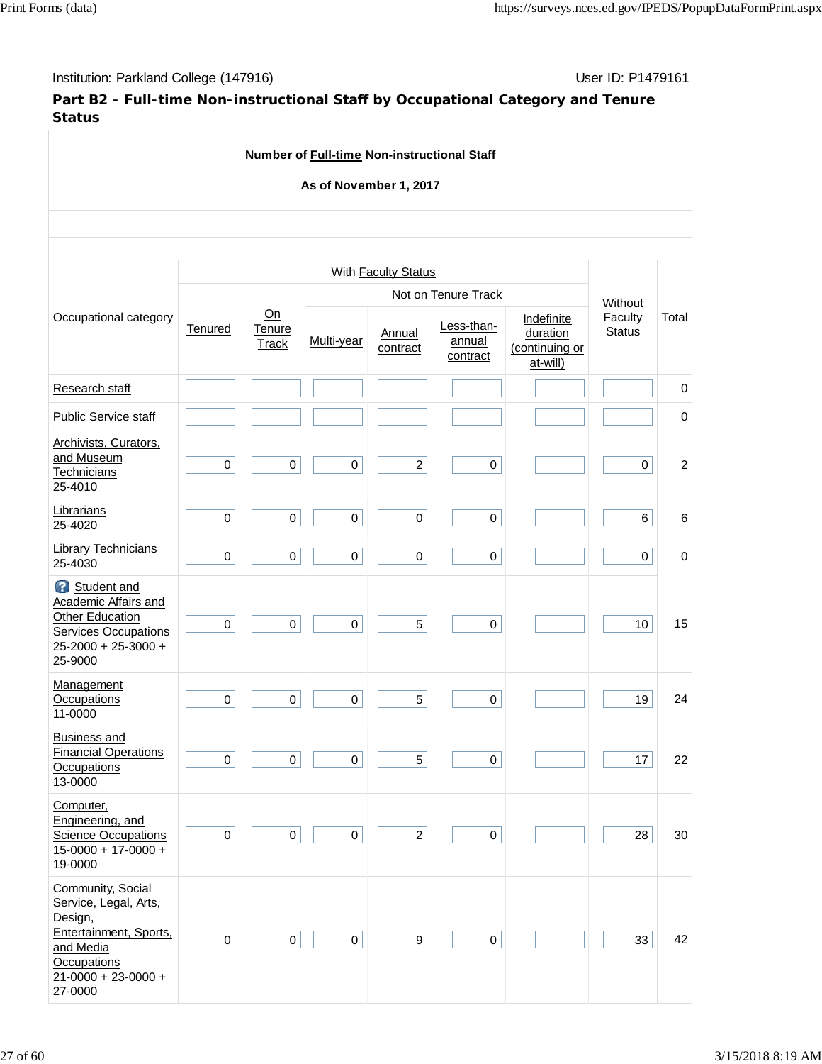Institution: Parkland College (147916) User ID: P1479161

## Part B2 - Full-time Non-instructional Staff by Occupational Category and Tenure Status

**Number of Full-time Non-instructional Staff**

**As of November 1, 2017**

| Occupational category | With Faculty Status | | | | | | Without Faculty Status | Total |
|---|---|---|---|---|---|---|---|---|
| | | | Not on Tenure Track | | | | | |
| | Tenured | On Tenure Track | Multi-year | Annual contract | Less-than-annual contract | Indefinite duration (continuing or at-will) | | |
| Research staff | | | | | | | | 0 |
| Public Service staff | | | | | | | | 0 |
| Archivists, Curators, and Museum Technicians 25-4010 | 0 | 0 | 0 | 2 | 0 | | 0 | 2 |
| Librarians 25-4020 | 0 | 0 | 0 | 0 | 0 | | 6 | 6 |
| Library Technicians 25-4030 | 0 | 0 | 0 | 0 | 0 | | 0 | 0 |
| Student and Academic Affairs and Other Education Services Occupations 25-2000 + 25-3000 + 25-9000 | 0 | 0 | 0 | 5 | 0 | | 10 | 15 |
| Management Occupations 11-0000 | 0 | 0 | 0 | 5 | 0 | | 19 | 24 |
| Business and Financial Operations Occupations 13-0000 | 0 | 0 | 0 | 5 | 0 | | 17 | 22 |
| Computer, Engineering, and Science Occupations 15-0000 + 17-0000 + 19-0000 | 0 | 0 | 0 | 2 | 0 | | 28 | 30 |
| Community, Social Service, Legal, Arts, Design, Entertainment, Sports, and Media Occupations 21-0000 + 23-0000 + 27-0000 | 0 | 0 | 0 | 9 | 0 | | 33 | 42 |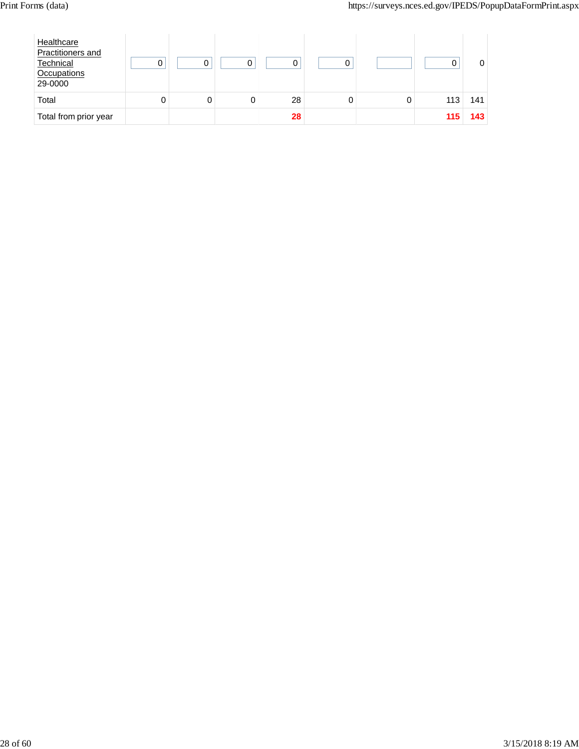| | | | | | | | | |
|---|---|---|---|---|---|---|---|---|
| Healthcare Practitioners and Technical Occupations 29-0000 | 0 | 0 | 0 | 0 | 0 | | 0 | 0 |
| Total | 0 | 0 | 0 | 28 | 0 | 0 | 113 | 141 |
| Total from prior year | | | | **28** | | | **115** | **143** |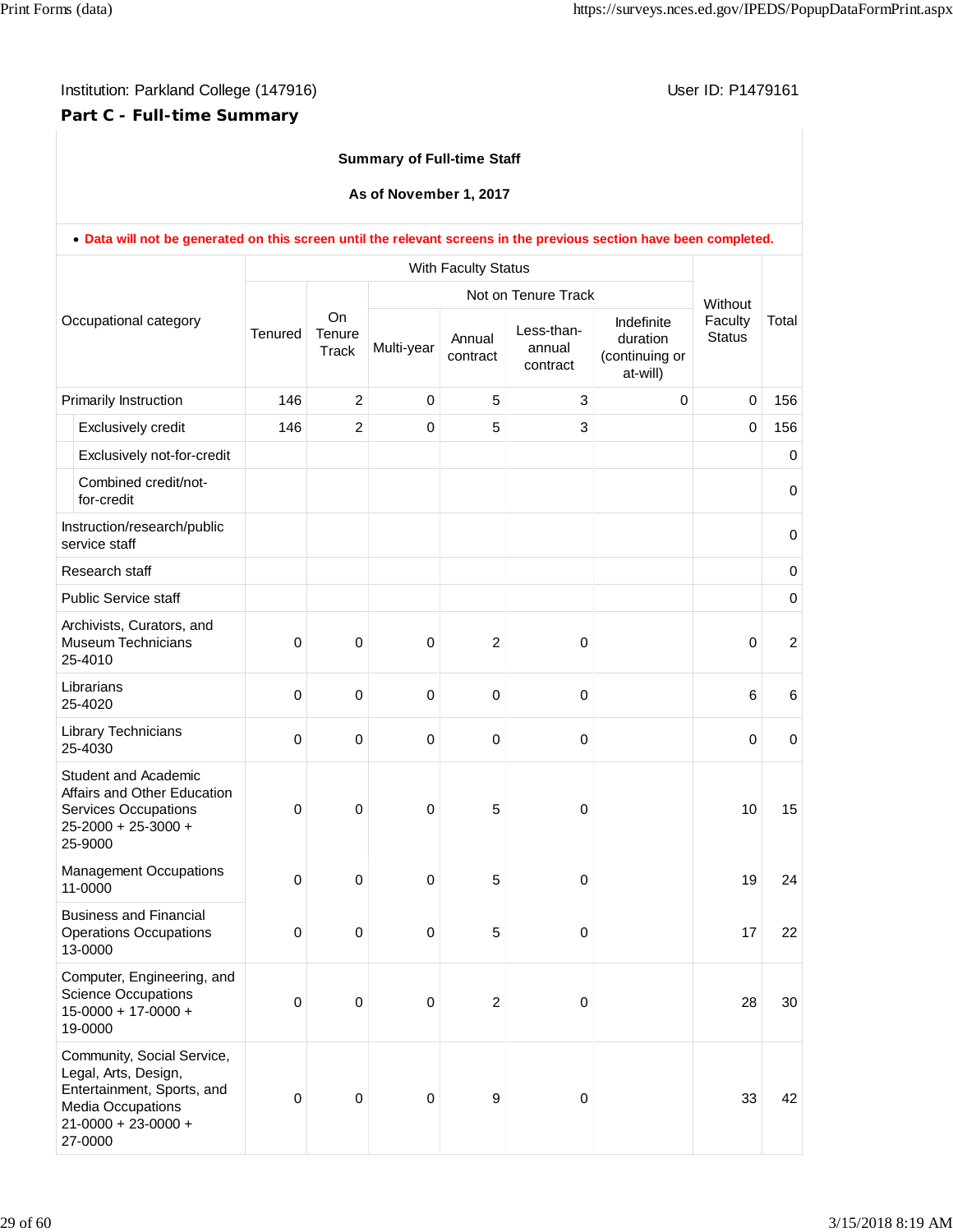Institution: Parkland College (147916)

User ID: P1479161

## Part C - Full-time Summary

**Summary of Full-time Staff**

**As of November 1, 2017**

- **Data will not be generated on this screen until the relevant screens in the previous section have been completed.**

| Occupational category | With Faculty Status | | | | | | Without Faculty Status | Total |
|---|---|---|---|---|---|---|---|---|
| | Tenured | On Tenure Track | Not on Tenure Track | | | | | |
| | | | Multi-year | Annual contract | Less-than-annual contract | Indefinite duration (continuing or at-will) | | |
| Primarily Instruction | 146 | 2 | 0 | 5 | 3 | 0 | 0 | 156 |
| Exclusively credit | 146 | 2 | 0 | 5 | 3 | | 0 | 156 |
| Exclusively not-for-credit | | | | | | | | 0 |
| Combined credit/not-for-credit | | | | | | | | 0 |
| Instruction/research/public service staff | | | | | | | | 0 |
| Research staff | | | | | | | | 0 |
| Public Service staff | | | | | | | | 0 |
| Archivists, Curators, and Museum Technicians 25-4010 | 0 | 0 | 0 | 2 | 0 | | 0 | 2 |
| Librarians 25-4020 | 0 | 0 | 0 | 0 | 0 | | 6 | 6 |
| Library Technicians 25-4030 | 0 | 0 | 0 | 0 | 0 | | 0 | 0 |
| Student and Academic Affairs and Other Education Services Occupations 25-2000 + 25-3000 + 25-9000 | 0 | 0 | 0 | 5 | 0 | | 10 | 15 |
| Management Occupations 11-0000 | 0 | 0 | 0 | 5 | 0 | | 19 | 24 |
| Business and Financial Operations Occupations 13-0000 | 0 | 0 | 0 | 5 | 0 | | 17 | 22 |
| Computer, Engineering, and Science Occupations 15-0000 + 17-0000 + 19-0000 | 0 | 0 | 0 | 2 | 0 | | 28 | 30 |
| Community, Social Service, Legal, Arts, Design, Entertainment, Sports, and Media Occupations 21-0000 + 23-0000 + 27-0000 | 0 | 0 | 0 | 9 | 0 | | 33 | 42 |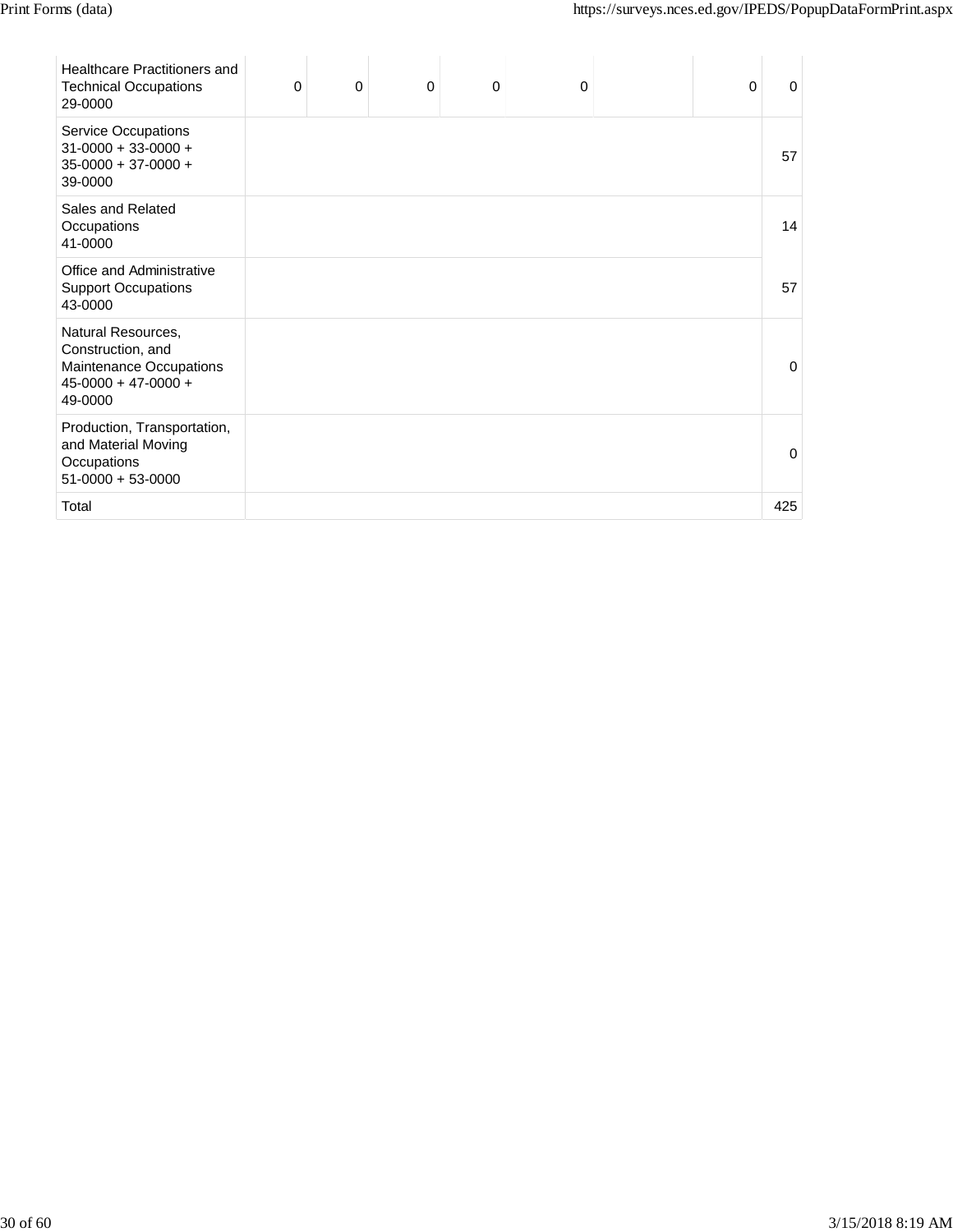| | | | | | | | | |
|---|---|---|---|---|---|---|---|---|
| Healthcare Practitioners and Technical Occupations 29-0000 | 0 | 0 | 0 | 0 | 0 | | 0 | 0 |
| Service Occupations 31-0000 + 33-0000 + 35-0000 + 37-0000 + 39-0000 | | | | | | | | 57 |
| Sales and Related Occupations 41-0000 | | | | | | | | 14 |
| Office and Administrative Support Occupations 43-0000 | | | | | | | | 57 |
| Natural Resources, Construction, and Maintenance Occupations 45-0000 + 47-0000 + 49-0000 | | | | | | | | 0 |
| Production, Transportation, and Material Moving Occupations 51-0000 + 53-0000 | | | | | | | | 0 |
| Total | | | | | | | | 425 |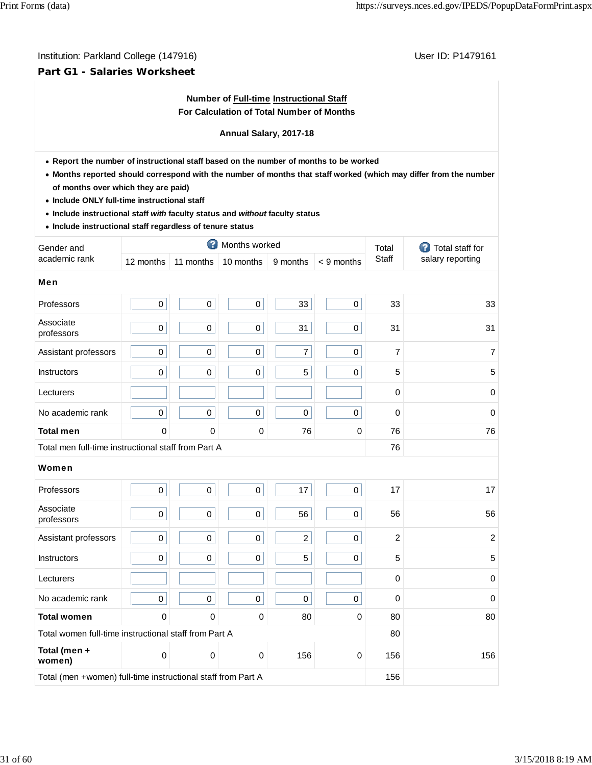Institution: Parkland College (147916)

User ID: P1479161

## Part G1 - Salaries Worksheet

**Number of Full-time Instructional Staff**
**For Calculation of Total Number of Months**

**Annual Salary, 2017-18**

- **Report the number of instructional staff based on the number of months to be worked**
- **Months reported should correspond with the number of months that staff worked (which may differ from the number of months over which they are paid)**
- **Include ONLY full-time instructional staff**
- **Include instructional staff *with* faculty status and *without* faculty status**
- **Include instructional staff regardless of tenure status**

| Gender and academic rank | Months worked | | | | | Total Staff | Total staff for salary reporting |
|---|---|---|---|---|---|---|---|
| | 12 months | 11 months | 10 months | 9 months | < 9 months | | |
| **Men** | | | | | | | |
| Professors | 0 | 0 | 0 | 33 | 0 | 33 | 33 |
| Associate professors | 0 | 0 | 0 | 31 | 0 | 31 | 31 |
| Assistant professors | 0 | 0 | 0 | 7 | 0 | 7 | 7 |
| Instructors | 0 | 0 | 0 | 5 | 0 | 5 | 5 |
| Lecturers | | | | | | 0 | 0 |
| No academic rank | 0 | 0 | 0 | 0 | 0 | 0 | 0 |
| **Total men** | 0 | 0 | 0 | 76 | 0 | 76 | 76 |
| Total men full-time instructional staff from Part A | | | | | | 76 | |
| **Women** | | | | | | | |
| Professors | 0 | 0 | 0 | 17 | 0 | 17 | 17 |
| Associate professors | 0 | 0 | 0 | 56 | 0 | 56 | 56 |
| Assistant professors | 0 | 0 | 0 | 2 | 0 | 2 | 2 |
| Instructors | 0 | 0 | 0 | 5 | 0 | 5 | 5 |
| Lecturers | | | | | | 0 | 0 |
| No academic rank | 0 | 0 | 0 | 0 | 0 | 0 | 0 |
| **Total women** | 0 | 0 | 0 | 80 | 0 | 80 | 80 |
| Total women full-time instructional staff from Part A | | | | | | 80 | |
| **Total (men + women)** | 0 | 0 | 0 | 156 | 0 | 156 | 156 |
| Total (men +women) full-time instructional staff from Part A | | | | | | 156 | |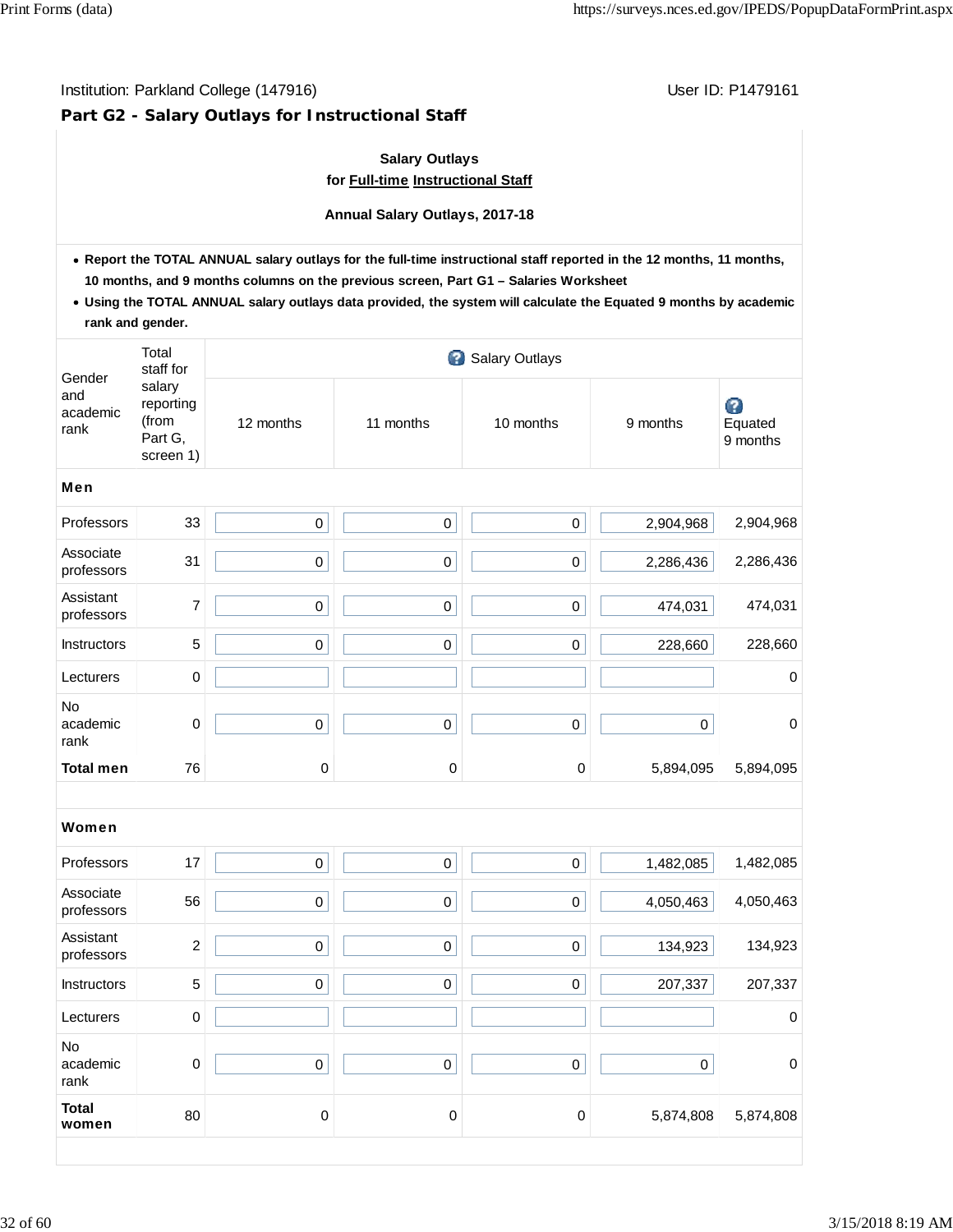Institution: Parkland College (147916)

User ID: P1479161

## Part G2 - Salary Outlays for Instructional Staff

**Salary Outlays**
**for Full-time Instructional Staff**

**Annual Salary Outlays, 2017-18**

- **Report the TOTAL ANNUAL salary outlays for the full-time instructional staff reported in the 12 months, 11 months, 10 months, and 9 months columns on the previous screen, Part G1 – Salaries Worksheet**
- **Using the TOTAL ANNUAL salary outlays data provided, the system will calculate the Equated 9 months by academic rank and gender.**

| Gender and academic rank | Total staff for salary reporting (from Part G, screen 1) | Salary Outlays | | | | |
|---|---|---|---|---|---|---|
| | | 12 months | 11 months | 10 months | 9 months | Equated 9 months |
| **Men** | | | | | | |
| Professors | 33 | 0 | 0 | 0 | 2,904,968 | 2,904,968 |
| Associate professors | 31 | 0 | 0 | 0 | 2,286,436 | 2,286,436 |
| Assistant professors | 7 | 0 | 0 | 0 | 474,031 | 474,031 |
| Instructors | 5 | 0 | 0 | 0 | 228,660 | 228,660 |
| Lecturers | 0 | | | | | 0 |
| No academic rank | 0 | 0 | 0 | 0 | 0 | 0 |
| **Total men** | 76 | 0 | 0 | 0 | 5,894,095 | 5,894,095 |
| **Women** | | | | | | |
| Professors | 17 | 0 | 0 | 0 | 1,482,085 | 1,482,085 |
| Associate professors | 56 | 0 | 0 | 0 | 4,050,463 | 4,050,463 |
| Assistant professors | 2 | 0 | 0 | 0 | 134,923 | 134,923 |
| Instructors | 5 | 0 | 0 | 0 | 207,337 | 207,337 |
| Lecturers | 0 | | | | | 0 |
| No academic rank | 0 | 0 | 0 | 0 | 0 | 0 |
| **Total women** | 80 | 0 | 0 | 0 | 5,874,808 | 5,874,808 |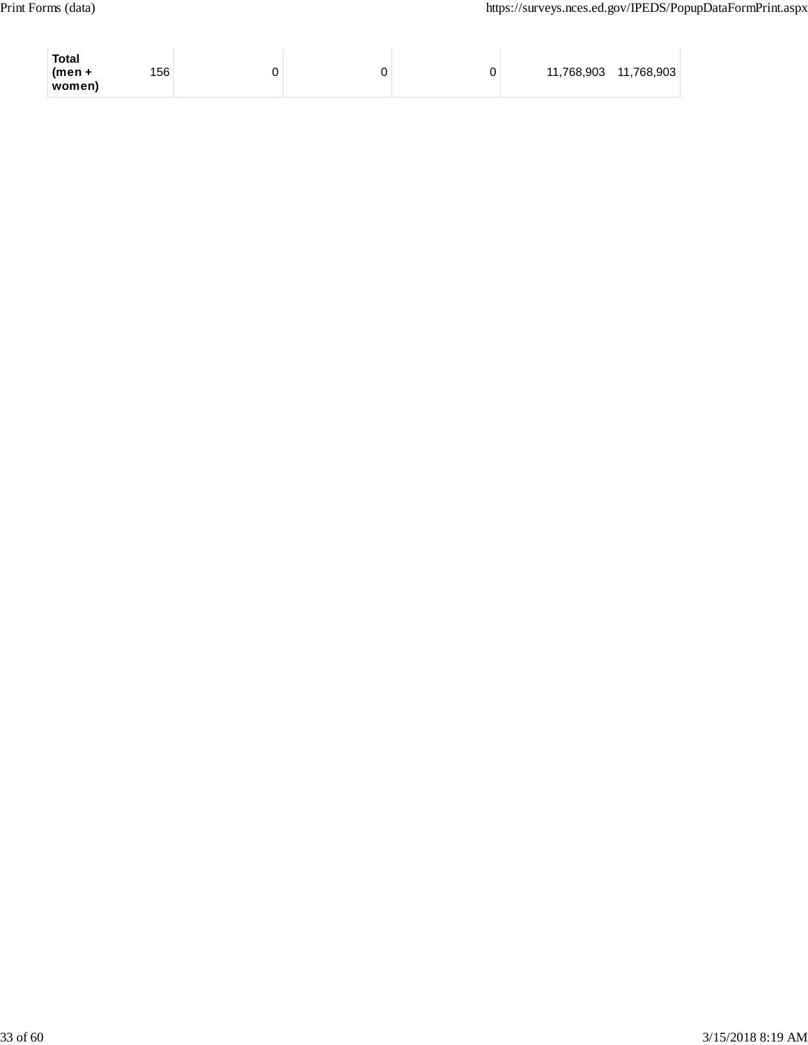| | | | | | | |
|---|---|---|---|---|---|---|
| **Total (men + women)** | 156 | 0 | 0 | 0 | 11,768,903 | 11,768,903 |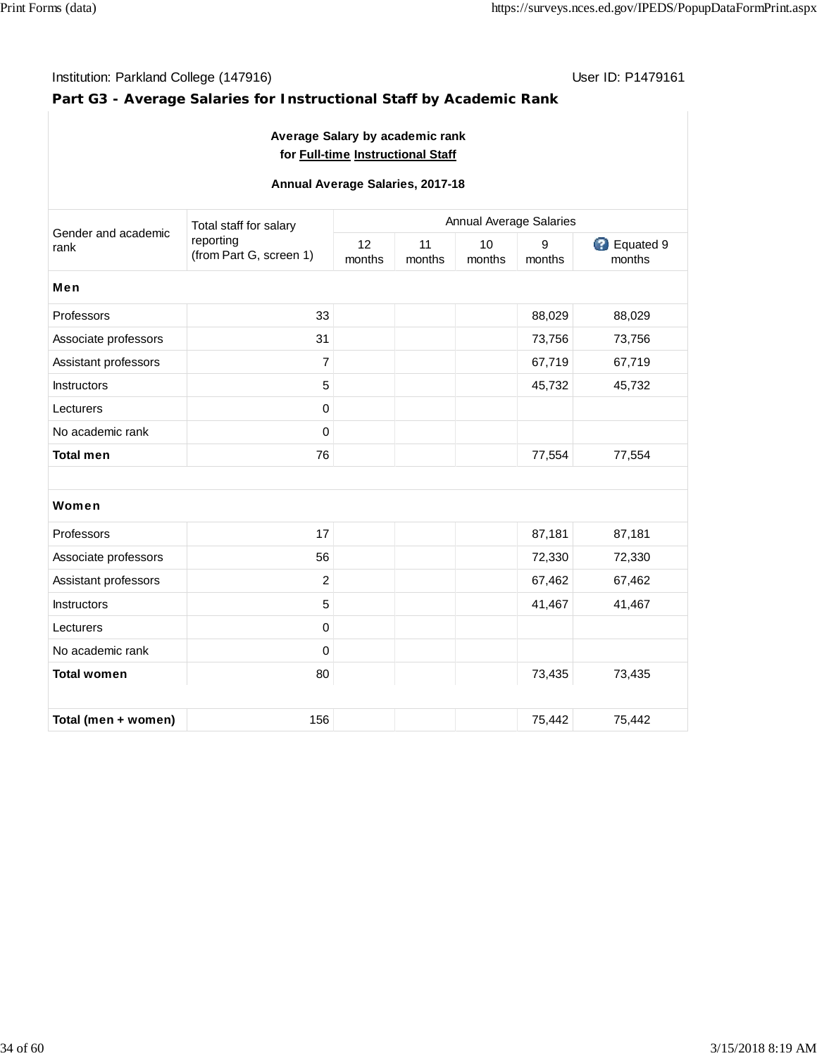Institution: Parkland College (147916) User ID: P1479161

## Part G3 - Average Salaries for Instructional Staff by Academic Rank

**Average Salary by academic rank for Full-time Instructional Staff**

**Annual Average Salaries, 2017-18**

| Gender and academic rank | Total staff for salary reporting (from Part G, screen 1) | Annual Average Salaries | | | | |
|---|---|---|---|---|---|---|
| | | 12 months | 11 months | 10 months | 9 months | Equated 9 months |
| **Men** | | | | | | |
| Professors | 33 | | | | 88,029 | 88,029 |
| Associate professors | 31 | | | | 73,756 | 73,756 |
| Assistant professors | 7 | | | | 67,719 | 67,719 |
| Instructors | 5 | | | | 45,732 | 45,732 |
| Lecturers | 0 | | | | | |
| No academic rank | 0 | | | | | |
| **Total men** | 76 | | | | 77,554 | 77,554 |
| **Women** | | | | | | |
| Professors | 17 | | | | 87,181 | 87,181 |
| Associate professors | 56 | | | | 72,330 | 72,330 |
| Assistant professors | 2 | | | | 67,462 | 67,462 |
| Instructors | 5 | | | | 41,467 | 41,467 |
| Lecturers | 0 | | | | | |
| No academic rank | 0 | | | | | |
| **Total women** | 80 | | | | 73,435 | 73,435 |
| **Total (men + women)** | 156 | | | | 75,442 | 75,442 |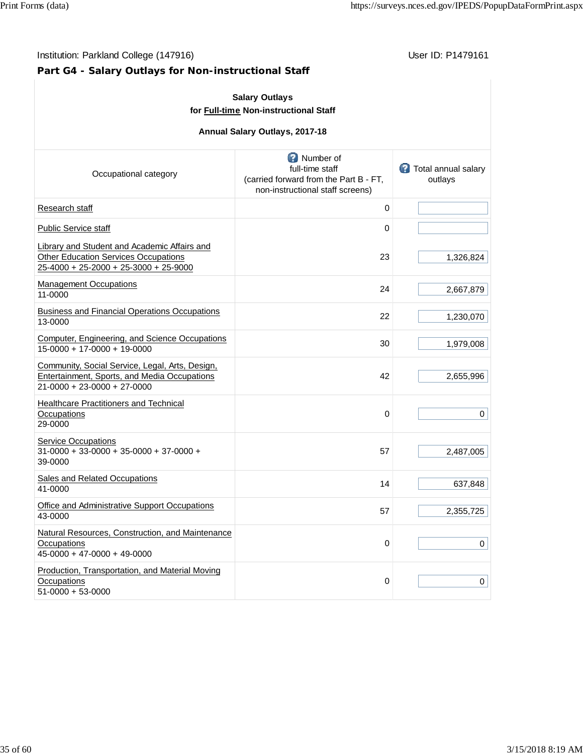Institution: Parkland College (147916)

User ID: P1479161

## Part G4 - Salary Outlays for Non-instructional Staff

**Salary Outlays**
**for Full-time Non-instructional Staff**

**Annual Salary Outlays, 2017-18**

| Occupational category | Number of full-time staff (carried forward from the Part B - FT, non-instructional staff screens) | Total annual salary outlays |
|---|---|---|
| Research staff | 0 | |
| Public Service staff | 0 | |
| Library and Student and Academic Affairs and Other Education Services Occupations 25-4000 + 25-2000 + 25-3000 + 25-9000 | 23 | 1,326,824 |
| Management Occupations 11-0000 | 24 | 2,667,879 |
| Business and Financial Operations Occupations 13-0000 | 22 | 1,230,070 |
| Computer, Engineering, and Science Occupations 15-0000 + 17-0000 + 19-0000 | 30 | 1,979,008 |
| Community, Social Service, Legal, Arts, Design, Entertainment, Sports, and Media Occupations 21-0000 + 23-0000 + 27-0000 | 42 | 2,655,996 |
| Healthcare Practitioners and Technical Occupations 29-0000 | 0 | 0 |
| Service Occupations 31-0000 + 33-0000 + 35-0000 + 37-0000 + 39-0000 | 57 | 2,487,005 |
| Sales and Related Occupations 41-0000 | 14 | 637,848 |
| Office and Administrative Support Occupations 43-0000 | 57 | 2,355,725 |
| Natural Resources, Construction, and Maintenance Occupations 45-0000 + 47-0000 + 49-0000 | 0 | 0 |
| Production, Transportation, and Material Moving Occupations 51-0000 + 53-0000 | 0 | 0 |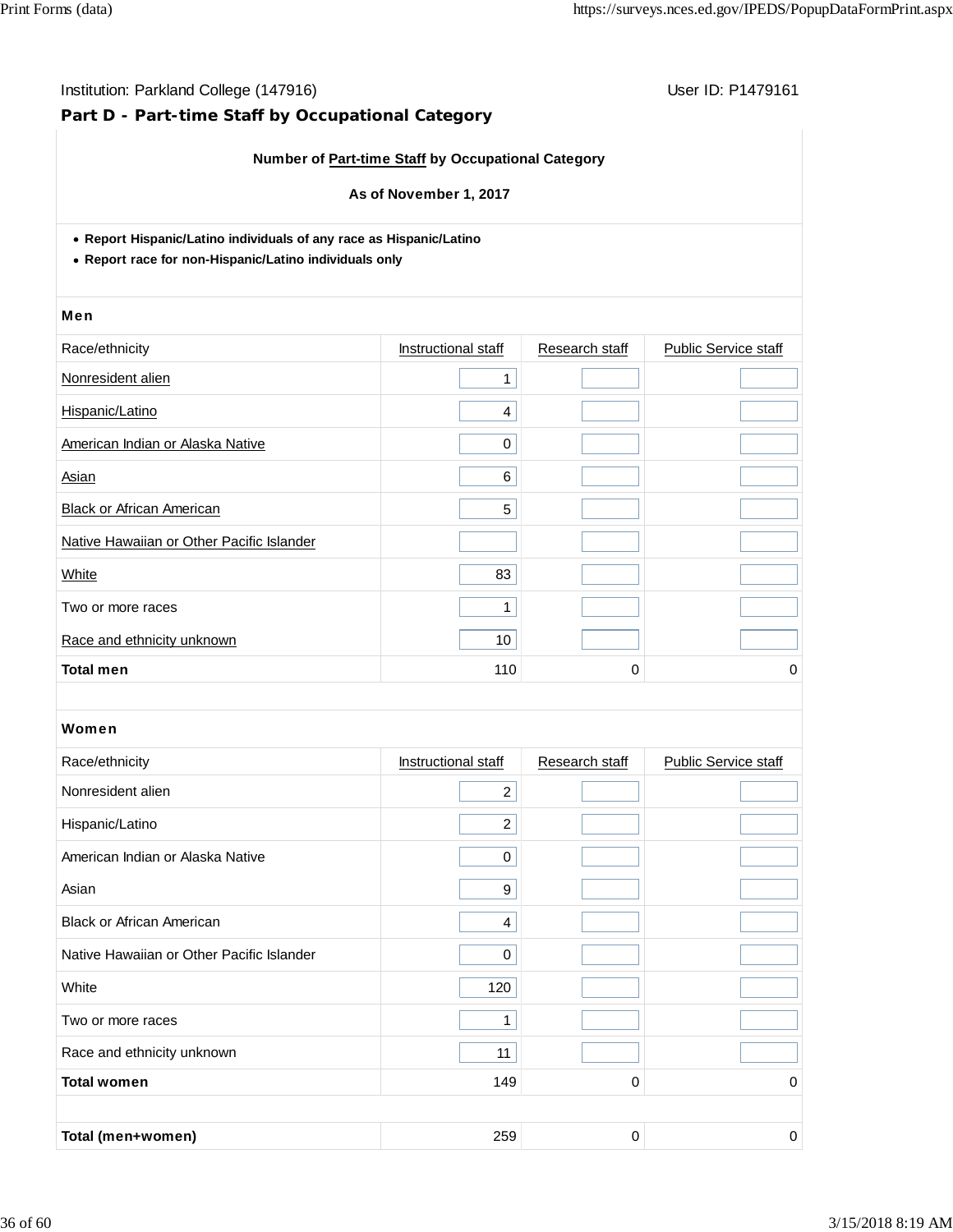Institution: Parkland College (147916) User ID: P1479161

## Part D - Part-time Staff by Occupational Category

**Number of Part-time Staff by Occupational Category**

**As of November 1, 2017**

- **Report Hispanic/Latino individuals of any race as Hispanic/Latino**
- **Report race for non-Hispanic/Latino individuals only**

**Men**

| Race/ethnicity | Instructional staff | Research staff | Public Service staff |
|---|---|---|---|
| Nonresident alien | 1 | | |
| Hispanic/Latino | 4 | | |
| American Indian or Alaska Native | 0 | | |
| Asian | 6 | | |
| Black or African American | 5 | | |
| Native Hawaiian or Other Pacific Islander | | | |
| White | 83 | | |
| Two or more races | 1 | | |
| Race and ethnicity unknown | 10 | | |
| **Total men** | 110 | 0 | 0 |

**Women**

| Race/ethnicity | Instructional staff | Research staff | Public Service staff |
|---|---|---|---|
| Nonresident alien | 2 | | |
| Hispanic/Latino | 2 | | |
| American Indian or Alaska Native | 0 | | |
| Asian | 9 | | |
| Black or African American | 4 | | |
| Native Hawaiian or Other Pacific Islander | 0 | | |
| White | 120 | | |
| Two or more races | 1 | | |
| Race and ethnicity unknown | 11 | | |
| **Total women** | 149 | 0 | 0 |
| **Total (men+women)** | 259 | 0 | 0 |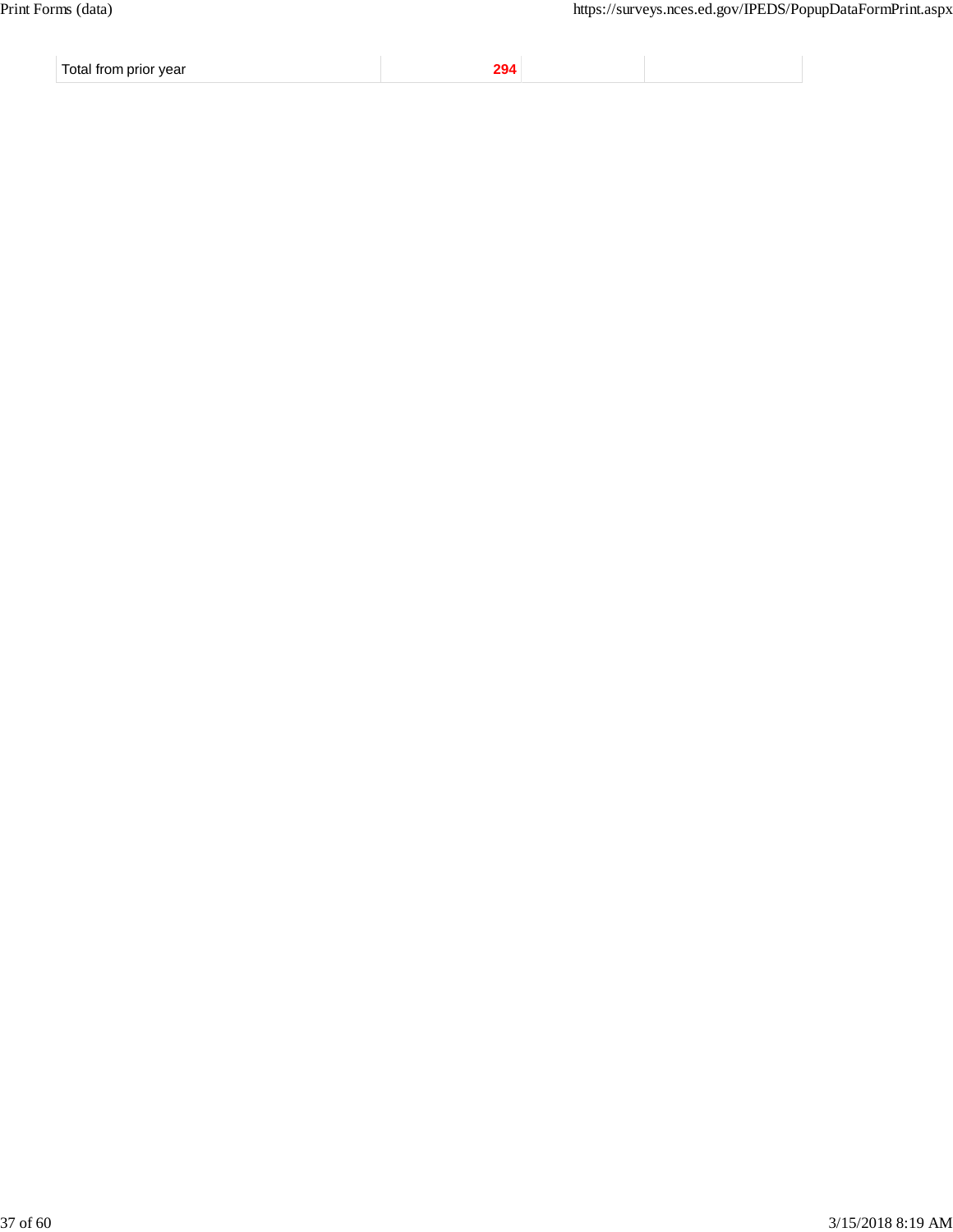| | | | |
|---|---|---|---|
| Total from prior year | **294** | | |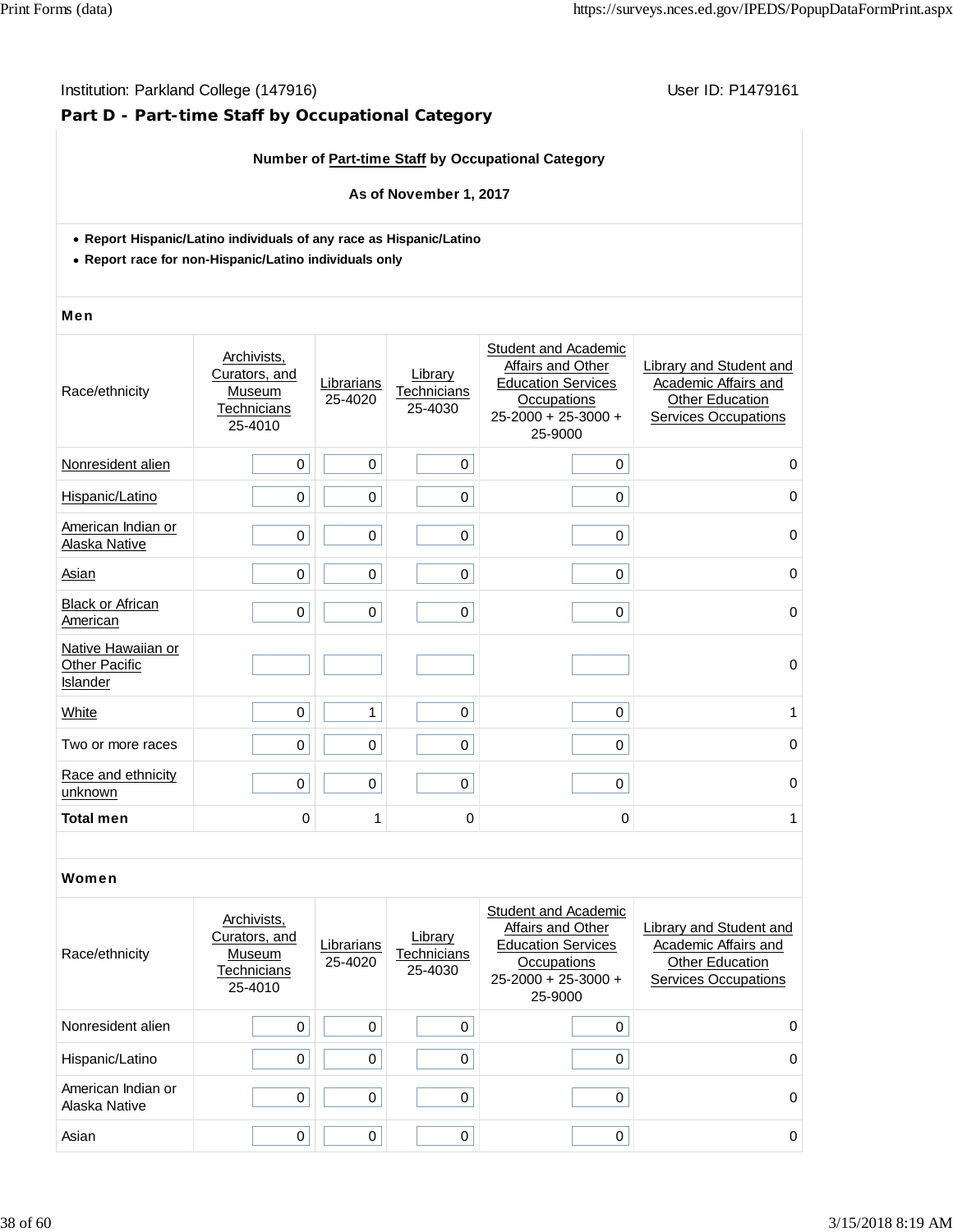Institution: Parkland College (147916)

User ID: P1479161

## Part D - Part-time Staff by Occupational Category

**Number of Part-time Staff by Occupational Category**

**As of November 1, 2017**

- **Report Hispanic/Latino individuals of any race as Hispanic/Latino**
- **Report race for non-Hispanic/Latino individuals only**

### Men

| Race/ethnicity | Archivists, Curators, and Museum Technicians 25-4010 | Librarians 25-4020 | Library Technicians 25-4030 | Student and Academic Affairs and Other Education Services Occupations 25-2000 + 25-3000 + 25-9000 | Library and Student and Academic Affairs and Other Education Services Occupations |
|---|---|---|---|---|---|
| Nonresident alien | 0 | 0 | 0 | 0 | 0 |
| Hispanic/Latino | 0 | 0 | 0 | 0 | 0 |
| American Indian or Alaska Native | 0 | 0 | 0 | 0 | 0 |
| Asian | 0 | 0 | 0 | 0 | 0 |
| Black or African American | 0 | 0 | 0 | 0 | 0 |
| Native Hawaiian or Other Pacific Islander | | | | | 0 |
| White | 0 | 1 | 0 | 0 | 1 |
| Two or more races | 0 | 0 | 0 | 0 | 0 |
| Race and ethnicity unknown | 0 | 0 | 0 | 0 | 0 |
| **Total men** | 0 | 1 | 0 | 0 | 1 |

### Women

| Race/ethnicity | Archivists, Curators, and Museum Technicians 25-4010 | Librarians 25-4020 | Library Technicians 25-4030 | Student and Academic Affairs and Other Education Services Occupations 25-2000 + 25-3000 + 25-9000 | Library and Student and Academic Affairs and Other Education Services Occupations |
|---|---|---|---|---|---|
| Nonresident alien | 0 | 0 | 0 | 0 | 0 |
| Hispanic/Latino | 0 | 0 | 0 | 0 | 0 |
| American Indian or Alaska Native | 0 | 0 | 0 | 0 | 0 |
| Asian | 0 | 0 | 0 | 0 | 0 |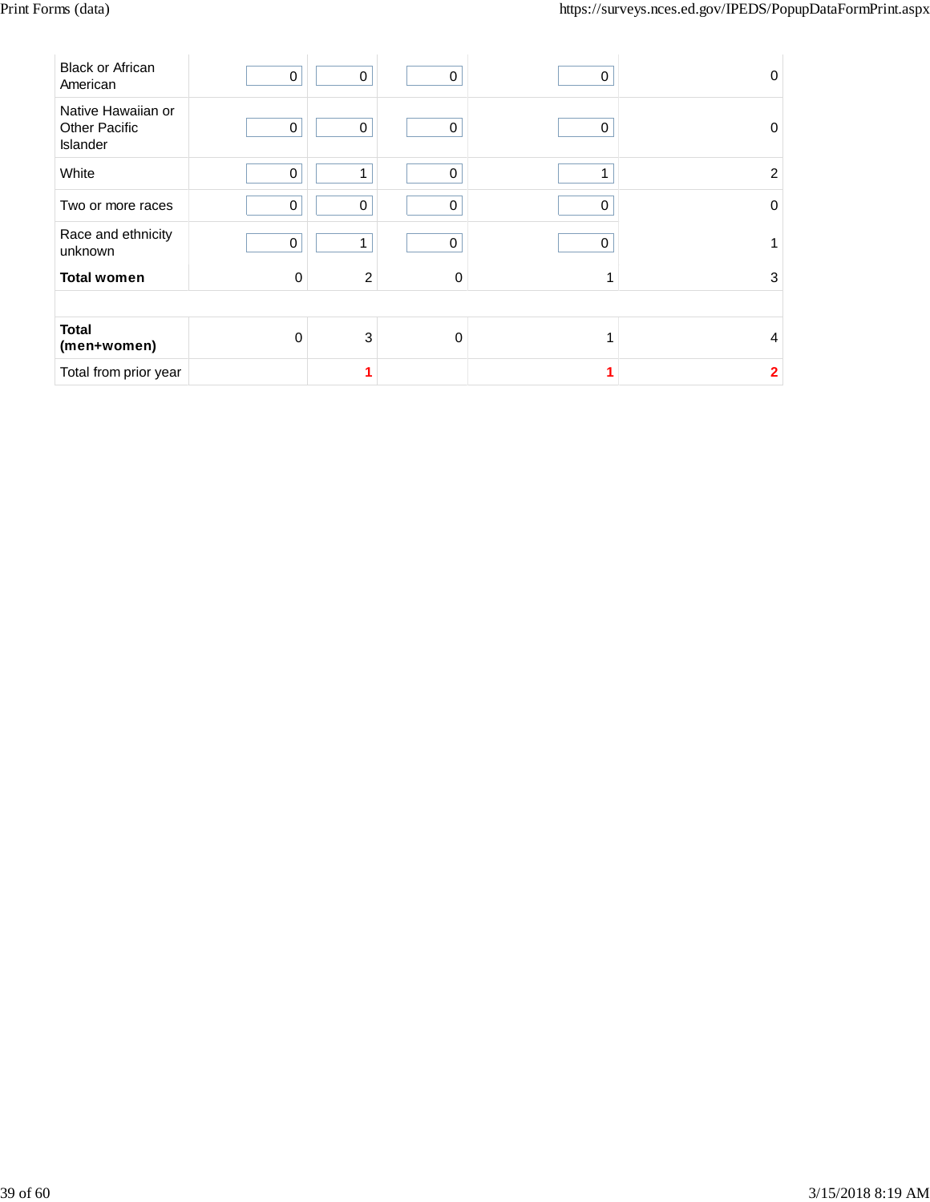| | | | | | |
|---|---|---|---|---|---|
| Black or African American | 0 | 0 | 0 | 0 | 0 |
| Native Hawaiian or Other Pacific Islander | 0 | 0 | 0 | 0 | 0 |
| White | 0 | 1 | 0 | 1 | 2 |
| Two or more races | 0 | 0 | 0 | 0 | 0 |
| Race and ethnicity unknown | 0 | 1 | 0 | 0 | 1 |
| **Total women** | 0 | 2 | 0 | 1 | 3 |
| | | | | | |
| **Total (men+women)** | 0 | 3 | 0 | 1 | 4 |
| Total from prior year | | **1** | | **1** | **2** |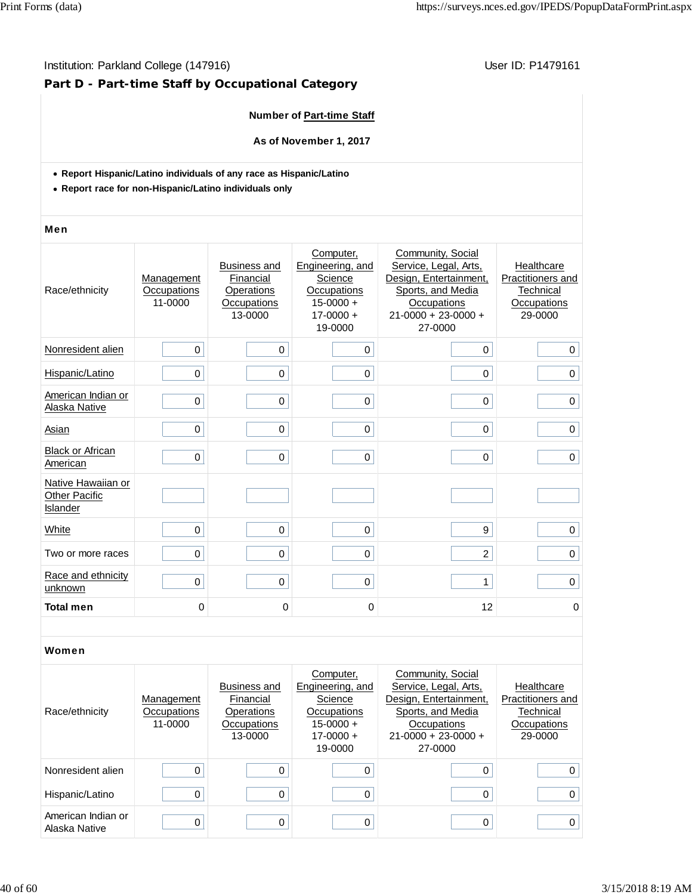Institution: Parkland College (147916)

User ID: P1479161

## Part D - Part-time Staff by Occupational Category

**Number of Part-time Staff**

**As of November 1, 2017**

- **Report Hispanic/Latino individuals of any race as Hispanic/Latino**
- **Report race for non-Hispanic/Latino individuals only**

### Men

| Race/ethnicity | Management Occupations 11-0000 | Business and Financial Operations Occupations 13-0000 | Computer, Engineering, and Science Occupations 15-0000 + 17-0000 + 19-0000 | Community, Social Service, Legal, Arts, Design, Entertainment, Sports, and Media Occupations 21-0000 + 23-0000 + 27-0000 | Healthcare Practitioners and Technical Occupations 29-0000 |
|---|---|---|---|---|---|
| Nonresident alien | 0 | 0 | 0 | 0 | 0 |
| Hispanic/Latino | 0 | 0 | 0 | 0 | 0 |
| American Indian or Alaska Native | 0 | 0 | 0 | 0 | 0 |
| Asian | 0 | 0 | 0 | 0 | 0 |
| Black or African American | 0 | 0 | 0 | 0 | 0 |
| Native Hawaiian or Other Pacific Islander | | | | | |
| White | 0 | 0 | 0 | 9 | 0 |
| Two or more races | 0 | 0 | 0 | 2 | 0 |
| Race and ethnicity unknown | 0 | 0 | 0 | 1 | 0 |
| **Total men** | 0 | 0 | 0 | 12 | 0 |

### Women

| Race/ethnicity | Management Occupations 11-0000 | Business and Financial Operations Occupations 13-0000 | Computer, Engineering, and Science Occupations 15-0000 + 17-0000 + 19-0000 | Community, Social Service, Legal, Arts, Design, Entertainment, Sports, and Media Occupations 21-0000 + 23-0000 + 27-0000 | Healthcare Practitioners and Technical Occupations 29-0000 |
|---|---|---|---|---|---|
| Nonresident alien | 0 | 0 | 0 | 0 | 0 |
| Hispanic/Latino | 0 | 0 | 0 | 0 | 0 |
| American Indian or Alaska Native | 0 | 0 | 0 | 0 | 0 |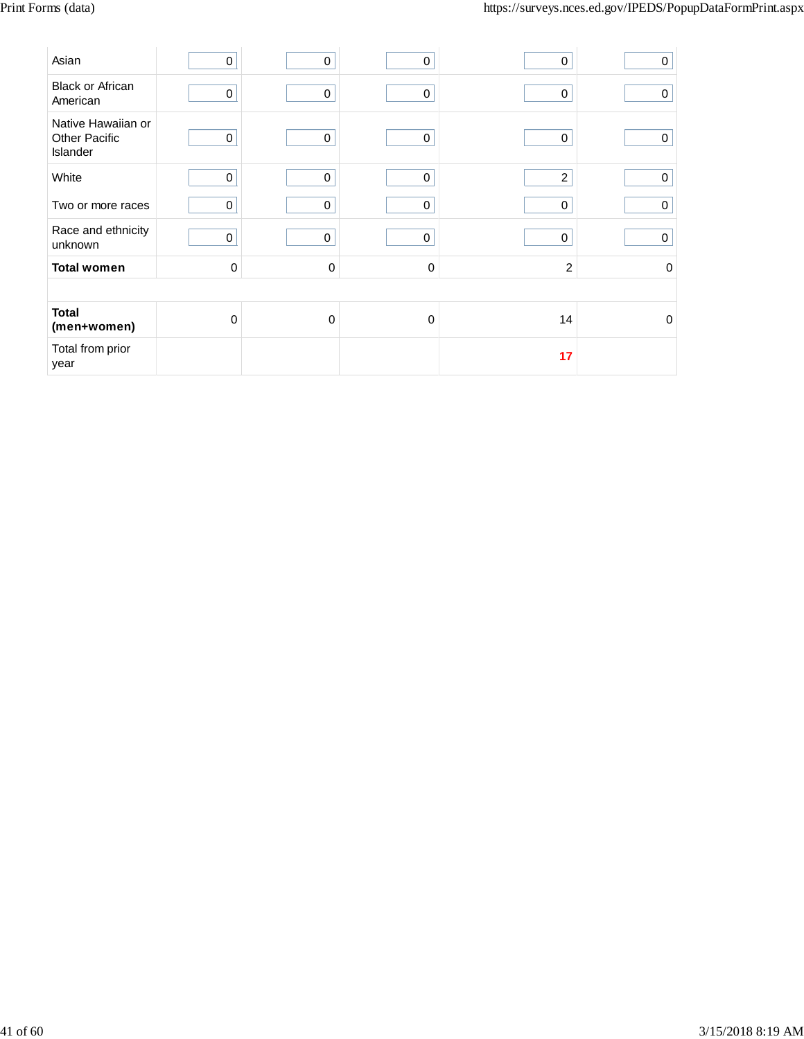| | | | | | |
|---|---|---|---|---|---|
| Asian | 0 | 0 | 0 | 0 | 0 |
| Black or African American | 0 | 0 | 0 | 0 | 0 |
| Native Hawaiian or Other Pacific Islander | 0 | 0 | 0 | 0 | 0 |
| White | 0 | 0 | 0 | 2 | 0 |
| Two or more races | 0 | 0 | 0 | 0 | 0 |
| Race and ethnicity unknown | 0 | 0 | 0 | 0 | 0 |
| **Total women** | 0 | 0 | 0 | 2 | 0 |
| | | | | | |
| **Total (men+women)** | 0 | 0 | 0 | 14 | 0 |
| Total from prior year | | | | **17** | |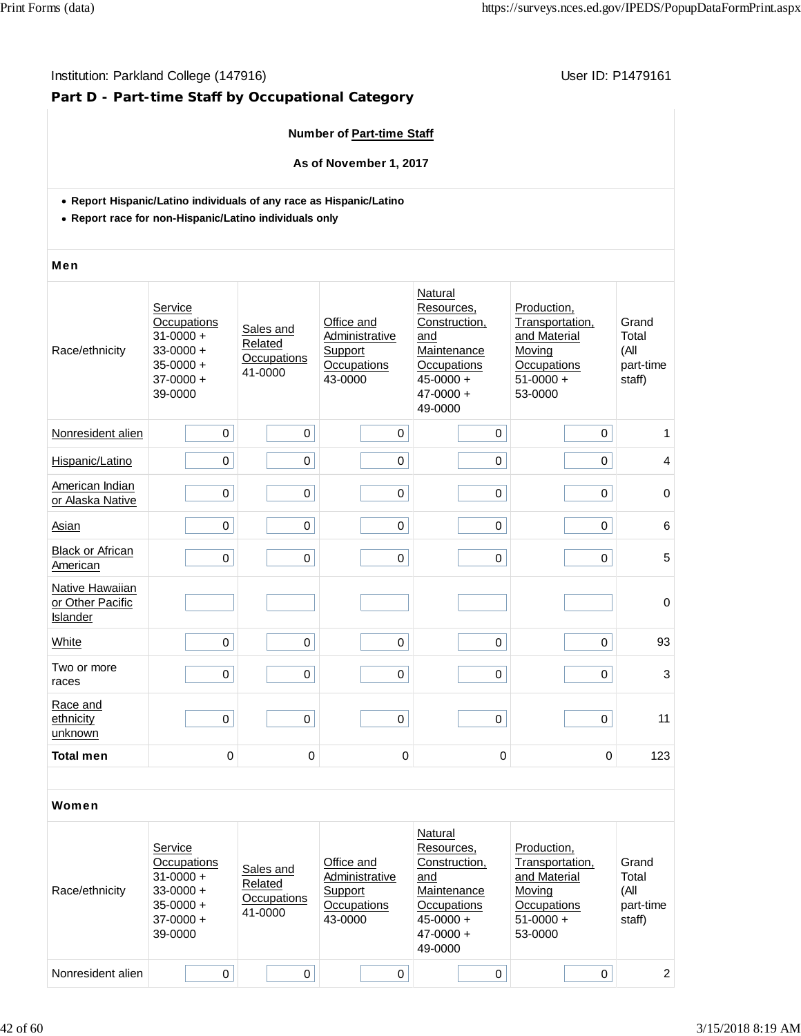Institution: Parkland College (147916)

User ID: P1479161

## Part D - Part-time Staff by Occupational Category

**Number of Part-time Staff**

**As of November 1, 2017**

- **Report Hispanic/Latino individuals of any race as Hispanic/Latino**
- **Report race for non-Hispanic/Latino individuals only**

### Men

| Race/ethnicity | Service Occupations 31-0000 + 33-0000 + 35-0000 + 37-0000 + 39-0000 | Sales and Related Occupations 41-0000 | Office and Administrative Support Occupations 43-0000 | Natural Resources, Construction, and Maintenance Occupations 45-0000 + 47-0000 + 49-0000 | Production, Transportation, and Material Moving Occupations 51-0000 + 53-0000 | Grand Total (All part-time staff) |
|---|---|---|---|---|---|---|
| Nonresident alien | 0 | 0 | 0 | 0 | 0 | 1 |
| Hispanic/Latino | 0 | 0 | 0 | 0 | 0 | 4 |
| American Indian or Alaska Native | 0 | 0 | 0 | 0 | 0 | 0 |
| Asian | 0 | 0 | 0 | 0 | 0 | 6 |
| Black or African American | 0 | 0 | 0 | 0 | 0 | 5 |
| Native Hawaiian or Other Pacific Islander | | | | | | 0 |
| White | 0 | 0 | 0 | 0 | 0 | 93 |
| Two or more races | 0 | 0 | 0 | 0 | 0 | 3 |
| Race and ethnicity unknown | 0 | 0 | 0 | 0 | 0 | 11 |
| **Total men** | 0 | 0 | 0 | 0 | 0 | 123 |

### Women

| Race/ethnicity | Service Occupations 31-0000 + 33-0000 + 35-0000 + 37-0000 + 39-0000 | Sales and Related Occupations 41-0000 | Office and Administrative Support Occupations 43-0000 | Natural Resources, Construction, and Maintenance Occupations 45-0000 + 47-0000 + 49-0000 | Production, Transportation, and Material Moving Occupations 51-0000 + 53-0000 | Grand Total (All part-time staff) |
|---|---|---|---|---|---|---|
| Nonresident alien | 0 | 0 | 0 | 0 | 0 | 2 |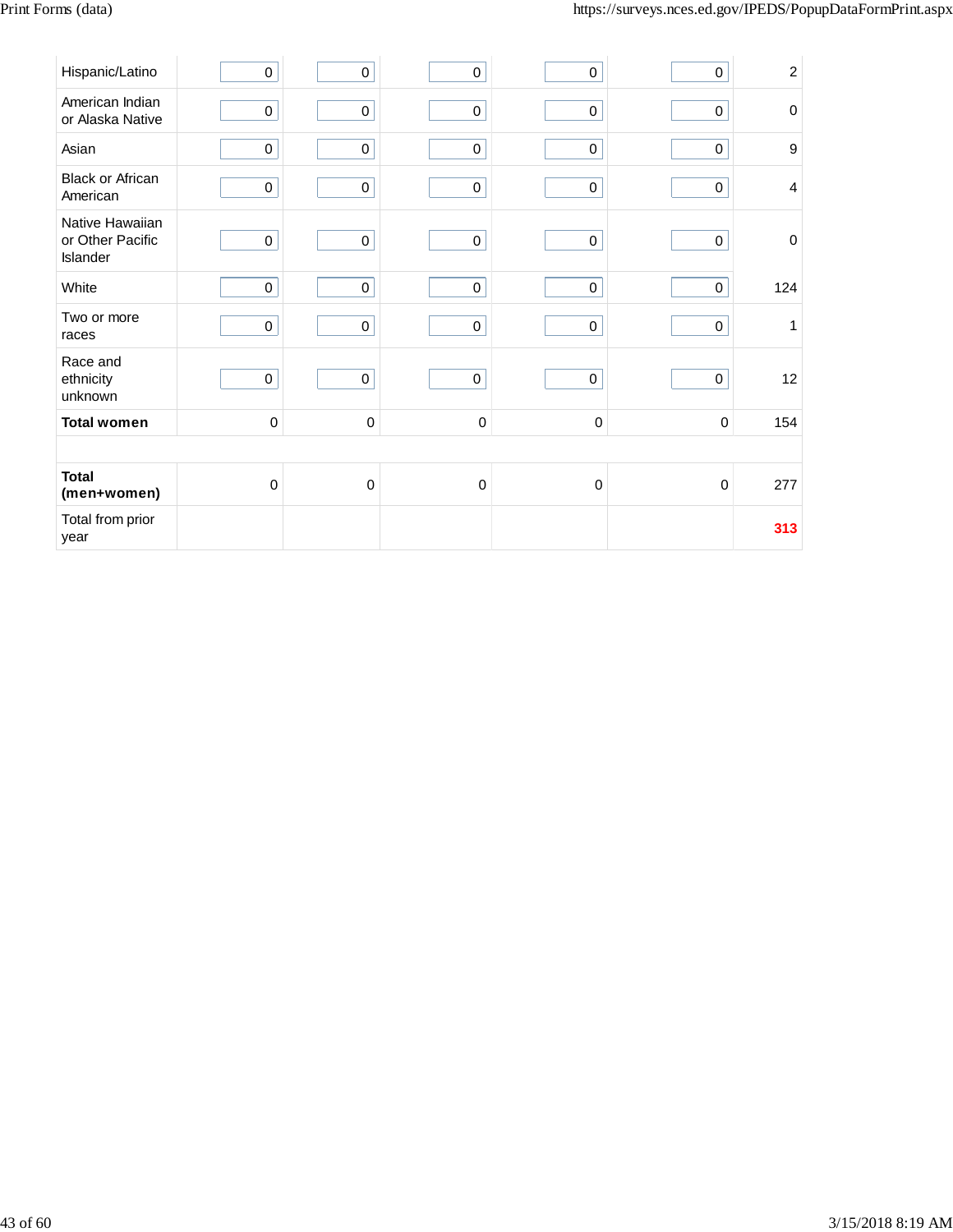| | | | | | | |
|---|---|---|---|---|---|---|
| Hispanic/Latino | 0 | 0 | 0 | 0 | 0 | 2 |
| American Indian or Alaska Native | 0 | 0 | 0 | 0 | 0 | 0 |
| Asian | 0 | 0 | 0 | 0 | 0 | 9 |
| Black or African American | 0 | 0 | 0 | 0 | 0 | 4 |
| Native Hawaiian or Other Pacific Islander | 0 | 0 | 0 | 0 | 0 | 0 |
| White | 0 | 0 | 0 | 0 | 0 | 124 |
| Two or more races | 0 | 0 | 0 | 0 | 0 | 1 |
| Race and ethnicity unknown | 0 | 0 | 0 | 0 | 0 | 12 |
| **Total women** | 0 | 0 | 0 | 0 | 0 | 154 |
| | | | | | | |
| **Total (men+women)** | 0 | 0 | 0 | 0 | 0 | 277 |
| Total from prior year | | | | | | **313** |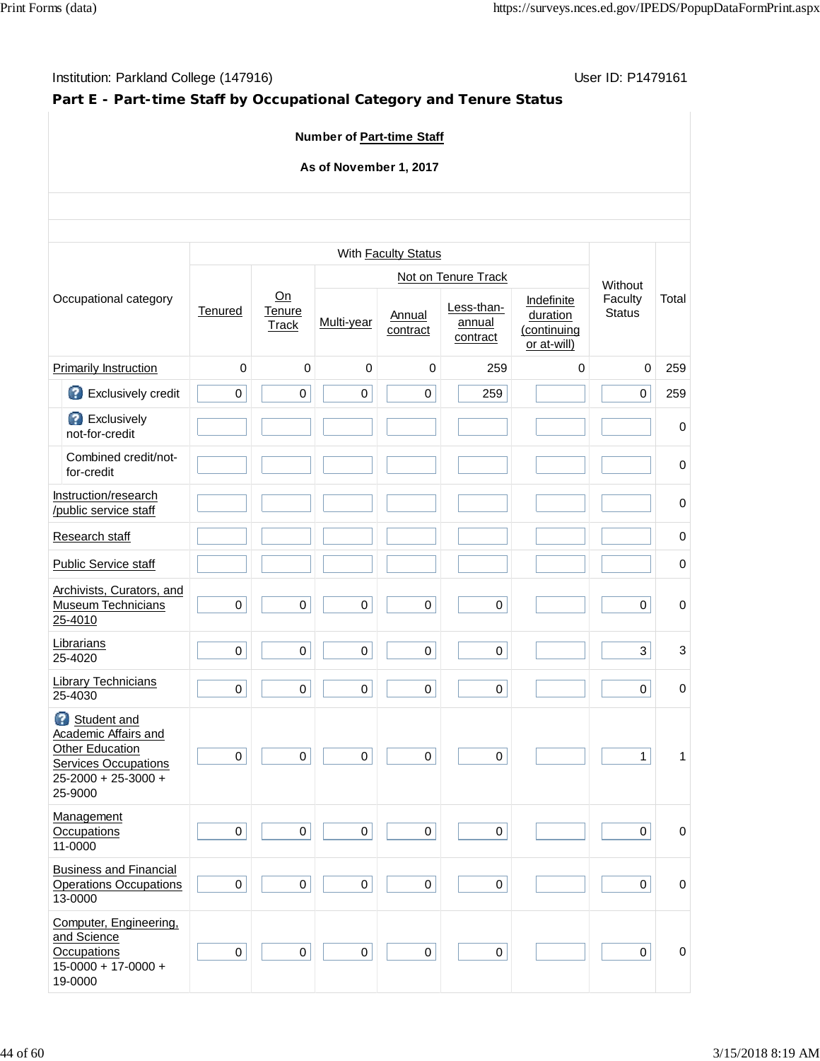Institution: Parkland College (147916) User ID: P1479161

**Part E - Part-time Staff by Occupational Category and Tenure Status**

**Number of Part-time Staff**

**As of November 1, 2017**

| Occupational category | With Faculty Status | | | | | | Without Faculty Status | Total |
|---|---|---|---|---|---|---|---|---|
| | | | Not on Tenure Track | | | | | |
| | Tenured | On Tenure Track | Multi-year | Annual contract | Less-than-annual contract | Indefinite duration (continuing or at-will) | | |
| Primarily Instruction | 0 | 0 | 0 | 0 | 259 | 0 | 0 | 259 |
| Exclusively credit | 0 | 0 | 0 | 0 | 259 | | 0 | 259 |
| Exclusively not-for-credit | | | | | | | | 0 |
| Combined credit/not-for-credit | | | | | | | | 0 |
| Instruction/research/public service staff | | | | | | | | 0 |
| Research staff | | | | | | | | 0 |
| Public Service staff | | | | | | | | 0 |
| Archivists, Curators, and Museum Technicians 25-4010 | 0 | 0 | 0 | 0 | 0 | | 0 | 0 |
| Librarians 25-4020 | 0 | 0 | 0 | 0 | 0 | | 3 | 3 |
| Library Technicians 25-4030 | 0 | 0 | 0 | 0 | 0 | | 0 | 0 |
| Student and Academic Affairs and Other Education Services Occupations 25-2000 + 25-3000 + 25-9000 | 0 | 0 | 0 | 0 | 0 | | 1 | 1 |
| Management Occupations 11-0000 | 0 | 0 | 0 | 0 | 0 | | 0 | 0 |
| Business and Financial Operations Occupations 13-0000 | 0 | 0 | 0 | 0 | 0 | | 0 | 0 |
| Computer, Engineering, and Science Occupations 15-0000 + 17-0000 + 19-0000 | 0 | 0 | 0 | 0 | 0 | | 0 | 0 |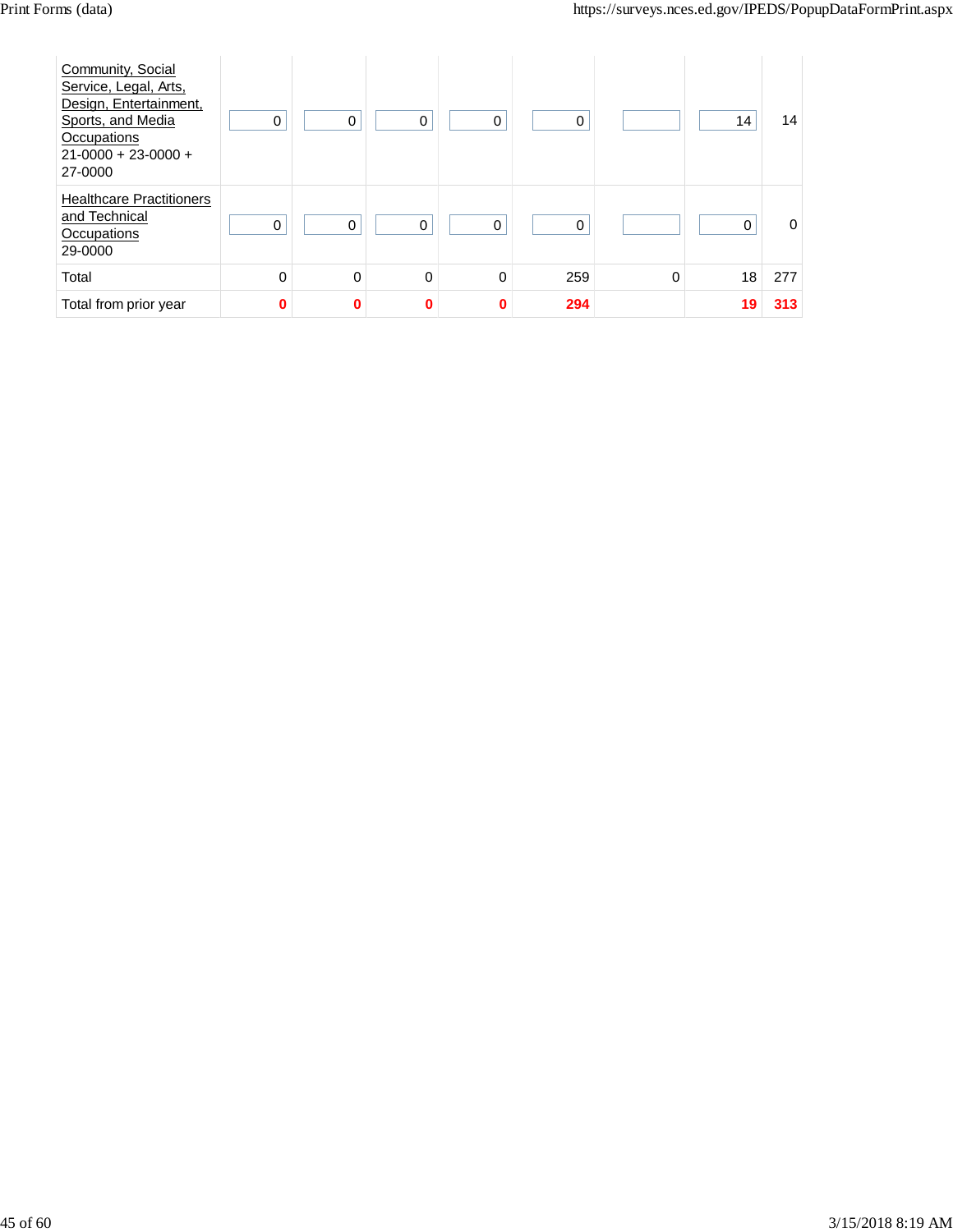| | | | | | | | | |
|---|---|---|---|---|---|---|---|---|
| Community, Social Service, Legal, Arts, Design, Entertainment, Sports, and Media Occupations 21-0000 + 23-0000 + 27-0000 | 0 | 0 | 0 | 0 | 0 | | 14 | 14 |
| Healthcare Practitioners and Technical Occupations 29-0000 | 0 | 0 | 0 | 0 | 0 | | 0 | 0 |
| Total | 0 | 0 | 0 | 0 | 259 | 0 | 18 | 277 |
| Total from prior year | **0** | **0** | **0** | **0** | **294** | | **19** | **313** |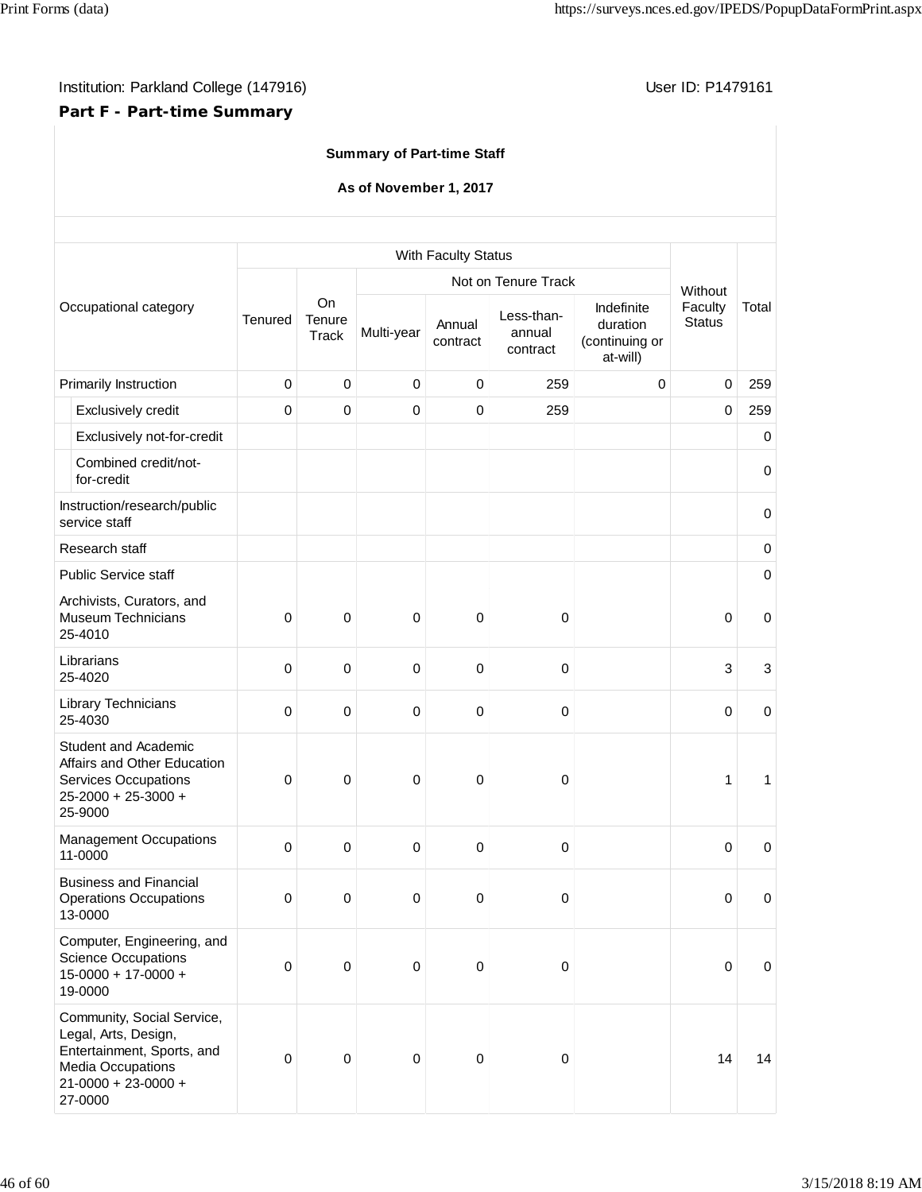Institution: Parkland College (147916)

User ID: P1479161

**Part F - Part-time Summary**

**Summary of Part-time Staff**

**As of November 1, 2017**

| Occupational category | With Faculty Status | | | | | | Without Faculty Status | Total |
|---|---|---|---|---|---|---|---|---|
| | Tenured | On Tenure Track | Not on Tenure Track | | | | | |
| | | | Multi-year | Annual contract | Less-than-annual contract | Indefinite duration (continuing or at-will) | | |
| Primarily Instruction | 0 | 0 | 0 | 0 | 259 | 0 | 0 | 259 |
| Exclusively credit | 0 | 0 | 0 | 0 | 259 | | 0 | 259 |
| Exclusively not-for-credit | | | | | | | | 0 |
| Combined credit/not-for-credit | | | | | | | | 0 |
| Instruction/research/public service staff | | | | | | | | 0 |
| Research staff | | | | | | | | 0 |
| Public Service staff | | | | | | | | 0 |
| Archivists, Curators, and Museum Technicians 25-4010 | 0 | 0 | 0 | 0 | 0 | | 0 | 0 |
| Librarians 25-4020 | 0 | 0 | 0 | 0 | 0 | | 3 | 3 |
| Library Technicians 25-4030 | 0 | 0 | 0 | 0 | 0 | | 0 | 0 |
| Student and Academic Affairs and Other Education Services Occupations 25-2000 + 25-3000 + 25-9000 | 0 | 0 | 0 | 0 | 0 | | 1 | 1 |
| Management Occupations 11-0000 | 0 | 0 | 0 | 0 | 0 | | 0 | 0 |
| Business and Financial Operations Occupations 13-0000 | 0 | 0 | 0 | 0 | 0 | | 0 | 0 |
| Computer, Engineering, and Science Occupations 15-0000 + 17-0000 + 19-0000 | 0 | 0 | 0 | 0 | 0 | | 0 | 0 |
| Community, Social Service, Legal, Arts, Design, Entertainment, Sports, and Media Occupations 21-0000 + 23-0000 + 27-0000 | 0 | 0 | 0 | 0 | 0 | | 14 | 14 |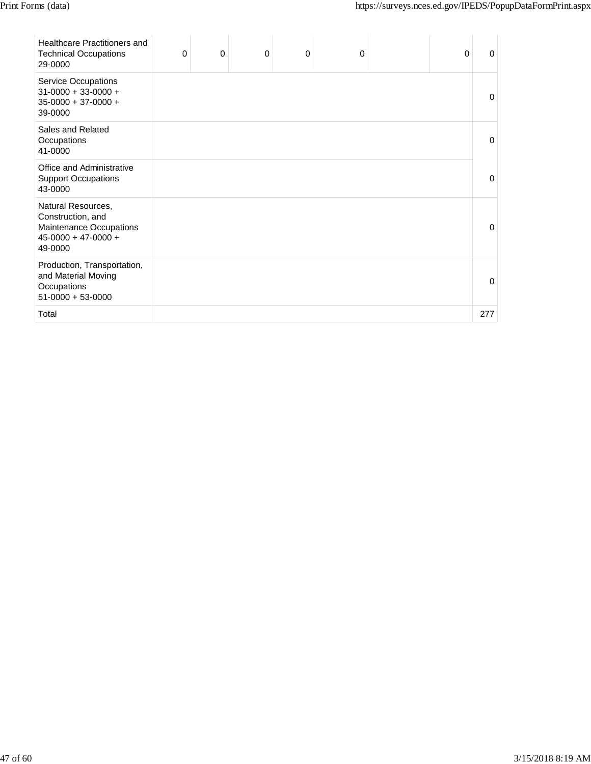| | | | | | | | | |
|---|---|---|---|---|---|---|---|---|
| Healthcare Practitioners and Technical Occupations 29-0000 | 0 | 0 | 0 | 0 | 0 | | 0 | 0 |
| Service Occupations 31-0000 + 33-0000 + 35-0000 + 37-0000 + 39-0000 | | | | | | | | 0 |
| Sales and Related Occupations 41-0000 | | | | | | | | 0 |
| Office and Administrative Support Occupations 43-0000 | | | | | | | | 0 |
| Natural Resources, Construction, and Maintenance Occupations 45-0000 + 47-0000 + 49-0000 | | | | | | | | 0 |
| Production, Transportation, and Material Moving Occupations 51-0000 + 53-0000 | | | | | | | | 0 |
| Total | | | | | | | | 277 |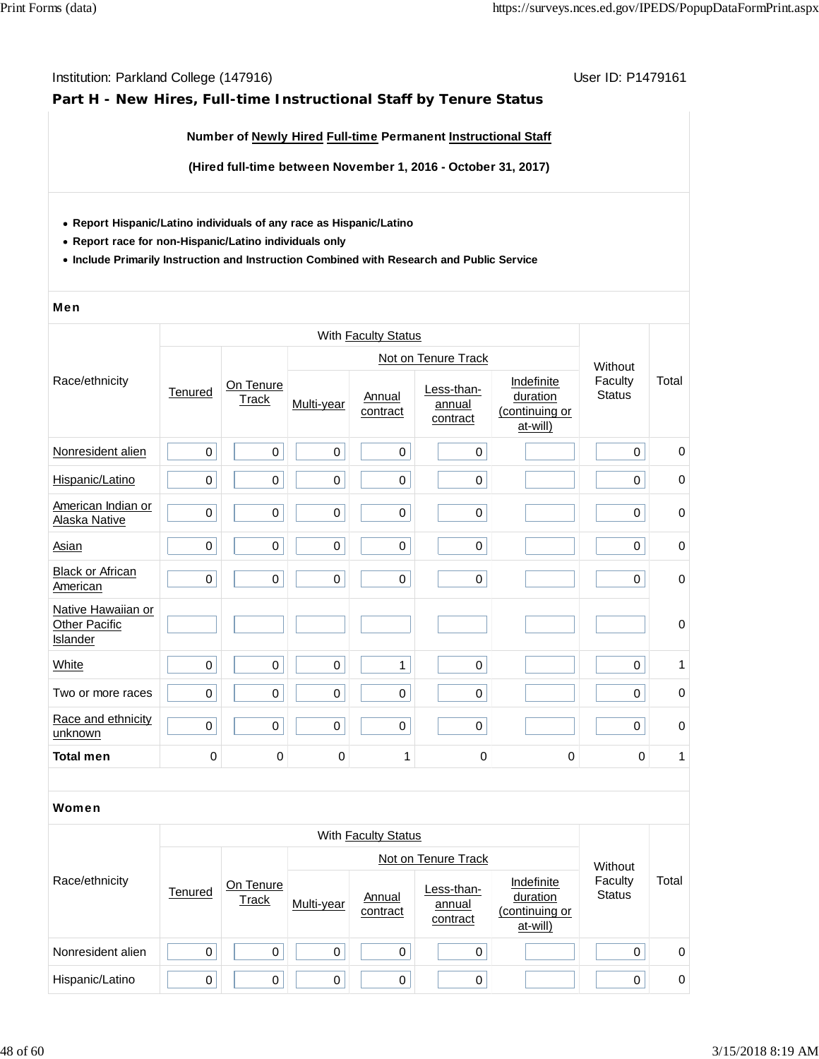Institution: Parkland College (147916)

User ID: P1479161

## Part H - New Hires, Full-time Instructional Staff by Tenure Status

**Number of Newly Hired Full-time Permanent Instructional Staff**

**(Hired full-time between November 1, 2016 - October 31, 2017)**

- **Report Hispanic/Latino individuals of any race as Hispanic/Latino**
- **Report race for non-Hispanic/Latino individuals only**
- **Include Primarily Instruction and Instruction Combined with Research and Public Service**

### Men

| Race/ethnicity | With Faculty Status | | | | | | Without Faculty Status | Total |
|---|---|---|---|---|---|---|---|---|
| | Tenured | On Tenure Track | Not on Tenure Track | | | | | |
| | | | Multi-year | Annual contract | Less-than-annual contract | Indefinite duration (continuing or at-will) | | |
| Nonresident alien | 0 | 0 | 0 | 0 | 0 | | 0 | 0 |
| Hispanic/Latino | 0 | 0 | 0 | 0 | 0 | | 0 | 0 |
| American Indian or Alaska Native | 0 | 0 | 0 | 0 | 0 | | 0 | 0 |
| Asian | 0 | 0 | 0 | 0 | 0 | | 0 | 0 |
| Black or African American | 0 | 0 | 0 | 0 | 0 | | 0 | 0 |
| Native Hawaiian or Other Pacific Islander | | | | | | | | 0 |
| White | 0 | 0 | 0 | 1 | 0 | | 0 | 1 |
| Two or more races | 0 | 0 | 0 | 0 | 0 | | 0 | 0 |
| Race and ethnicity unknown | 0 | 0 | 0 | 0 | 0 | | 0 | 0 |
| **Total men** | 0 | 0 | 0 | 1 | 0 | 0 | 0 | 1 |

### Women

| Race/ethnicity | With Faculty Status | | | | | | Without Faculty Status | Total |
|---|---|---|---|---|---|---|---|---|
| | Tenured | On Tenure Track | Not on Tenure Track | | | | | |
| | | | Multi-year | Annual contract | Less-than-annual contract | Indefinite duration (continuing or at-will) | | |
| Nonresident alien | 0 | 0 | 0 | 0 | 0 | | 0 | 0 |
| Hispanic/Latino | 0 | 0 | 0 | 0 | 0 | | 0 | 0 |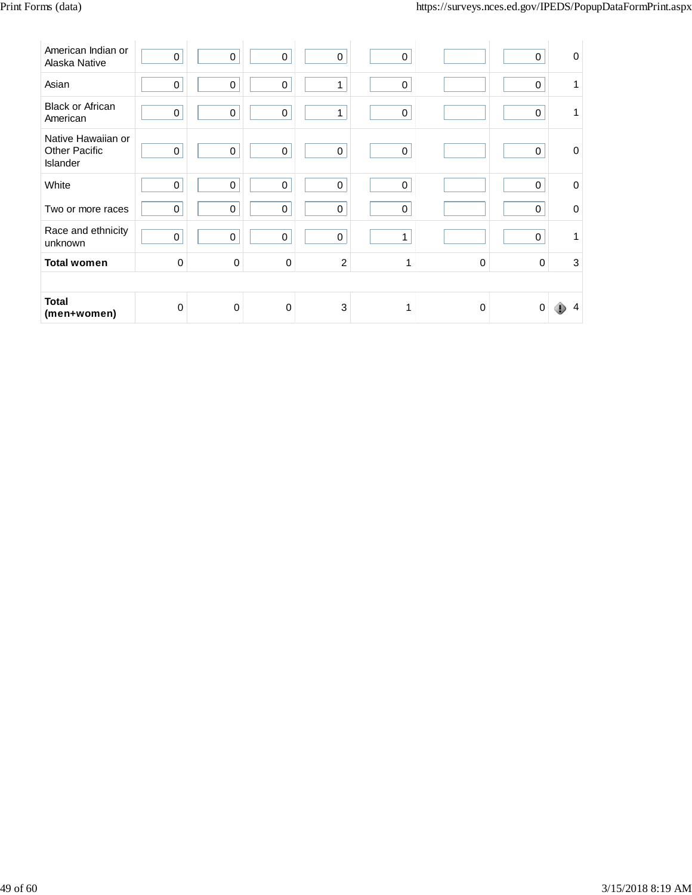| | | | | | | | | |
|---|---|---|---|---|---|---|---|---|
| American Indian or Alaska Native | 0 | 0 | 0 | 0 | 0 | | 0 | 0 |
| Asian | 0 | 0 | 0 | 1 | 0 | | 0 | 1 |
| Black or African American | 0 | 0 | 0 | 1 | 0 | | 0 | 1 |
| Native Hawaiian or Other Pacific Islander | 0 | 0 | 0 | 0 | 0 | | 0 | 0 |
| White | 0 | 0 | 0 | 0 | 0 | | 0 | 0 |
| Two or more races | 0 | 0 | 0 | 0 | 0 | | 0 | 0 |
| Race and ethnicity unknown | 0 | 0 | 0 | 0 | 1 | | 0 | 1 |
| **Total women** | 0 | 0 | 0 | 2 | 1 | 0 | 0 | 3 |
| | | | | | | | | |
| **Total (men+women)** | 0 | 0 | 0 | 3 | 1 | 0 | 0 | 4 |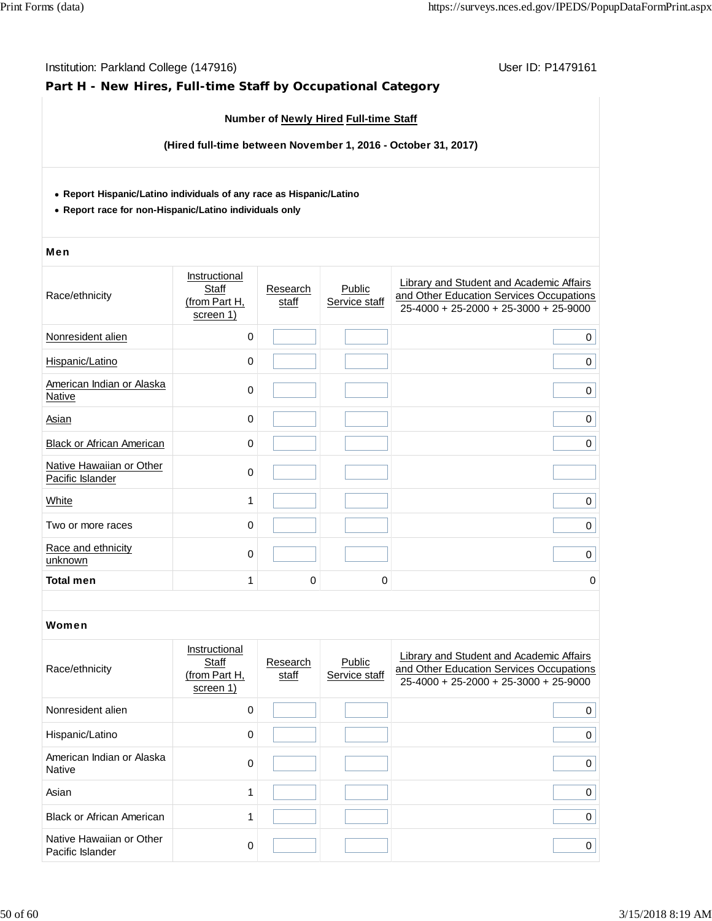Institution: Parkland College (147916)

User ID: P1479161

## Part H - New Hires, Full-time Staff by Occupational Category

**Number of Newly Hired Full-time Staff**

**(Hired full-time between November 1, 2016 - October 31, 2017)**

- **Report Hispanic/Latino individuals of any race as Hispanic/Latino**
- **Report race for non-Hispanic/Latino individuals only**

### Men

| Race/ethnicity | Instructional Staff (from Part H, screen 1) | Research staff | Public Service staff | Library and Student and Academic Affairs and Other Education Services Occupations 25-4000 + 25-2000 + 25-3000 + 25-9000 |
|---|---|---|---|---|
| Nonresident alien | 0 | | | 0 |
| Hispanic/Latino | 0 | | | 0 |
| American Indian or Alaska Native | 0 | | | 0 |
| Asian | 0 | | | 0 |
| Black or African American | 0 | | | 0 |
| Native Hawaiian or Other Pacific Islander | 0 | | | |
| White | 1 | | | 0 |
| Two or more races | 0 | | | 0 |
| Race and ethnicity unknown | 0 | | | 0 |
| **Total men** | 1 | 0 | 0 | 0 |

### Women

| Race/ethnicity | Instructional Staff (from Part H, screen 1) | Research staff | Public Service staff | Library and Student and Academic Affairs and Other Education Services Occupations 25-4000 + 25-2000 + 25-3000 + 25-9000 |
|---|---|---|---|---|
| Nonresident alien | 0 | | | 0 |
| Hispanic/Latino | 0 | | | 0 |
| American Indian or Alaska Native | 0 | | | 0 |
| Asian | 1 | | | 0 |
| Black or African American | 1 | | | 0 |
| Native Hawaiian or Other Pacific Islander | 0 | | | 0 |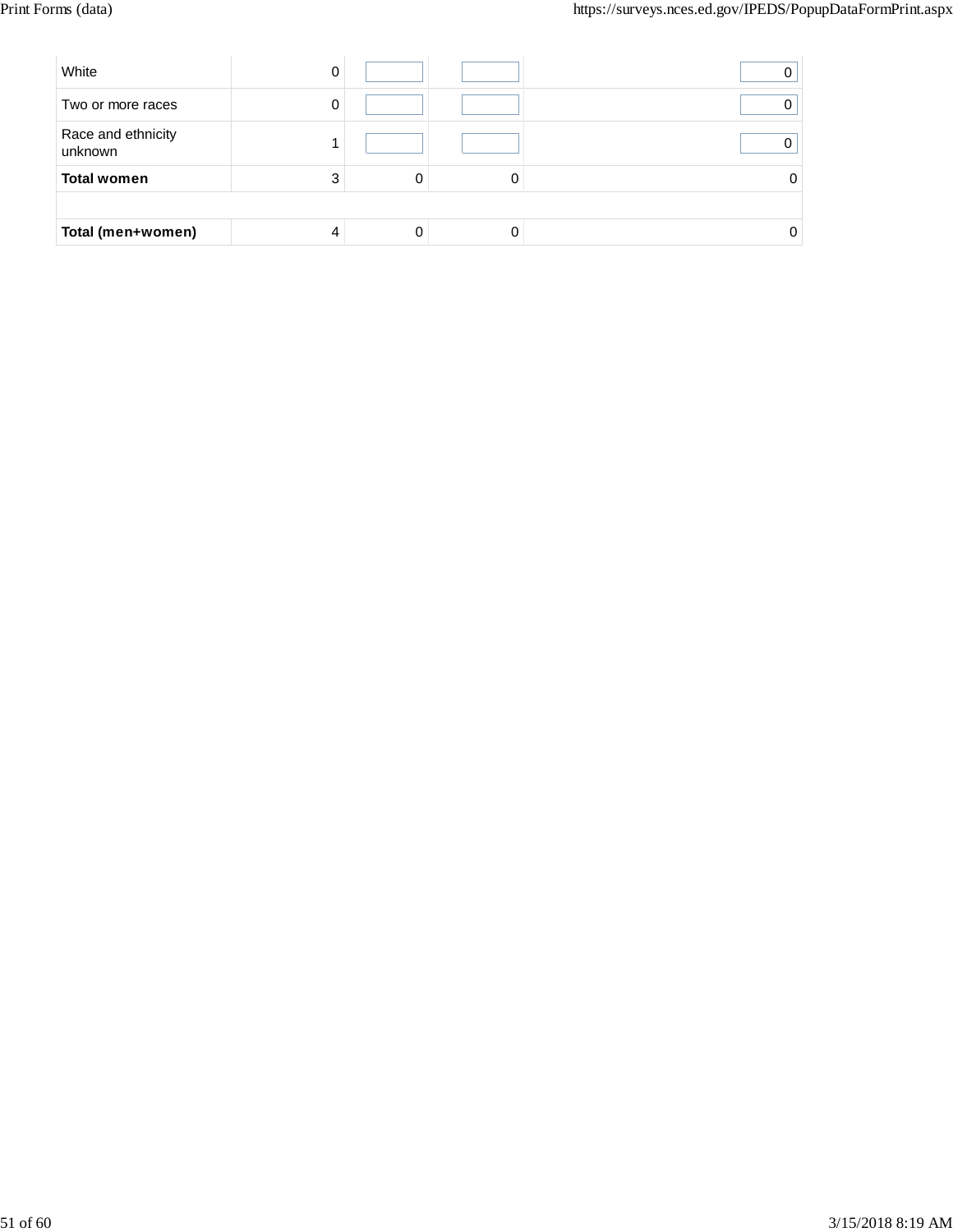| | | | | |
|---|---|---|---|---|
| White | 0 | | | 0 |
| Two or more races | 0 | | | 0 |
| Race and ethnicity unknown | 1 | | | 0 |
| **Total women** | 3 | 0 | 0 | 0 |
| | | | | |
| **Total (men+women)** | 4 | 0 | 0 | 0 |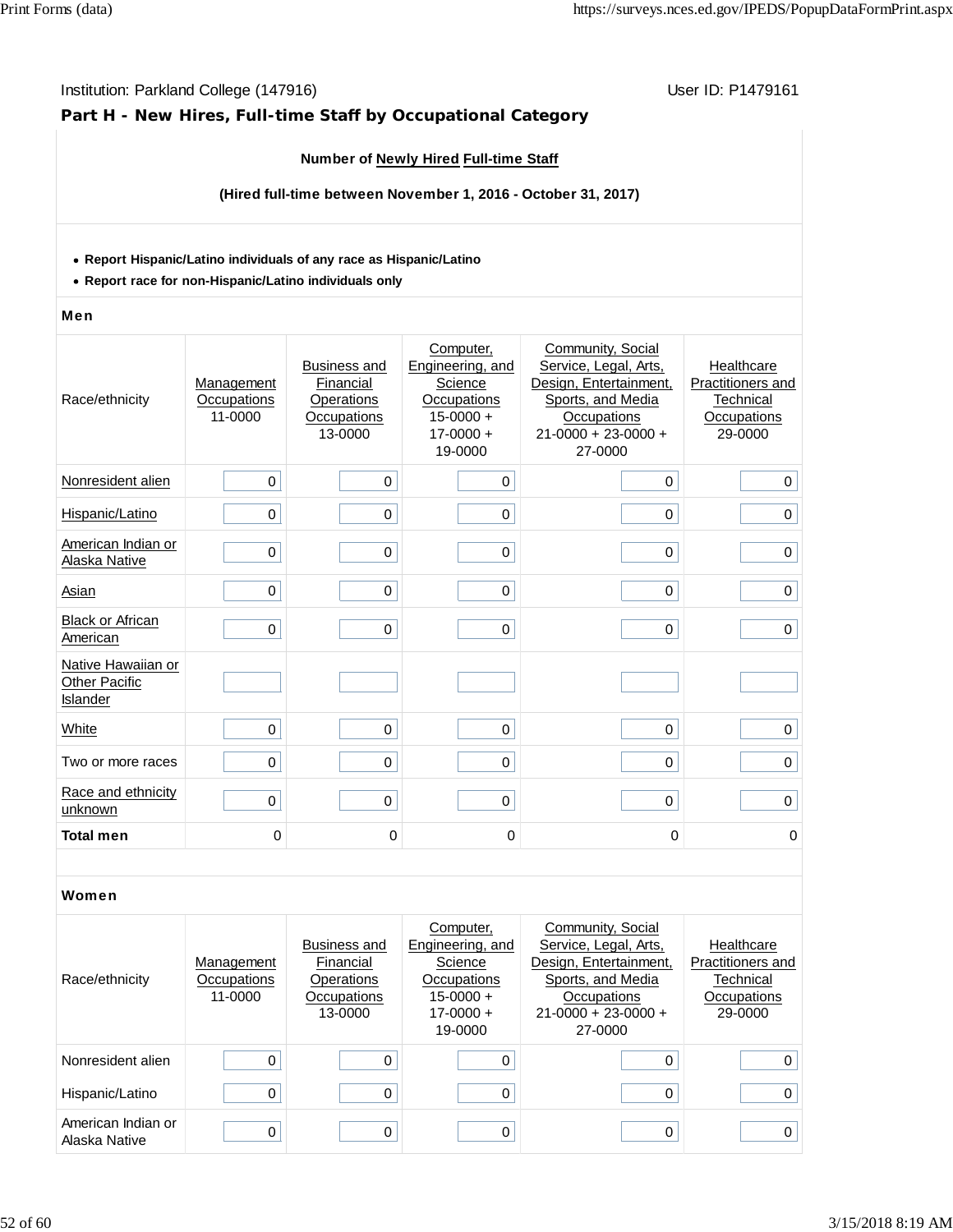Institution: Parkland College (147916)

User ID: P1479161

## Part H - New Hires, Full-time Staff by Occupational Category

**Number of Newly Hired Full-time Staff**

**(Hired full-time between November 1, 2016 - October 31, 2017)**

- **Report Hispanic/Latino individuals of any race as Hispanic/Latino**
- **Report race for non-Hispanic/Latino individuals only**

### Men

| Race/ethnicity | Management Occupations 11-0000 | Business and Financial Operations Occupations 13-0000 | Computer, Engineering, and Science Occupations 15-0000 + 17-0000 + 19-0000 | Community, Social Service, Legal, Arts, Design, Entertainment, Sports, and Media Occupations 21-0000 + 23-0000 + 27-0000 | Healthcare Practitioners and Technical Occupations 29-0000 |
|---|---|---|---|---|---|
| Nonresident alien | 0 | 0 | 0 | 0 | 0 |
| Hispanic/Latino | 0 | 0 | 0 | 0 | 0 |
| American Indian or Alaska Native | 0 | 0 | 0 | 0 | 0 |
| Asian | 0 | 0 | 0 | 0 | 0 |
| Black or African American | 0 | 0 | 0 | 0 | 0 |
| Native Hawaiian or Other Pacific Islander | | | | | |
| White | 0 | 0 | 0 | 0 | 0 |
| Two or more races | 0 | 0 | 0 | 0 | 0 |
| Race and ethnicity unknown | 0 | 0 | 0 | 0 | 0 |
| **Total men** | 0 | 0 | 0 | 0 | 0 |

### Women

| Race/ethnicity | Management Occupations 11-0000 | Business and Financial Operations Occupations 13-0000 | Computer, Engineering, and Science Occupations 15-0000 + 17-0000 + 19-0000 | Community, Social Service, Legal, Arts, Design, Entertainment, Sports, and Media Occupations 21-0000 + 23-0000 + 27-0000 | Healthcare Practitioners and Technical Occupations 29-0000 |
|---|---|---|---|---|---|
| Nonresident alien | 0 | 0 | 0 | 0 | 0 |
| Hispanic/Latino | 0 | 0 | 0 | 0 | 0 |
| American Indian or Alaska Native | 0 | 0 | 0 | 0 | 0 |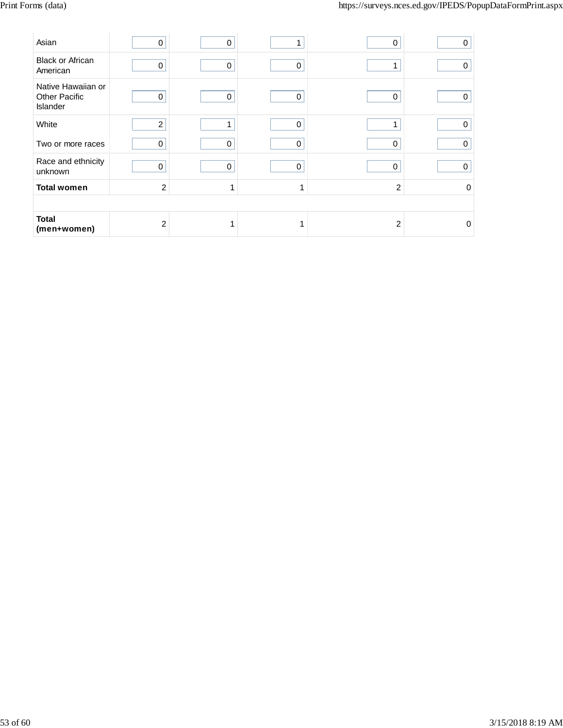|  |  |  |  |  |  |
|---|---|---|---|---|---|
| Asian | 0 | 0 | 1 | 0 | 0 |
| Black or African American | 0 | 0 | 0 | 1 | 0 |
| Native Hawaiian or Other Pacific Islander | 0 | 0 | 0 | 0 | 0 |
| White | 2 | 1 | 0 | 1 | 0 |
| Two or more races | 0 | 0 | 0 | 0 | 0 |
| Race and ethnicity unknown | 0 | 0 | 0 | 0 | 0 |
| **Total women** | 2 | 1 | 1 | 2 | 0 |
|  |  |  |  |  |  |
| **Total (men+women)** | 2 | 1 | 1 | 2 | 0 |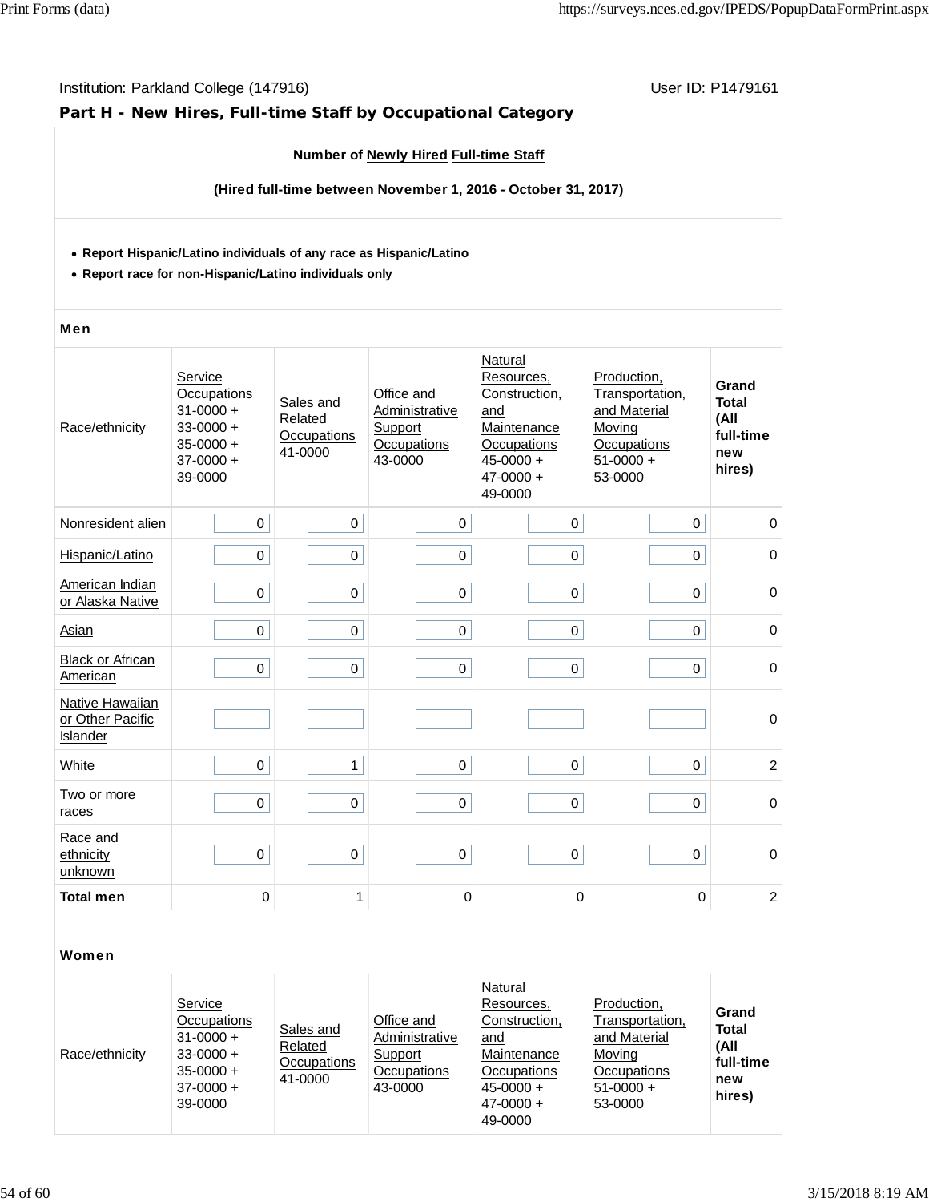Institution: Parkland College (147916)

User ID: P1479161

## Part H - New Hires, Full-time Staff by Occupational Category

**Number of Newly Hired Full-time Staff**

**(Hired full-time between November 1, 2016 - October 31, 2017)**

- **Report Hispanic/Latino individuals of any race as Hispanic/Latino**
- **Report race for non-Hispanic/Latino individuals only**

**Men**

| Race/ethnicity | Service Occupations 31-0000 + 33-0000 + 35-0000 + 37-0000 + 39-0000 | Sales and Related Occupations 41-0000 | Office and Administrative Support Occupations 43-0000 | Natural Resources, Construction, and Maintenance Occupations 45-0000 + 47-0000 + 49-0000 | Production, Transportation, and Material Moving Occupations 51-0000 + 53-0000 | Grand Total (All full-time new hires) |
|---|---|---|---|---|---|---|
| Nonresident alien | 0 | 0 | 0 | 0 | 0 | 0 |
| Hispanic/Latino | 0 | 0 | 0 | 0 | 0 | 0 |
| American Indian or Alaska Native | 0 | 0 | 0 | 0 | 0 | 0 |
| Asian | 0 | 0 | 0 | 0 | 0 | 0 |
| Black or African American | 0 | 0 | 0 | 0 | 0 | 0 |
| Native Hawaiian or Other Pacific Islander | | | | | | 0 |
| White | 0 | 1 | 0 | 0 | 0 | 2 |
| Two or more races | 0 | 0 | 0 | 0 | 0 | 0 |
| Race and ethnicity unknown | 0 | 0 | 0 | 0 | 0 | 0 |
| **Total men** | 0 | 1 | 0 | 0 | 0 | 2 |

**Women**

| Race/ethnicity | Service Occupations 31-0000 + 33-0000 + 35-0000 + 37-0000 + 39-0000 | Sales and Related Occupations 41-0000 | Office and Administrative Support Occupations 43-0000 | Natural Resources, Construction, and Maintenance Occupations 45-0000 + 47-0000 + 49-0000 | Production, Transportation, and Material Moving Occupations 51-0000 + 53-0000 | Grand Total (All full-time new hires) |
|---|---|---|---|---|---|---|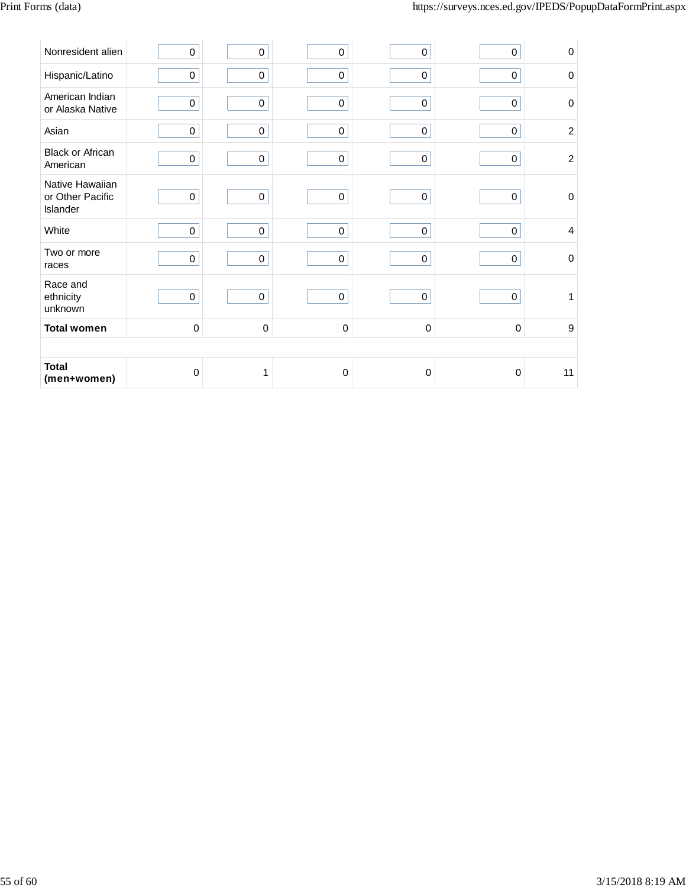| | | | | | | |
|---|---|---|---|---|---|---|
| Nonresident alien | 0 | 0 | 0 | 0 | 0 | 0 |
| Hispanic/Latino | 0 | 0 | 0 | 0 | 0 | 0 |
| American Indian or Alaska Native | 0 | 0 | 0 | 0 | 0 | 0 |
| Asian | 0 | 0 | 0 | 0 | 0 | 2 |
| Black or African American | 0 | 0 | 0 | 0 | 0 | 2 |
| Native Hawaiian or Other Pacific Islander | 0 | 0 | 0 | 0 | 0 | 0 |
| White | 0 | 0 | 0 | 0 | 0 | 4 |
| Two or more races | 0 | 0 | 0 | 0 | 0 | 0 |
| Race and ethnicity unknown | 0 | 0 | 0 | 0 | 0 | 1 |
| **Total women** | 0 | 0 | 0 | 0 | 0 | 9 |
| | | | | | | |
| **Total (men+women)** | 0 | 1 | 0 | 0 | 0 | 11 |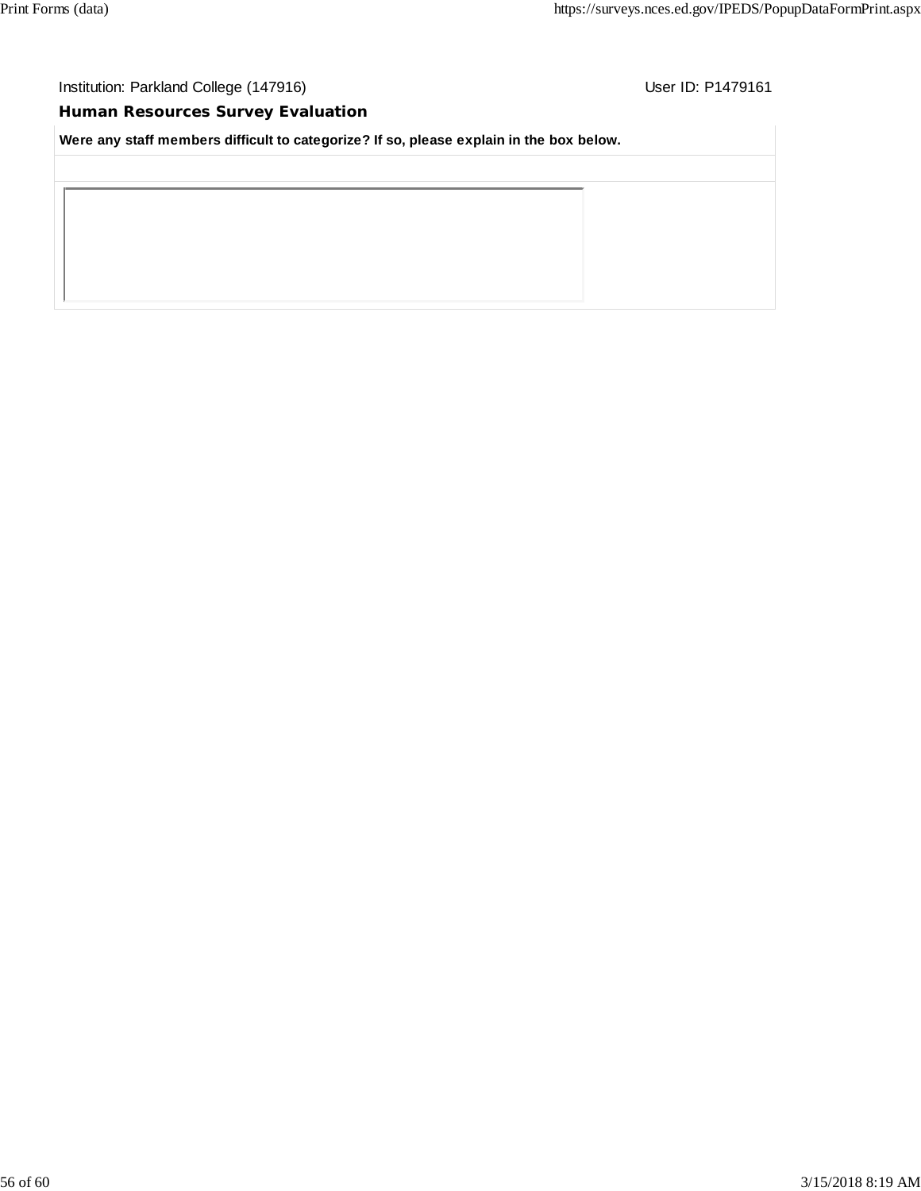Institution: Parkland College (147916) User ID: P1479161

## Human Resources Survey Evaluation

| Were any staff members difficult to categorize? If so, please explain in the box below. |
|---|
| |
| |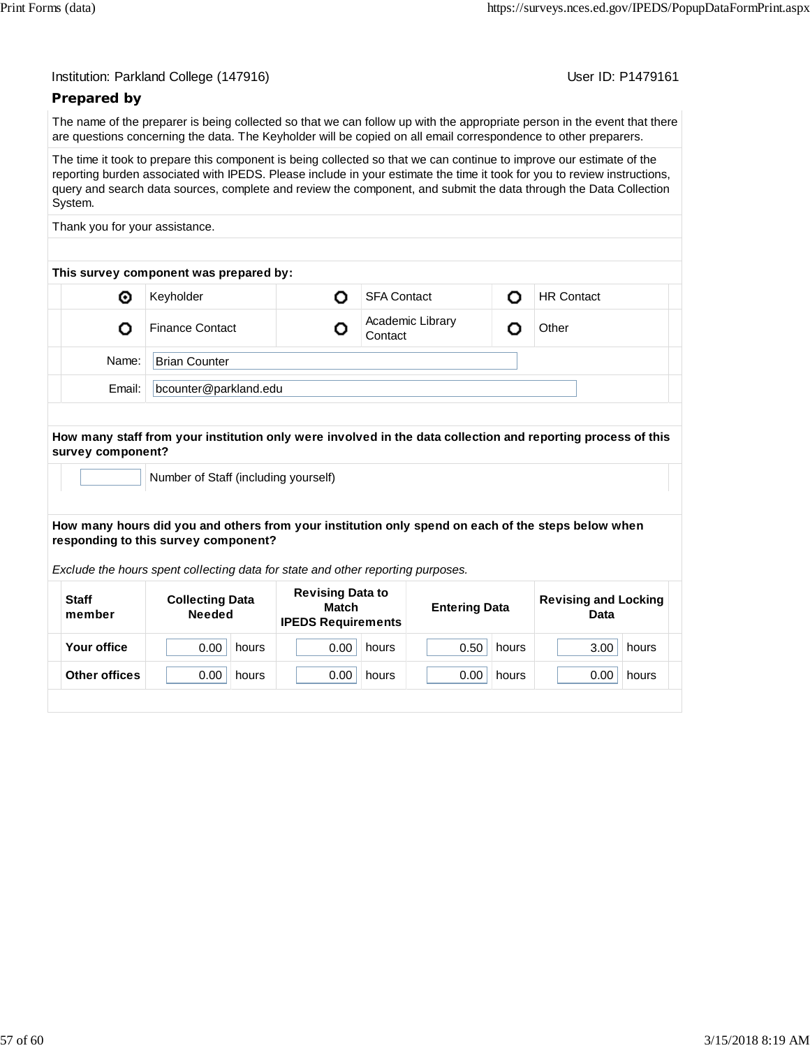Institution: Parkland College (147916)

User ID: P1479161

## Prepared by

The name of the preparer is being collected so that we can follow up with the appropriate person in the event that there are questions concerning the data. The Keyholder will be copied on all email correspondence to other preparers.

The time it took to prepare this component is being collected so that we can continue to improve our estimate of the reporting burden associated with IPEDS. Please include in your estimate the time it took for you to review instructions, query and search data sources, complete and review the component, and submit the data through the Data Collection System.

Thank you for your assistance.

**This survey component was prepared by:**

| | | | | | |
|---|---|---|---|---|---|
| ⦿ | Keyholder | ○ | SFA Contact | ○ | HR Contact |
| ○ | Finance Contact | ○ | Academic Library Contact | ○ | Other |

Name: Brian Counter

Email: bcounter@parkland.edu

**How many staff from your institution only were involved in the data collection and reporting process of this survey component?**

[ ] Number of Staff (including yourself)

**How many hours did you and others from your institution only spend on each of the steps below when responding to this survey component?**

*Exclude the hours spent collecting data for state and other reporting purposes.*

| Staff member | Collecting Data Needed | Revising Data to Match IPEDS Requirements | Entering Data | Revising and Locking Data |
|---|---|---|---|---|
| **Your office** | 0.00 hours | 0.00 hours | 0.50 hours | 3.00 hours |
| **Other offices** | 0.00 hours | 0.00 hours | 0.00 hours | 0.00 hours |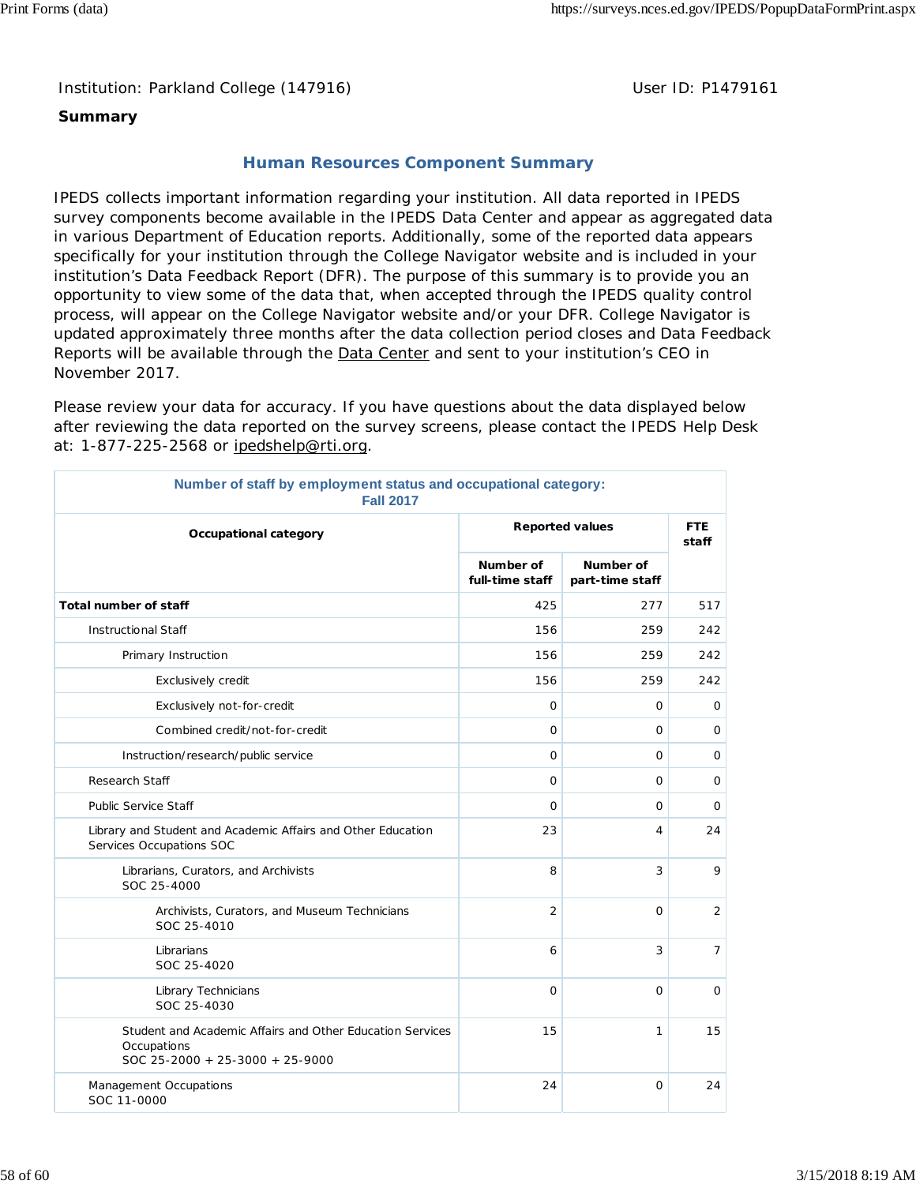Institution: Parkland College (147916)

User ID: P1479161

**Summary**

## Human Resources Component Summary

IPEDS collects important information regarding your institution. All data reported in IPEDS survey components become available in the IPEDS Data Center and appear as aggregated data in various Department of Education reports. Additionally, some of the reported data appears specifically for your institution through the College Navigator website and is included in your institution's Data Feedback Report (DFR). The purpose of this summary is to provide you an opportunity to view some of the data that, when accepted through the IPEDS quality control process, will appear on the College Navigator website and/or your DFR. College Navigator is updated approximately three months after the data collection period closes and Data Feedback Reports will be available through the Data Center and sent to your institution's CEO in November 2017.

Please review your data for accuracy. If you have questions about the data displayed below after reviewing the data reported on the survey screens, please contact the IPEDS Help Desk at: 1-877-225-2568 or ipedshelp@rti.org.

**Number of staff by employment status and occupational category: Fall 2017**

| Occupational category | Reported values | | FTE staff |
|---|---|---|---|
| | Number of full-time staff | Number of part-time staff | |
| **Total number of staff** | 425 | 277 | 517 |
| Instructional Staff | 156 | 259 | 242 |
| Primary Instruction | 156 | 259 | 242 |
| Exclusively credit | 156 | 259 | 242 |
| Exclusively not-for-credit | 0 | 0 | 0 |
| Combined credit/not-for-credit | 0 | 0 | 0 |
| Instruction/research/public service | 0 | 0 | 0 |
| Research Staff | 0 | 0 | 0 |
| Public Service Staff | 0 | 0 | 0 |
| Library and Student and Academic Affairs and Other Education Services Occupations SOC | 23 | 4 | 24 |
| Librarians, Curators, and Archivists SOC 25-4000 | 8 | 3 | 9 |
| Archivists, Curators, and Museum Technicians SOC 25-4010 | 2 | 0 | 2 |
| Librarians SOC 25-4020 | 6 | 3 | 7 |
| Library Technicians SOC 25-4030 | 0 | 0 | 0 |
| Student and Academic Affairs and Other Education Services Occupations SOC 25-2000 + 25-3000 + 25-9000 | 15 | 1 | 15 |
| Management Occupations SOC 11-0000 | 24 | 0 | 24 |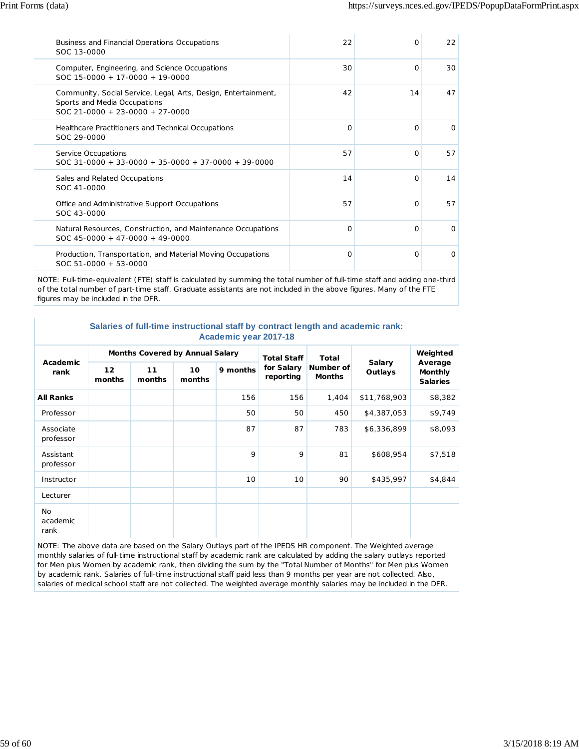| Occupation | | | |
|---|---|---|---|
| Business and Financial Operations Occupations<br>SOC 13-0000 | 22 | 0 | 22 |
| Computer, Engineering, and Science Occupations<br>SOC 15-0000 + 17-0000 + 19-0000 | 30 | 0 | 30 |
| Community, Social Service, Legal, Arts, Design, Entertainment, Sports and Media Occupations<br>SOC 21-0000 + 23-0000 + 27-0000 | 42 | 14 | 47 |
| Healthcare Practitioners and Technical Occupations<br>SOC 29-0000 | 0 | 0 | 0 |
| Service Occupations<br>SOC 31-0000 + 33-0000 + 35-0000 + 37-0000 + 39-0000 | 57 | 0 | 57 |
| Sales and Related Occupations<br>SOC 41-0000 | 14 | 0 | 14 |
| Office and Administrative Support Occupations<br>SOC 43-0000 | 57 | 0 | 57 |
| Natural Resources, Construction, and Maintenance Occupations<br>SOC 45-0000 + 47-0000 + 49-0000 | 0 | 0 | 0 |
| Production, Transportation, and Material Moving Occupations<br>SOC 51-0000 + 53-0000 | 0 | 0 | 0 |

NOTE: Full-time-equivalent (FTE) staff is calculated by summing the total number of full-time staff and adding one-third of the total number of part-time staff. Graduate assistants are not included in the above figures. Many of the FTE figures may be included in the DFR.

### Salaries of full-time instructional staff by contract length and academic rank: Academic year 2017-18

| Academic rank | Months Covered by Annual Salary | | | | Total Staff for Salary reporting | Total Number of Months | Salary Outlays | Weighted Average Monthly Salaries |
|---|---|---|---|---|---|---|---|---|
| | 12 months | 11 months | 10 months | 9 months | | | | |
| **All Ranks** | | | | 156 | 156 | 1,404 | $11,768,903 | $8,382 |
| Professor | | | | 50 | 50 | 450 | $4,387,053 | $9,749 |
| Associate professor | | | | 87 | 87 | 783 | $6,336,899 | $8,093 |
| Assistant professor | | | | 9 | 9 | 81 | $608,954 | $7,518 |
| Instructor | | | | 10 | 10 | 90 | $435,997 | $4,844 |
| Lecturer | | | | | | | | |
| No academic rank | | | | | | | | |

NOTE: The above data are based on the Salary Outlays part of the IPEDS HR component. The Weighted average monthly salaries of full-time instructional staff by academic rank are calculated by adding the salary outlays reported for Men plus Women by academic rank, then dividing the sum by the "Total Number of Months" for Men plus Women by academic rank. Salaries of full-time instructional staff paid less than 9 months per year are not collected. Also, salaries of medical school staff are not collected. The weighted average monthly salaries may be included in the DFR.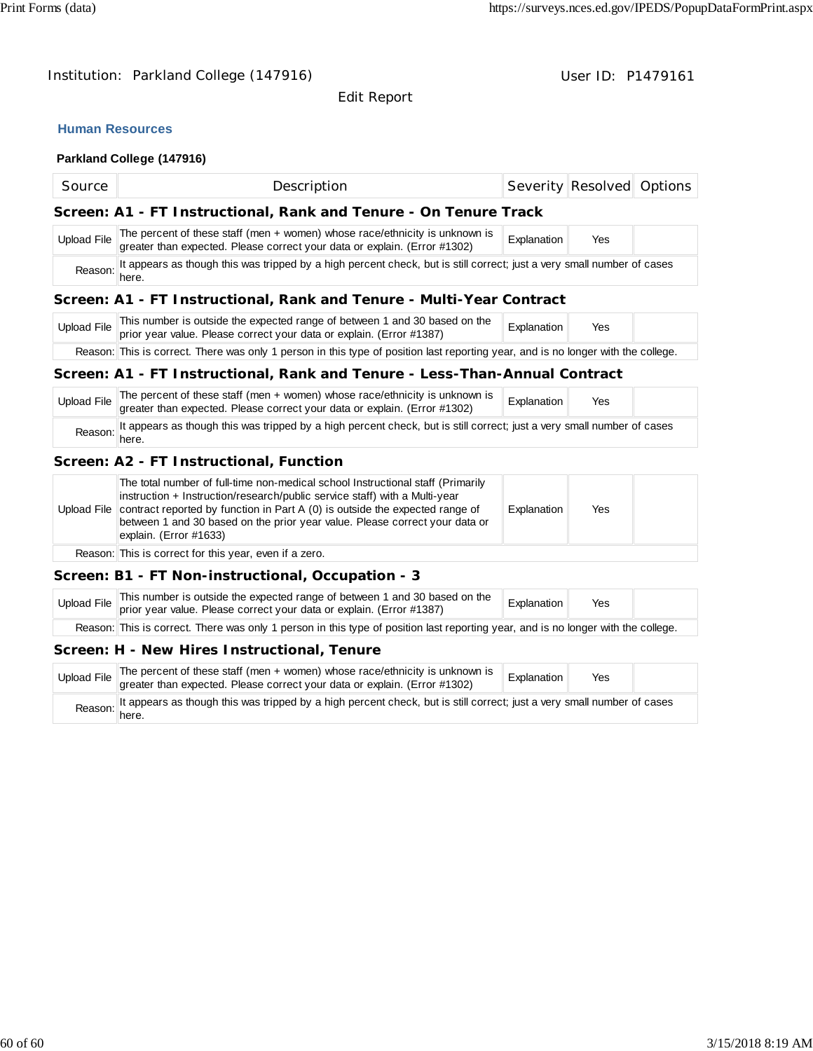Institution: Parkland College (147916)   User ID: P1479161

Edit Report

## Human Resources

**Parkland College (147916)**

| Source | Description | Severity | Resolved | Options |
|---|---|---|---|---|

### Screen: A1 - FT Instructional, Rank and Tenure - On Tenure Track

| Source | Description | Severity | Resolved | Options |
|---|---|---|---|---|
| Upload File | The percent of these staff (men + women) whose race/ethnicity is unknown is greater than expected. Please correct your data or explain. (Error #1302) | Explanation | Yes | |
| Reason: | It appears as though this was tripped by a high percent check, but is still correct; just a very small number of cases here. | | | |

### Screen: A1 - FT Instructional, Rank and Tenure - Multi-Year Contract

| Source | Description | Severity | Resolved | Options |
|---|---|---|---|---|
| Upload File | This number is outside the expected range of between 1 and 30 based on the prior year value. Please correct your data or explain. (Error #1387) | Explanation | Yes | |
| Reason: | This is correct. There was only 1 person in this type of position last reporting year, and is no longer with the college. | | | |

### Screen: A1 - FT Instructional, Rank and Tenure - Less-Than-Annual Contract

| Source | Description | Severity | Resolved | Options |
|---|---|---|---|---|
| Upload File | The percent of these staff (men + women) whose race/ethnicity is unknown is greater than expected. Please correct your data or explain. (Error #1302) | Explanation | Yes | |
| Reason: | It appears as though this was tripped by a high percent check, but is still correct; just a very small number of cases here. | | | |

### Screen: A2 - FT Instructional, Function

| Source | Description | Severity | Resolved | Options |
|---|---|---|---|---|
| Upload File | The total number of full-time non-medical school Instructional staff (Primarily instruction + Instruction/research/public service staff) with a Multi-year contract reported by function in Part A (0) is outside the expected range of between 1 and 30 based on the prior year value. Please correct your data or explain. (Error #1633) | Explanation | Yes | |
| Reason: | This is correct for this year, even if a zero. | | | |

### Screen: B1 - FT Non-instructional, Occupation - 3

| Source | Description | Severity | Resolved | Options |
|---|---|---|---|---|
| Upload File | This number is outside the expected range of between 1 and 30 based on the prior year value. Please correct your data or explain. (Error #1387) | Explanation | Yes | |
| Reason: | This is correct. There was only 1 person in this type of position last reporting year, and is no longer with the college. | | | |

### Screen: H - New Hires Instructional, Tenure

| Source | Description | Severity | Resolved | Options |
|---|---|---|---|---|
| Upload File | The percent of these staff (men + women) whose race/ethnicity is unknown is greater than expected. Please correct your data or explain. (Error #1302) | Explanation | Yes | |
| Reason: | It appears as though this was tripped by a high percent check, but is still correct; just a very small number of cases here. | | | |